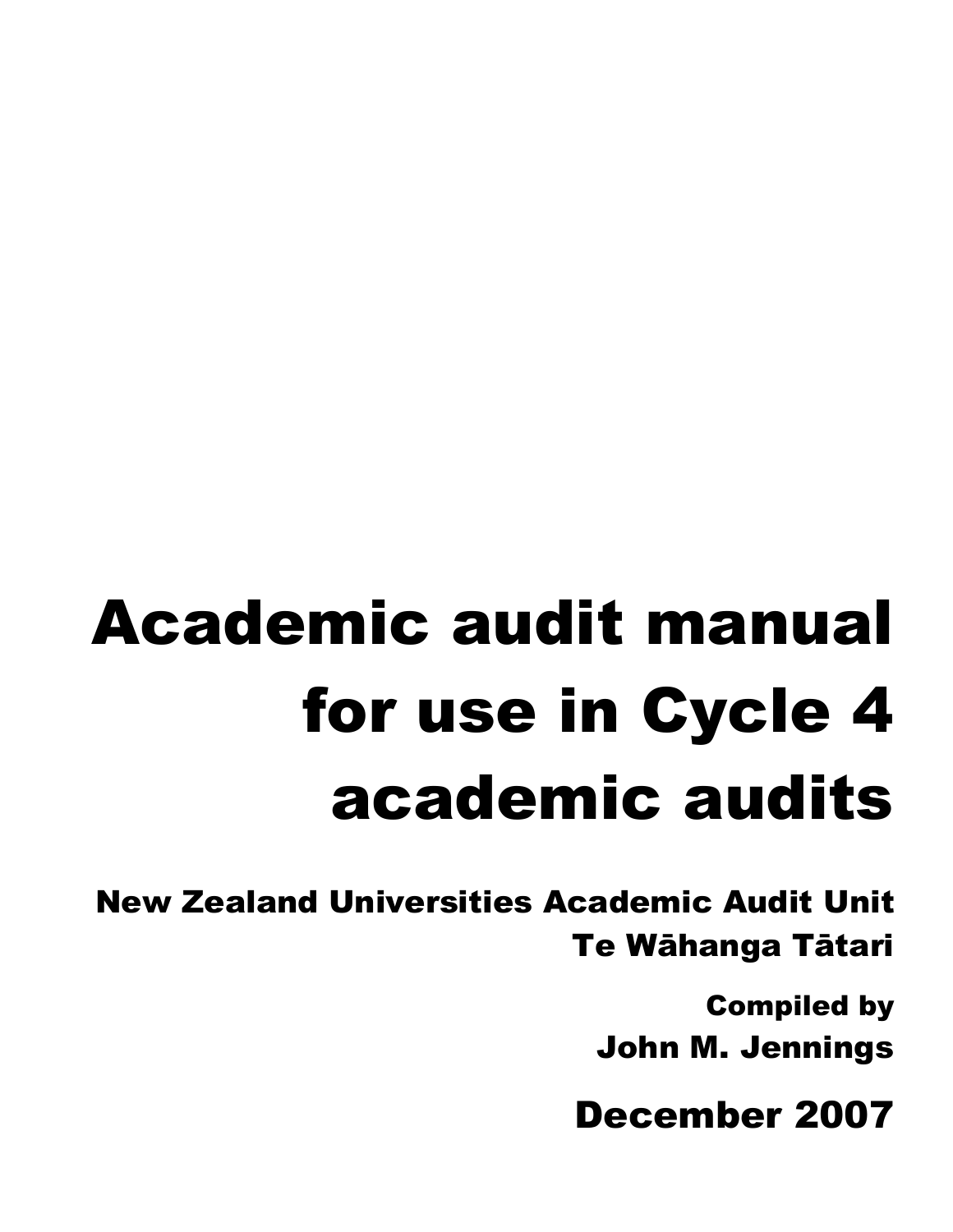# Academic audit manual for use in Cycle 4 academic audits

**New Zealand Universities Academic Audit Unit**
**Te Wāhanga Tātari**

**Compiled by**
**John M. Jennings**

**December 2007**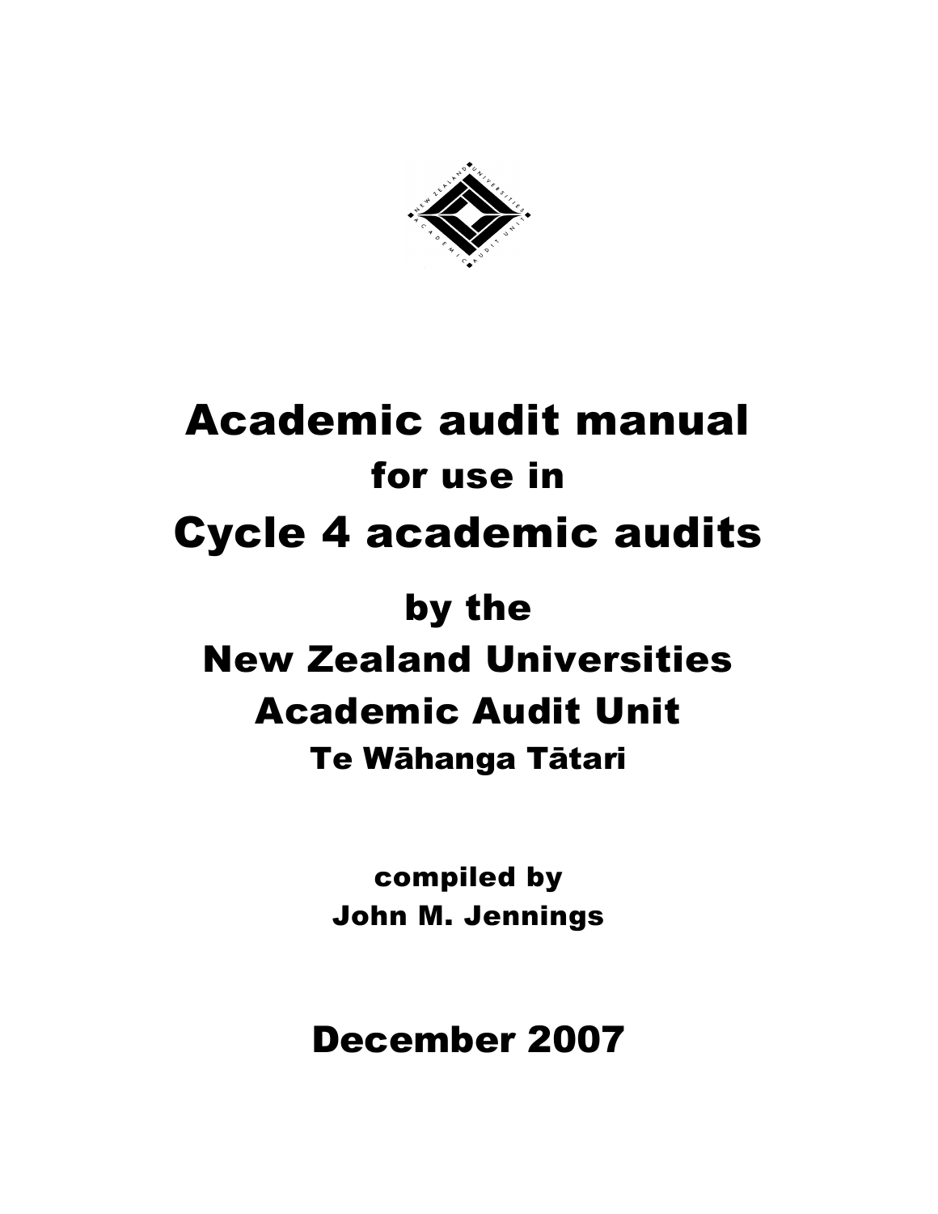# Academic audit manual

## for use in

# Cycle 4 academic audits

## by the

## New Zealand Universities Academic Audit Unit

### Te Wāhanga Tātari

compiled by
John M. Jennings

**December 2007**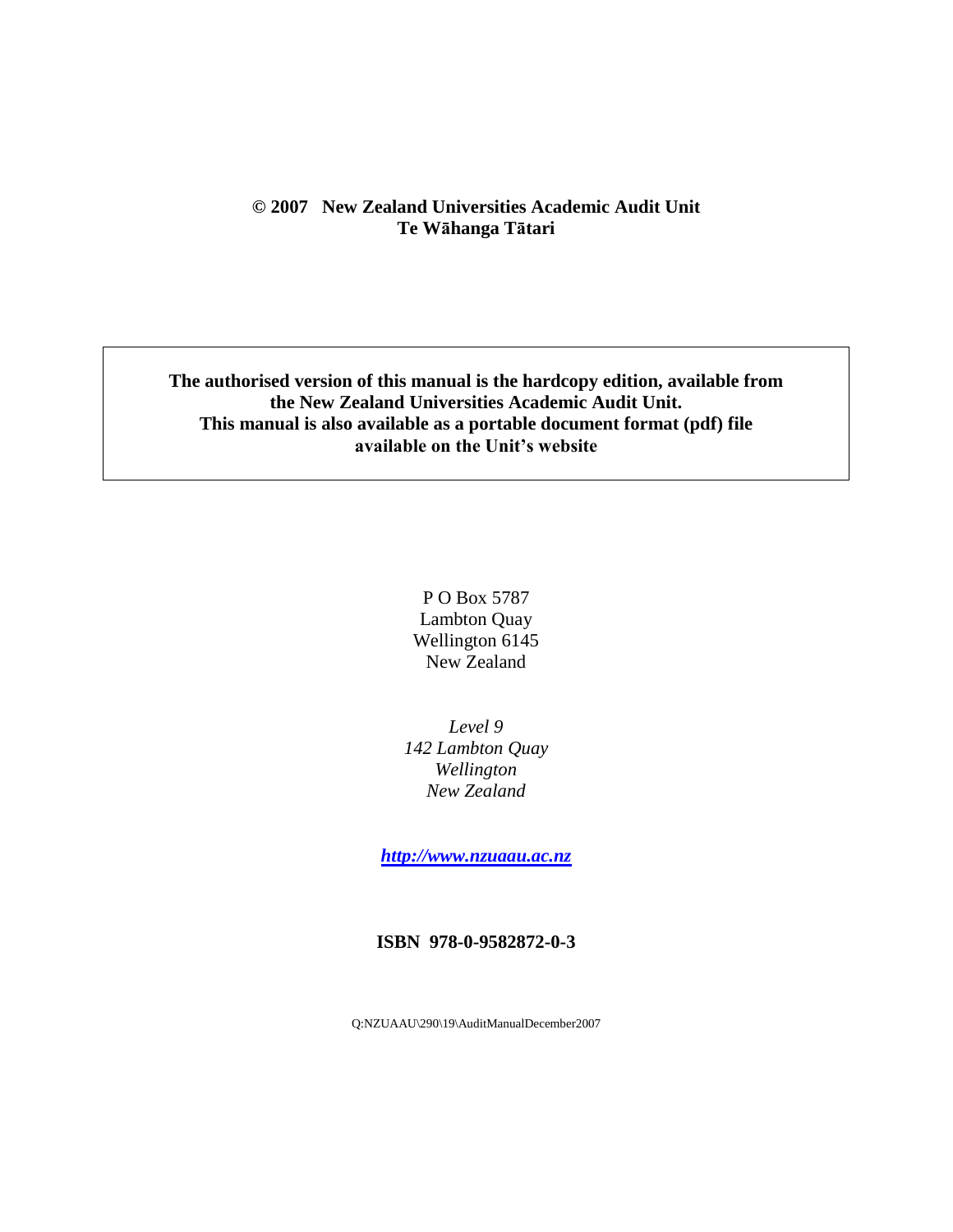**© 2007 New Zealand Universities Academic Audit Unit**
**Te Wāhanga Tātari**

**The authorised version of this manual is the hardcopy edition, available from the New Zealand Universities Academic Audit Unit.**
**This manual is also available as a portable document format (pdf) file available on the Unit's website**

P O Box 5787
Lambton Quay
Wellington 6145
New Zealand

*Level 9*
*142 Lambton Quay*
*Wellington*
*New Zealand*

***http://www.nzuaau.ac.nz***

**ISBN 978-0-9582872-0-3**

Q:NZUAAU\290\19\AuditManualDecember2007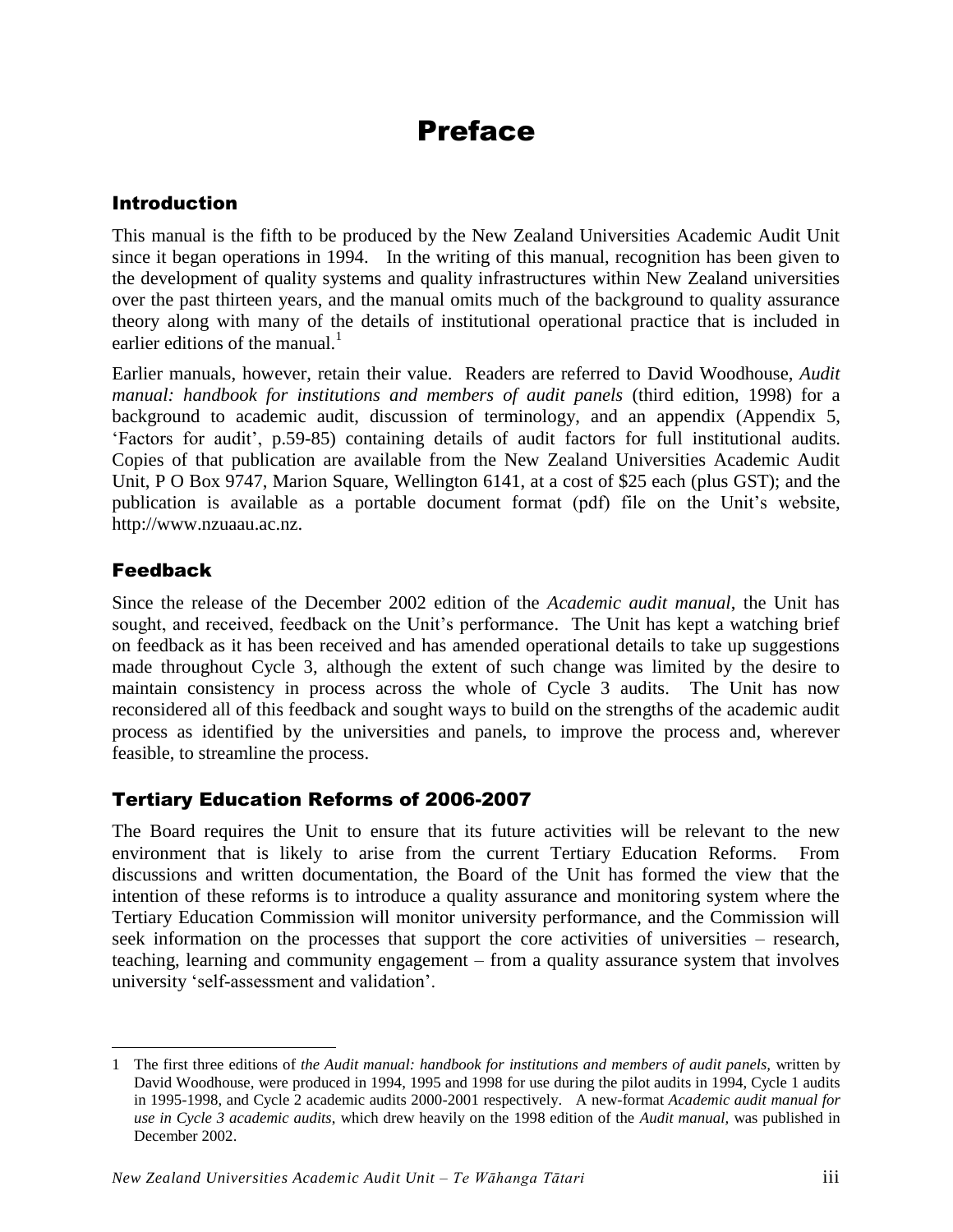# Preface

## Introduction

This manual is the fifth to be produced by the New Zealand Universities Academic Audit Unit since it began operations in 1994. In the writing of this manual, recognition has been given to the development of quality systems and quality infrastructures within New Zealand universities over the past thirteen years, and the manual omits much of the background to quality assurance theory along with many of the details of institutional operational practice that is included in earlier editions of the manual.[1]

Earlier manuals, however, retain their value. Readers are referred to David Woodhouse, *Audit manual: handbook for institutions and members of audit panels* (third edition, 1998) for a background to academic audit, discussion of terminology, and an appendix (Appendix 5, 'Factors for audit', p.59-85) containing details of audit factors for full institutional audits. Copies of that publication are available from the New Zealand Universities Academic Audit Unit, P O Box 9747, Marion Square, Wellington 6141, at a cost of $25 each (plus GST); and the publication is available as a portable document format (pdf) file on the Unit's website, http://www.nzuaau.ac.nz.

## Feedback

Since the release of the December 2002 edition of the *Academic audit manual*, the Unit has sought, and received, feedback on the Unit's performance. The Unit has kept a watching brief on feedback as it has been received and has amended operational details to take up suggestions made throughout Cycle 3, although the extent of such change was limited by the desire to maintain consistency in process across the whole of Cycle 3 audits. The Unit has now reconsidered all of this feedback and sought ways to build on the strengths of the academic audit process as identified by the universities and panels, to improve the process and, wherever feasible, to streamline the process.

## Tertiary Education Reforms of 2006-2007

The Board requires the Unit to ensure that its future activities will be relevant to the new environment that is likely to arise from the current Tertiary Education Reforms. From discussions and written documentation, the Board of the Unit has formed the view that the intention of these reforms is to introduce a quality assurance and monitoring system where the Tertiary Education Commission will monitor university performance, and the Commission will seek information on the processes that support the core activities of universities – research, teaching, learning and community engagement – from a quality assurance system that involves university 'self-assessment and validation'.

---

1 The first three editions of *the Audit manual: handbook for institutions and members of audit panels,* written by David Woodhouse, were produced in 1994, 1995 and 1998 for use during the pilot audits in 1994, Cycle 1 audits in 1995-1998, and Cycle 2 academic audits 2000-2001 respectively. A new-format *Academic audit manual for use in Cycle 3 academic audits,* which drew heavily on the 1998 edition of the *Audit manual,* was published in December 2002.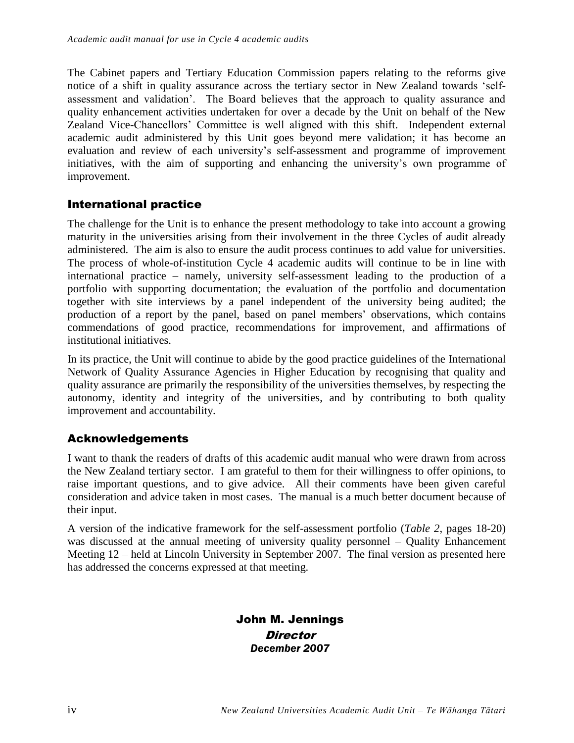The Cabinet papers and Tertiary Education Commission papers relating to the reforms give notice of a shift in quality assurance across the tertiary sector in New Zealand towards 'self-assessment and validation'. The Board believes that the approach to quality assurance and quality enhancement activities undertaken for over a decade by the Unit on behalf of the New Zealand Vice-Chancellors' Committee is well aligned with this shift. Independent external academic audit administered by this Unit goes beyond mere validation; it has become an evaluation and review of each university's self-assessment and programme of improvement initiatives, with the aim of supporting and enhancing the university's own programme of improvement.

## International practice

The challenge for the Unit is to enhance the present methodology to take into account a growing maturity in the universities arising from their involvement in the three Cycles of audit already administered. The aim is also to ensure the audit process continues to add value for universities. The process of whole-of-institution Cycle 4 academic audits will continue to be in line with international practice – namely, university self-assessment leading to the production of a portfolio with supporting documentation; the evaluation of the portfolio and documentation together with site interviews by a panel independent of the university being audited; the production of a report by the panel, based on panel members' observations, which contains commendations of good practice, recommendations for improvement, and affirmations of institutional initiatives.

In its practice, the Unit will continue to abide by the good practice guidelines of the International Network of Quality Assurance Agencies in Higher Education by recognising that quality and quality assurance are primarily the responsibility of the universities themselves, by respecting the autonomy, identity and integrity of the universities, and by contributing to both quality improvement and accountability.

## Acknowledgements

I want to thank the readers of drafts of this academic audit manual who were drawn from across the New Zealand tertiary sector. I am grateful to them for their willingness to offer opinions, to raise important questions, and to give advice. All their comments have been given careful consideration and advice taken in most cases. The manual is a much better document because of their input.

A version of the indicative framework for the self-assessment portfolio (*Table 2*, pages 18-20) was discussed at the annual meeting of university quality personnel – Quality Enhancement Meeting 12 – held at Lincoln University in September 2007. The final version as presented here has addressed the concerns expressed at that meeting.

**John M. Jennings**
***Director***
***December 2007***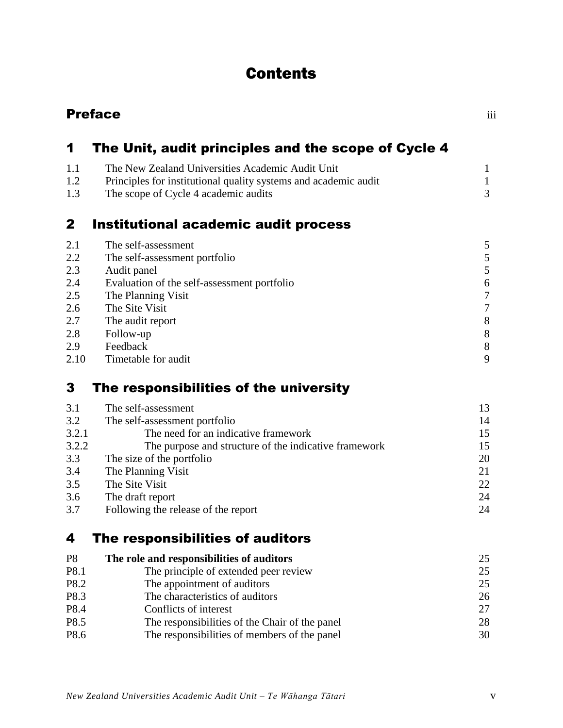# Contents

## Preface iii

## 1 The Unit, audit principles and the scope of Cycle 4

| | | |
|---|---|---|
| 1.1 | The New Zealand Universities Academic Audit Unit | 1 |
| 1.2 | Principles for institutional quality systems and academic audit | 1 |
| 1.3 | The scope of Cycle 4 academic audits | 3 |

## 2 Institutional academic audit process

| | | |
|---|---|---|
| 2.1 | The self-assessment | 5 |
| 2.2 | The self-assessment portfolio | 5 |
| 2.3 | Audit panel | 5 |
| 2.4 | Evaluation of the self-assessment portfolio | 6 |
| 2.5 | The Planning Visit | 7 |
| 2.6 | The Site Visit | 7 |
| 2.7 | The audit report | 8 |
| 2.8 | Follow-up | 8 |
| 2.9 | Feedback | 8 |
| 2.10 | Timetable for audit | 9 |

## 3 The responsibilities of the university

| | | |
|---|---|---|
| 3.1 | The self-assessment | 13 |
| 3.2 | The self-assessment portfolio | 14 |
| 3.2.1 | The need for an indicative framework | 15 |
| 3.2.2 | The purpose and structure of the indicative framework | 15 |
| 3.3 | The size of the portfolio | 20 |
| 3.4 | The Planning Visit | 21 |
| 3.5 | The Site Visit | 22 |
| 3.6 | The draft report | 24 |
| 3.7 | Following the release of the report | 24 |

## 4 The responsibilities of auditors

| | | |
|---|---|---|
| **P8** | **The role and responsibilities of auditors** | 25 |
| P8.1 | The principle of extended peer review | 25 |
| P8.2 | The appointment of auditors | 25 |
| P8.3 | The characteristics of auditors | 26 |
| P8.4 | Conflicts of interest | 27 |
| P8.5 | The responsibilities of the Chair of the panel | 28 |
| P8.6 | The responsibilities of members of the panel | 30 |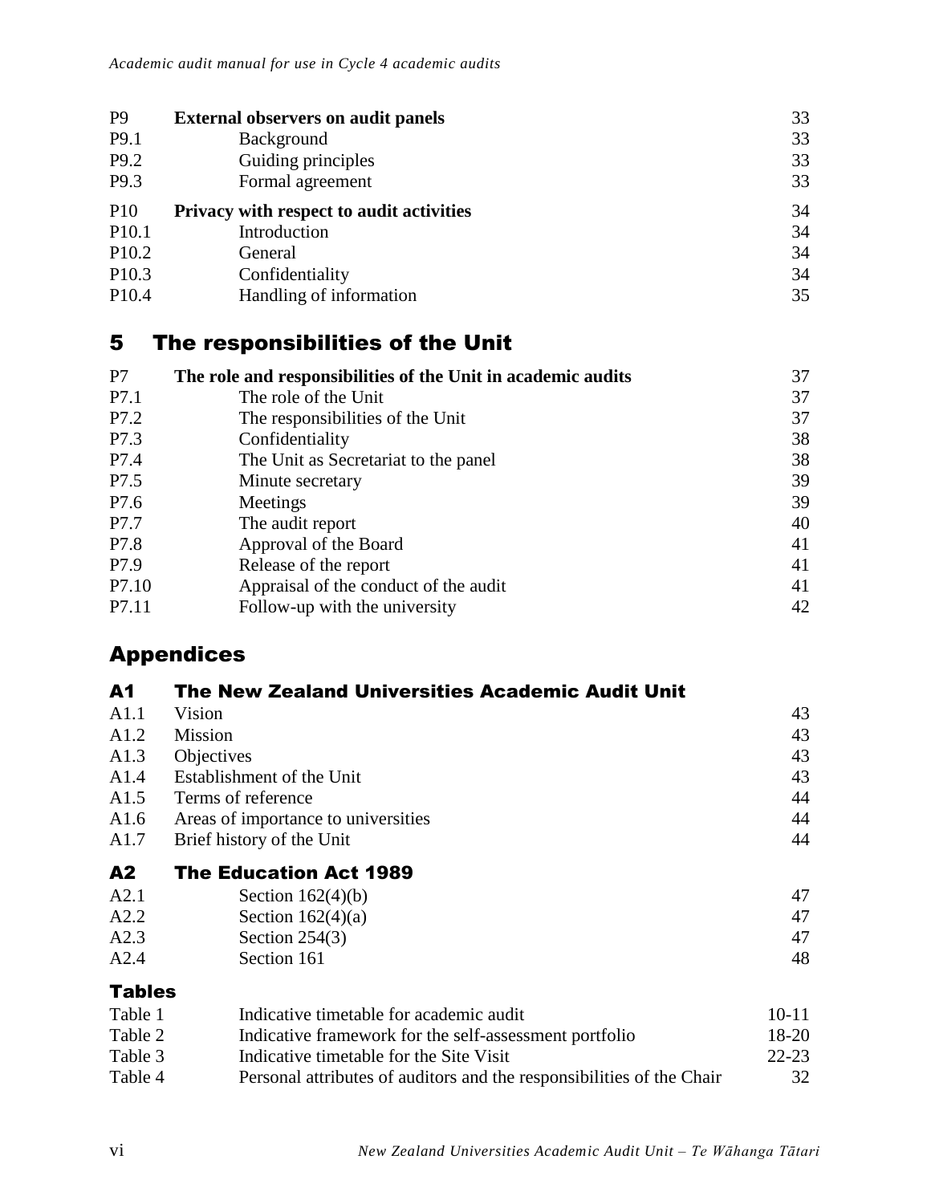| | | |
|---|---|---|
| P9 | **External observers on audit panels** | 33 |
| P9.1 | Background | 33 |
| P9.2 | Guiding principles | 33 |
| P9.3 | Formal agreement | 33 |
| P10 | **Privacy with respect to audit activities** | 34 |
| P10.1 | Introduction | 34 |
| P10.2 | General | 34 |
| P10.3 | Confidentiality | 34 |
| P10.4 | Handling of information | 35 |

## 5 The responsibilities of the Unit

| | | |
|---|---|---|
| P7 | **The role and responsibilities of the Unit in academic audits** | 37 |
| P7.1 | The role of the Unit | 37 |
| P7.2 | The responsibilities of the Unit | 37 |
| P7.3 | Confidentiality | 38 |
| P7.4 | The Unit as Secretariat to the panel | 38 |
| P7.5 | Minute secretary | 39 |
| P7.6 | Meetings | 39 |
| P7.7 | The audit report | 40 |
| P7.8 | Approval of the Board | 41 |
| P7.9 | Release of the report | 41 |
| P7.10 | Appraisal of the conduct of the audit | 41 |
| P7.11 | Follow-up with the university | 42 |

## Appendices

### A1 The New Zealand Universities Academic Audit Unit

| | | |
|---|---|---|
| A1.1 | Vision | 43 |
| A1.2 | Mission | 43 |
| A1.3 | Objectives | 43 |
| A1.4 | Establishment of the Unit | 43 |
| A1.5 | Terms of reference | 44 |
| A1.6 | Areas of importance to universities | 44 |
| A1.7 | Brief history of the Unit | 44 |

### A2 The Education Act 1989

| | | |
|---|---|---|
| A2.1 | Section 162(4)(b) | 47 |
| A2.2 | Section 162(4)(a) | 47 |
| A2.3 | Section 254(3) | 47 |
| A2.4 | Section 161 | 48 |

### Tables

| | | |
|---|---|---|
| Table 1 | Indicative timetable for academic audit | 10-11 |
| Table 2 | Indicative framework for the self-assessment portfolio | 18-20 |
| Table 3 | Indicative timetable for the Site Visit | 22-23 |
| Table 4 | Personal attributes of auditors and the responsibilities of the Chair | 32 |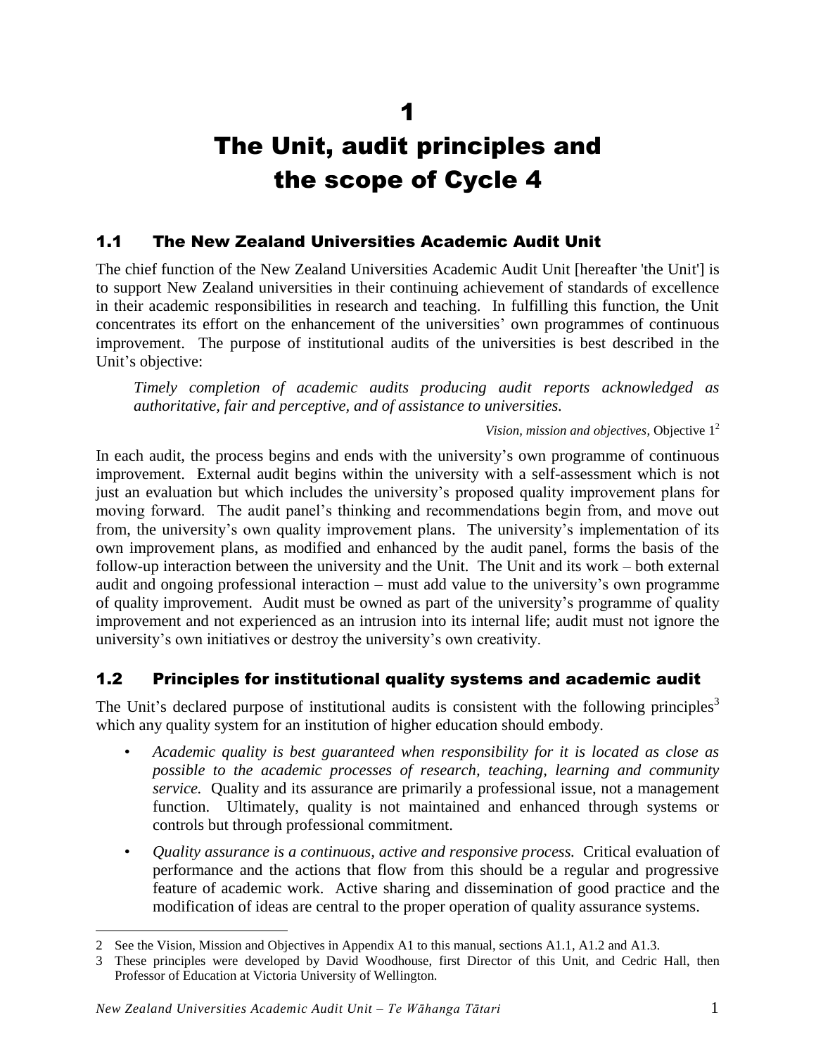# 1

# The Unit, audit principles and the scope of Cycle 4

## 1.1 The New Zealand Universities Academic Audit Unit

The chief function of the New Zealand Universities Academic Audit Unit [hereafter 'the Unit'] is to support New Zealand universities in their continuing achievement of standards of excellence in their academic responsibilities in research and teaching. In fulfilling this function, the Unit concentrates its effort on the enhancement of the universities' own programmes of continuous improvement. The purpose of institutional audits of the universities is best described in the Unit's objective:

> *Timely completion of academic audits producing audit reports acknowledged as authoritative, fair and perceptive, and of assistance to universities.*
>
> *Vision, mission and objectives*, Objective 1[2]

In each audit, the process begins and ends with the university's own programme of continuous improvement. External audit begins within the university with a self-assessment which is not just an evaluation but which includes the university's proposed quality improvement plans for moving forward. The audit panel's thinking and recommendations begin from, and move out from, the university's own quality improvement plans. The university's implementation of its own improvement plans, as modified and enhanced by the audit panel, forms the basis of the follow-up interaction between the university and the Unit. The Unit and its work – both external audit and ongoing professional interaction – must add value to the university's own programme of quality improvement. Audit must be owned as part of the university's programme of quality improvement and not experienced as an intrusion into its internal life; audit must not ignore the university's own initiatives or destroy the university's own creativity.

## 1.2 Principles for institutional quality systems and academic audit

The Unit's declared purpose of institutional audits is consistent with the following principles[3] which any quality system for an institution of higher education should embody.

- *Academic quality is best guaranteed when responsibility for it is located as close as possible to the academic processes of research, teaching, learning and community service.* Quality and its assurance are primarily a professional issue, not a management function. Ultimately, quality is not maintained and enhanced through systems or controls but through professional commitment.
- *Quality assurance is a continuous, active and responsive process.* Critical evaluation of performance and the actions that flow from this should be a regular and progressive feature of academic work. Active sharing and dissemination of good practice and the modification of ideas are central to the proper operation of quality assurance systems.

---

2 See the Vision, Mission and Objectives in Appendix A1 to this manual, sections A1.1, A1.2 and A1.3.

3 These principles were developed by David Woodhouse, first Director of this Unit, and Cedric Hall, then Professor of Education at Victoria University of Wellington.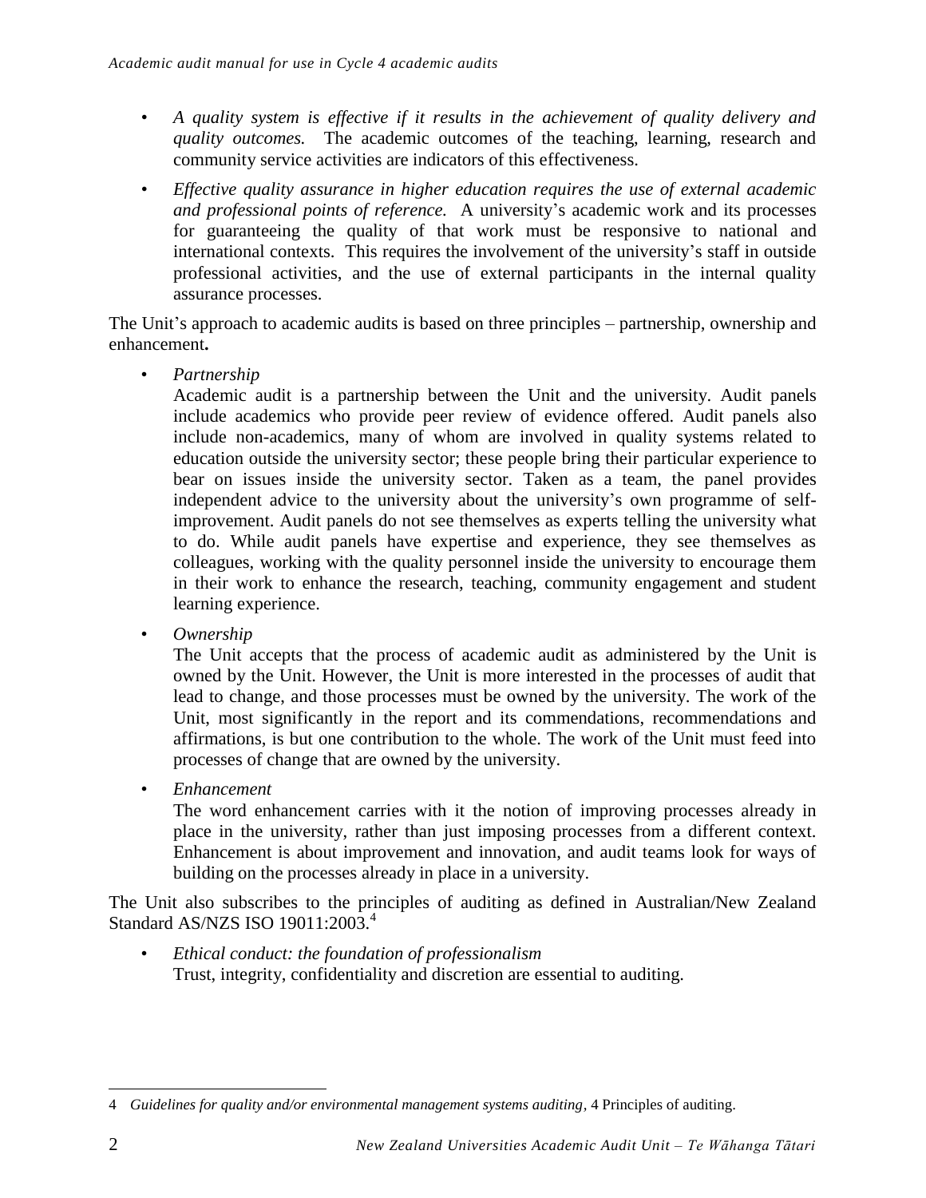- *A quality system is effective if it results in the achievement of quality delivery and quality outcomes.* The academic outcomes of the teaching, learning, research and community service activities are indicators of this effectiveness.
- *Effective quality assurance in higher education requires the use of external academic and professional points of reference.* A university's academic work and its processes for guaranteeing the quality of that work must be responsive to national and international contexts. This requires the involvement of the university's staff in outside professional activities, and the use of external participants in the internal quality assurance processes.

The Unit's approach to academic audits is based on three principles – partnership, ownership and enhancement**.**

- *Partnership*
  Academic audit is a partnership between the Unit and the university. Audit panels include academics who provide peer review of evidence offered. Audit panels also include non-academics, many of whom are involved in quality systems related to education outside the university sector; these people bring their particular experience to bear on issues inside the university sector. Taken as a team, the panel provides independent advice to the university about the university's own programme of self-improvement. Audit panels do not see themselves as experts telling the university what to do. While audit panels have expertise and experience, they see themselves as colleagues, working with the quality personnel inside the university to encourage them in their work to enhance the research, teaching, community engagement and student learning experience.
- *Ownership*
  The Unit accepts that the process of academic audit as administered by the Unit is owned by the Unit. However, the Unit is more interested in the processes of audit that lead to change, and those processes must be owned by the university. The work of the Unit, most significantly in the report and its commendations, recommendations and affirmations, is but one contribution to the whole. The work of the Unit must feed into processes of change that are owned by the university.
- *Enhancement*
  The word enhancement carries with it the notion of improving processes already in place in the university, rather than just imposing processes from a different context. Enhancement is about improvement and innovation, and audit teams look for ways of building on the processes already in place in a university.

The Unit also subscribes to the principles of auditing as defined in Australian/New Zealand Standard AS/NZS ISO 19011:2003.[4]

- *Ethical conduct: the foundation of professionalism*
  Trust, integrity, confidentiality and discretion are essential to auditing.

---

4 *Guidelines for quality and/or environmental management systems auditing,* 4 Principles of auditing.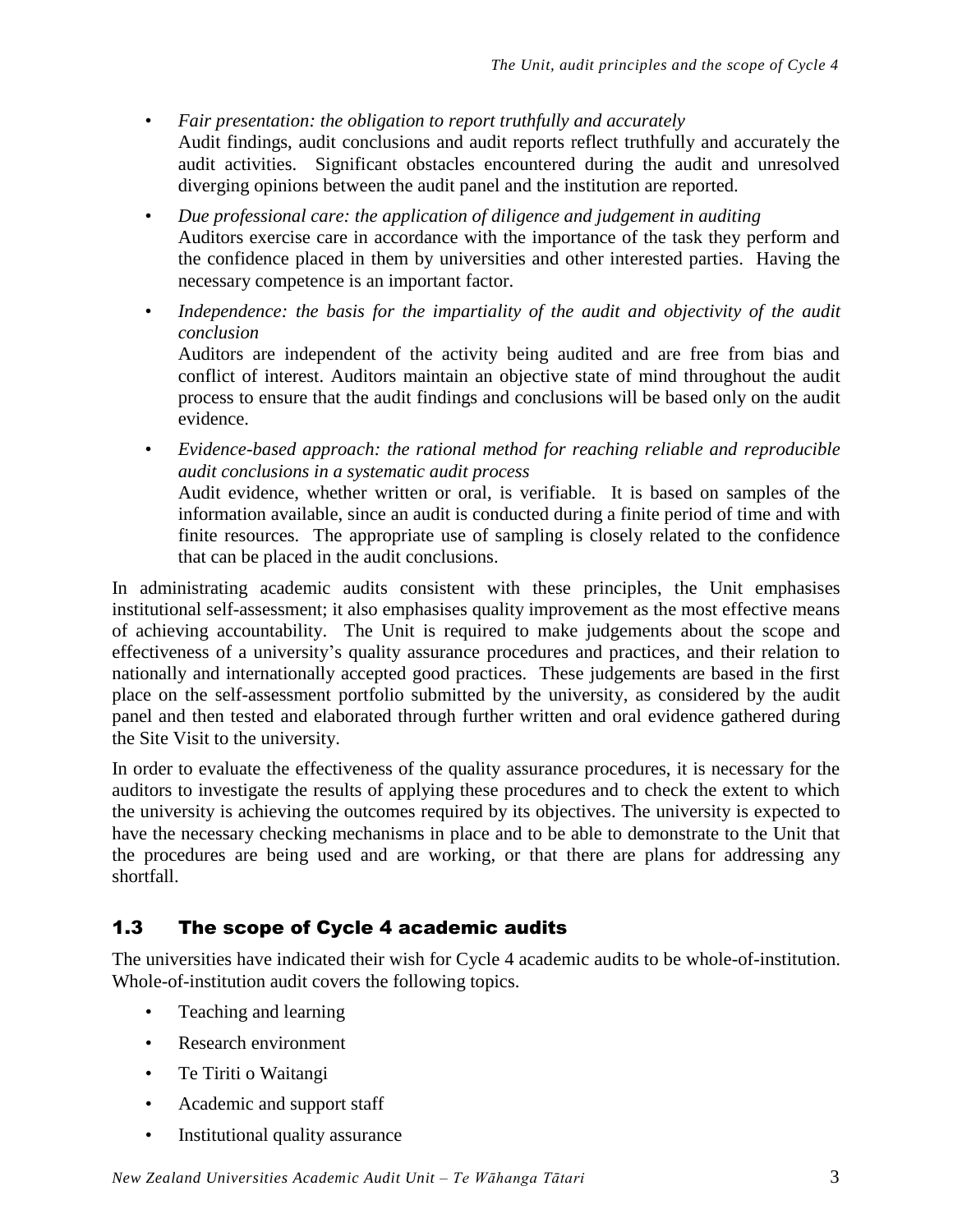- *Fair presentation: the obligation to report truthfully and accurately*
  Audit findings, audit conclusions and audit reports reflect truthfully and accurately the audit activities. Significant obstacles encountered during the audit and unresolved diverging opinions between the audit panel and the institution are reported.

- *Due professional care: the application of diligence and judgement in auditing*
  Auditors exercise care in accordance with the importance of the task they perform and the confidence placed in them by universities and other interested parties. Having the necessary competence is an important factor.

- *Independence: the basis for the impartiality of the audit and objectivity of the audit conclusion*
  Auditors are independent of the activity being audited and are free from bias and conflict of interest. Auditors maintain an objective state of mind throughout the audit process to ensure that the audit findings and conclusions will be based only on the audit evidence.

- *Evidence-based approach: the rational method for reaching reliable and reproducible audit conclusions in a systematic audit process*
  Audit evidence, whether written or oral, is verifiable. It is based on samples of the information available, since an audit is conducted during a finite period of time and with finite resources. The appropriate use of sampling is closely related to the confidence that can be placed in the audit conclusions.

In administrating academic audits consistent with these principles, the Unit emphasises institutional self-assessment; it also emphasises quality improvement as the most effective means of achieving accountability. The Unit is required to make judgements about the scope and effectiveness of a university's quality assurance procedures and practices, and their relation to nationally and internationally accepted good practices. These judgements are based in the first place on the self-assessment portfolio submitted by the university, as considered by the audit panel and then tested and elaborated through further written and oral evidence gathered during the Site Visit to the university.

In order to evaluate the effectiveness of the quality assurance procedures, it is necessary for the auditors to investigate the results of applying these procedures and to check the extent to which the university is achieving the outcomes required by its objectives. The university is expected to have the necessary checking mechanisms in place and to be able to demonstrate to the Unit that the procedures are being used and are working, or that there are plans for addressing any shortfall.

## 1.3 The scope of Cycle 4 academic audits

The universities have indicated their wish for Cycle 4 academic audits to be whole-of-institution. Whole-of-institution audit covers the following topics.

- Teaching and learning
- Research environment
- Te Tiriti o Waitangi
- Academic and support staff
- Institutional quality assurance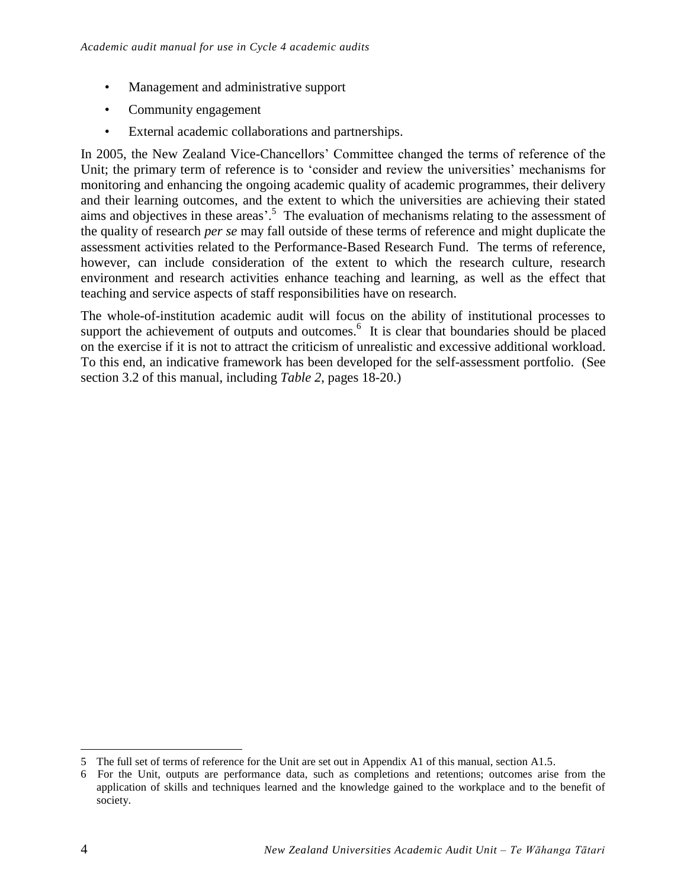- Management and administrative support
- Community engagement
- External academic collaborations and partnerships.

In 2005, the New Zealand Vice-Chancellors' Committee changed the terms of reference of the Unit; the primary term of reference is to 'consider and review the universities' mechanisms for monitoring and enhancing the ongoing academic quality of academic programmes, their delivery and their learning outcomes, and the extent to which the universities are achieving their stated aims and objectives in these areas'.[5] The evaluation of mechanisms relating to the assessment of the quality of research *per se* may fall outside of these terms of reference and might duplicate the assessment activities related to the Performance-Based Research Fund. The terms of reference, however, can include consideration of the extent to which the research culture, research environment and research activities enhance teaching and learning, as well as the effect that teaching and service aspects of staff responsibilities have on research.

The whole-of-institution academic audit will focus on the ability of institutional processes to support the achievement of outputs and outcomes.[6] It is clear that boundaries should be placed on the exercise if it is not to attract the criticism of unrealistic and excessive additional workload. To this end, an indicative framework has been developed for the self-assessment portfolio. (See section 3.2 of this manual, including *Table 2*, pages 18-20.)

---

5 The full set of terms of reference for the Unit are set out in Appendix A1 of this manual, section A1.5.

6 For the Unit, outputs are performance data, such as completions and retentions; outcomes arise from the application of skills and techniques learned and the knowledge gained to the workplace and to the benefit of society.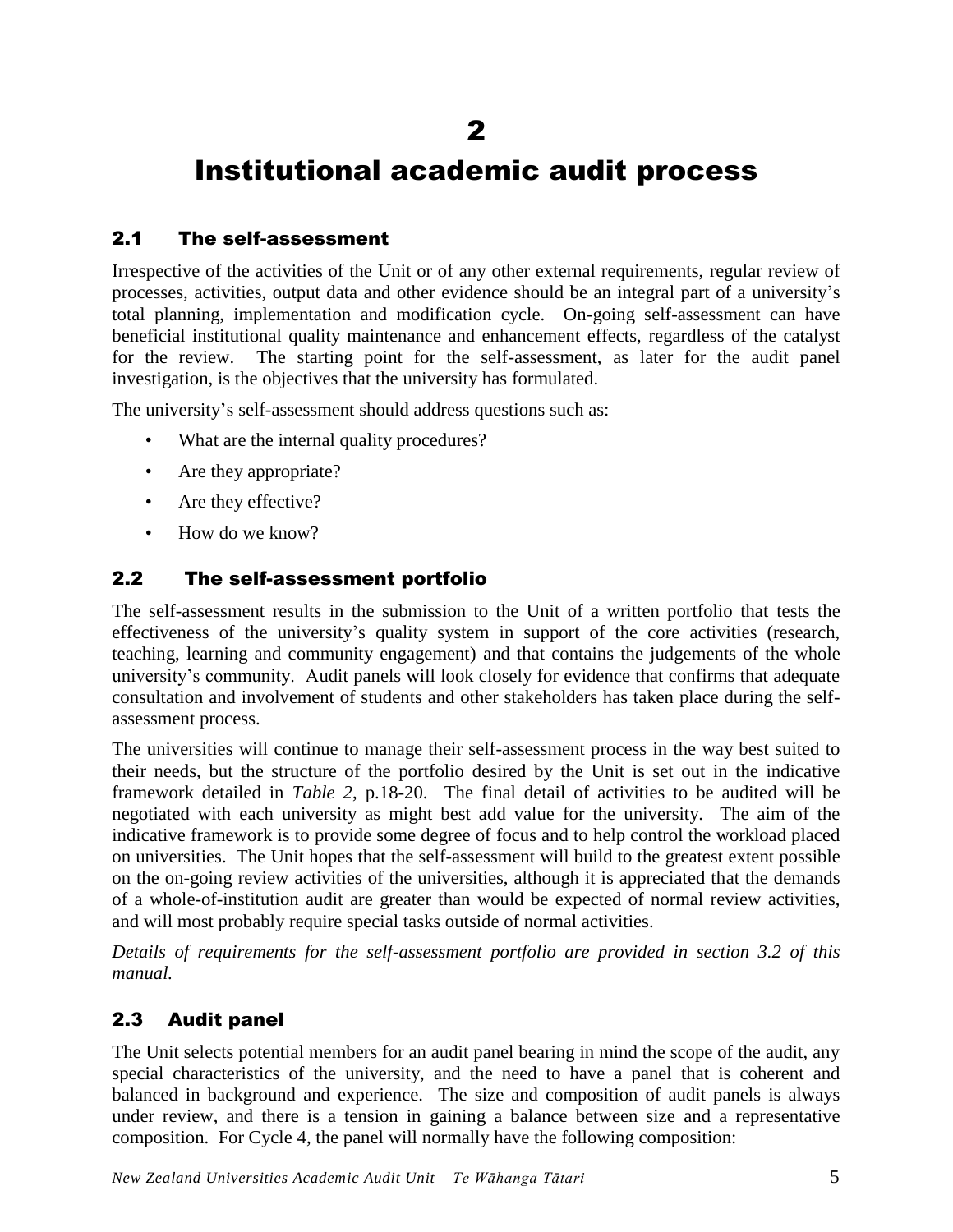# 2

# Institutional academic audit process

## 2.1 The self-assessment

Irrespective of the activities of the Unit or of any other external requirements, regular review of processes, activities, output data and other evidence should be an integral part of a university's total planning, implementation and modification cycle. On-going self-assessment can have beneficial institutional quality maintenance and enhancement effects, regardless of the catalyst for the review. The starting point for the self-assessment, as later for the audit panel investigation, is the objectives that the university has formulated.

The university's self-assessment should address questions such as:

- What are the internal quality procedures?
- Are they appropriate?
- Are they effective?
- How do we know?

## 2.2 The self-assessment portfolio

The self-assessment results in the submission to the Unit of a written portfolio that tests the effectiveness of the university's quality system in support of the core activities (research, teaching, learning and community engagement) and that contains the judgements of the whole university's community. Audit panels will look closely for evidence that confirms that adequate consultation and involvement of students and other stakeholders has taken place during the self-assessment process.

The universities will continue to manage their self-assessment process in the way best suited to their needs, but the structure of the portfolio desired by the Unit is set out in the indicative framework detailed in *Table 2*, p.18-20. The final detail of activities to be audited will be negotiated with each university as might best add value for the university. The aim of the indicative framework is to provide some degree of focus and to help control the workload placed on universities. The Unit hopes that the self-assessment will build to the greatest extent possible on the on-going review activities of the universities, although it is appreciated that the demands of a whole-of-institution audit are greater than would be expected of normal review activities, and will most probably require special tasks outside of normal activities.

*Details of requirements for the self-assessment portfolio are provided in section 3.2 of this manual.*

## 2.3 Audit panel

The Unit selects potential members for an audit panel bearing in mind the scope of the audit, any special characteristics of the university, and the need to have a panel that is coherent and balanced in background and experience. The size and composition of audit panels is always under review, and there is a tension in gaining a balance between size and a representative composition. For Cycle 4, the panel will normally have the following composition: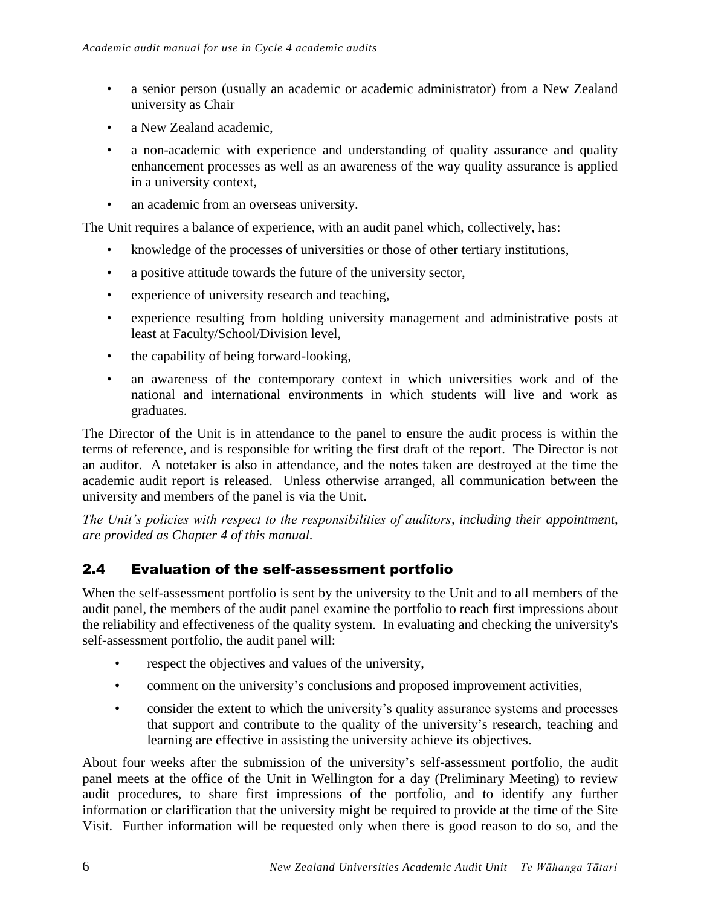- a senior person (usually an academic or academic administrator) from a New Zealand university as Chair
- a New Zealand academic,
- a non-academic with experience and understanding of quality assurance and quality enhancement processes as well as an awareness of the way quality assurance is applied in a university context,
- an academic from an overseas university.

The Unit requires a balance of experience, with an audit panel which, collectively, has:

- knowledge of the processes of universities or those of other tertiary institutions,
- a positive attitude towards the future of the university sector,
- experience of university research and teaching,
- experience resulting from holding university management and administrative posts at least at Faculty/School/Division level,
- the capability of being forward-looking,
- an awareness of the contemporary context in which universities work and of the national and international environments in which students will live and work as graduates.

The Director of the Unit is in attendance to the panel to ensure the audit process is within the terms of reference, and is responsible for writing the first draft of the report. The Director is not an auditor. A notetaker is also in attendance, and the notes taken are destroyed at the time the academic audit report is released. Unless otherwise arranged, all communication between the university and members of the panel is via the Unit.

*The Unit's policies with respect to the responsibilities of auditors, including their appointment, are provided as Chapter 4 of this manual.*

## 2.4 Evaluation of the self-assessment portfolio

When the self-assessment portfolio is sent by the university to the Unit and to all members of the audit panel, the members of the audit panel examine the portfolio to reach first impressions about the reliability and effectiveness of the quality system. In evaluating and checking the university's self-assessment portfolio, the audit panel will:

- respect the objectives and values of the university,
- comment on the university's conclusions and proposed improvement activities,
- consider the extent to which the university's quality assurance systems and processes that support and contribute to the quality of the university's research, teaching and learning are effective in assisting the university achieve its objectives.

About four weeks after the submission of the university's self-assessment portfolio, the audit panel meets at the office of the Unit in Wellington for a day (Preliminary Meeting) to review audit procedures, to share first impressions of the portfolio, and to identify any further information or clarification that the university might be required to provide at the time of the Site Visit. Further information will be requested only when there is good reason to do so, and the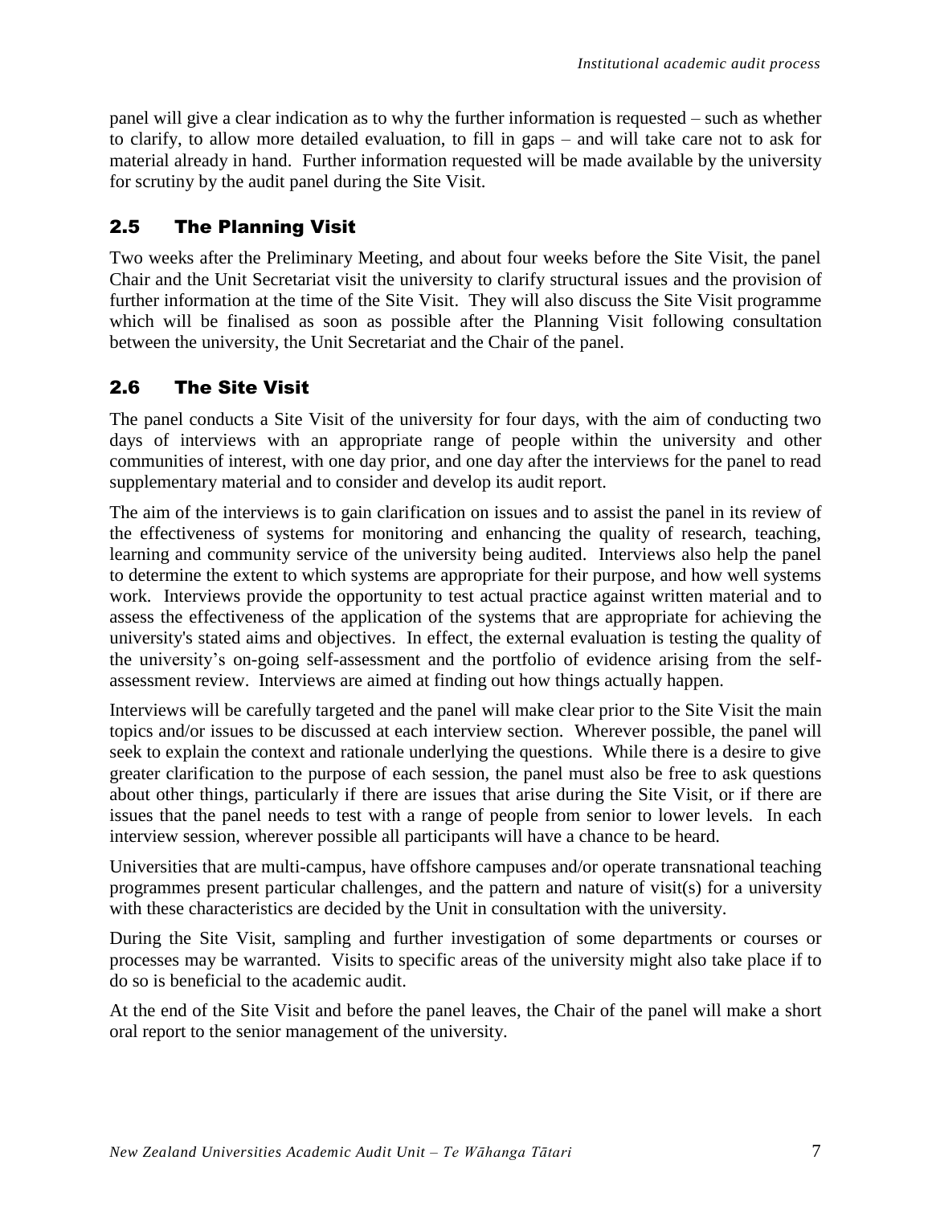panel will give a clear indication as to why the further information is requested – such as whether to clarify, to allow more detailed evaluation, to fill in gaps – and will take care not to ask for material already in hand. Further information requested will be made available by the university for scrutiny by the audit panel during the Site Visit.

## 2.5 The Planning Visit

Two weeks after the Preliminary Meeting, and about four weeks before the Site Visit, the panel Chair and the Unit Secretariat visit the university to clarify structural issues and the provision of further information at the time of the Site Visit. They will also discuss the Site Visit programme which will be finalised as soon as possible after the Planning Visit following consultation between the university, the Unit Secretariat and the Chair of the panel.

## 2.6 The Site Visit

The panel conducts a Site Visit of the university for four days, with the aim of conducting two days of interviews with an appropriate range of people within the university and other communities of interest, with one day prior, and one day after the interviews for the panel to read supplementary material and to consider and develop its audit report.

The aim of the interviews is to gain clarification on issues and to assist the panel in its review of the effectiveness of systems for monitoring and enhancing the quality of research, teaching, learning and community service of the university being audited. Interviews also help the panel to determine the extent to which systems are appropriate for their purpose, and how well systems work. Interviews provide the opportunity to test actual practice against written material and to assess the effectiveness of the application of the systems that are appropriate for achieving the university's stated aims and objectives. In effect, the external evaluation is testing the quality of the university's on-going self-assessment and the portfolio of evidence arising from the self-assessment review. Interviews are aimed at finding out how things actually happen.

Interviews will be carefully targeted and the panel will make clear prior to the Site Visit the main topics and/or issues to be discussed at each interview section. Wherever possible, the panel will seek to explain the context and rationale underlying the questions. While there is a desire to give greater clarification to the purpose of each session, the panel must also be free to ask questions about other things, particularly if there are issues that arise during the Site Visit, or if there are issues that the panel needs to test with a range of people from senior to lower levels. In each interview session, wherever possible all participants will have a chance to be heard.

Universities that are multi-campus, have offshore campuses and/or operate transnational teaching programmes present particular challenges, and the pattern and nature of visit(s) for a university with these characteristics are decided by the Unit in consultation with the university.

During the Site Visit, sampling and further investigation of some departments or courses or processes may be warranted. Visits to specific areas of the university might also take place if to do so is beneficial to the academic audit.

At the end of the Site Visit and before the panel leaves, the Chair of the panel will make a short oral report to the senior management of the university.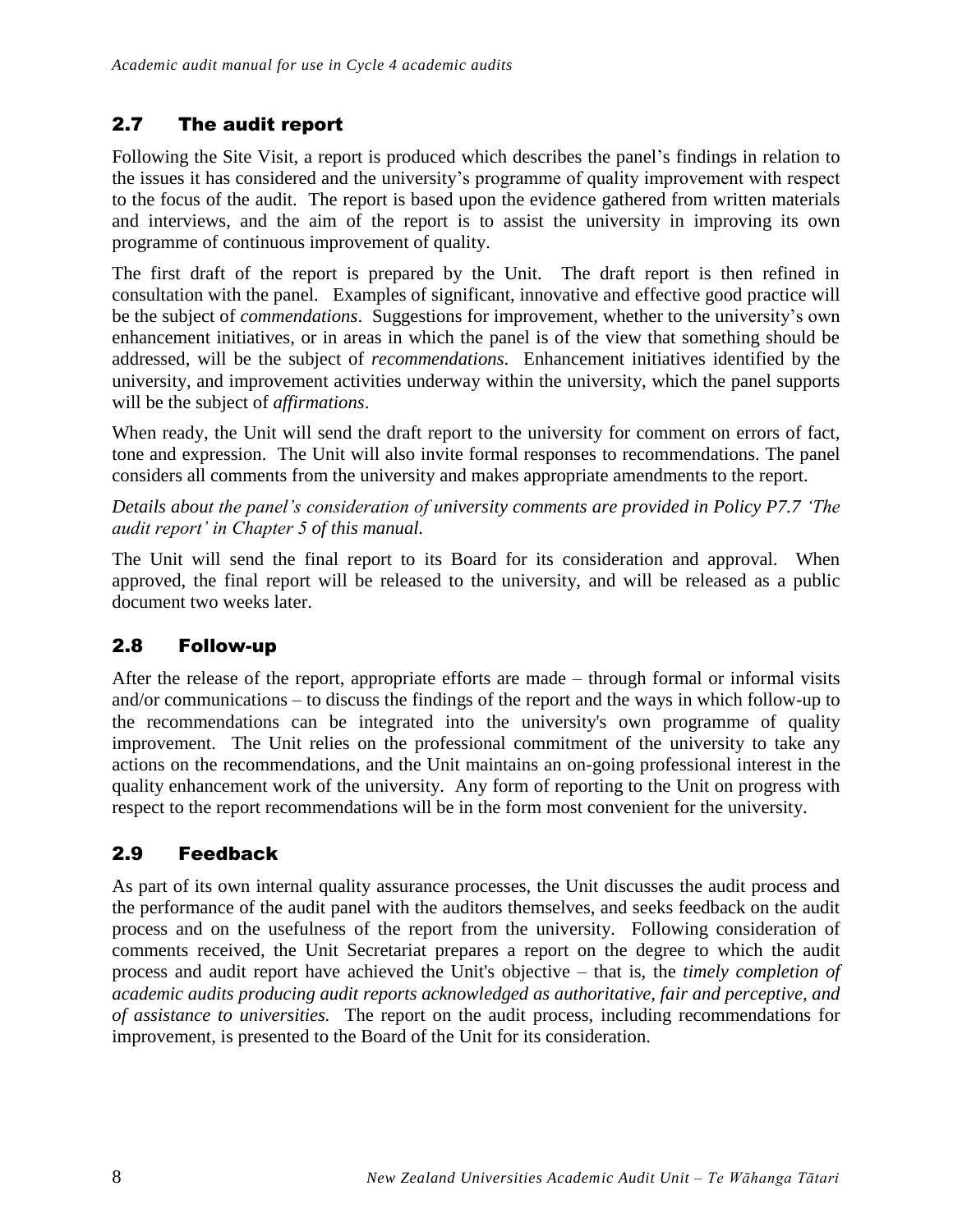## 2.7 The audit report

Following the Site Visit, a report is produced which describes the panel's findings in relation to the issues it has considered and the university's programme of quality improvement with respect to the focus of the audit. The report is based upon the evidence gathered from written materials and interviews, and the aim of the report is to assist the university in improving its own programme of continuous improvement of quality.

The first draft of the report is prepared by the Unit. The draft report is then refined in consultation with the panel. Examples of significant, innovative and effective good practice will be the subject of *commendations*. Suggestions for improvement, whether to the university's own enhancement initiatives, or in areas in which the panel is of the view that something should be addressed, will be the subject of *recommendations*. Enhancement initiatives identified by the university, and improvement activities underway within the university, which the panel supports will be the subject of *affirmations*.

When ready, the Unit will send the draft report to the university for comment on errors of fact, tone and expression. The Unit will also invite formal responses to recommendations. The panel considers all comments from the university and makes appropriate amendments to the report.

*Details about the panel's consideration of university comments are provided in Policy P7.7 'The audit report' in Chapter 5 of this manual.*

The Unit will send the final report to its Board for its consideration and approval. When approved, the final report will be released to the university, and will be released as a public document two weeks later.

## 2.8 Follow-up

After the release of the report, appropriate efforts are made – through formal or informal visits and/or communications – to discuss the findings of the report and the ways in which follow-up to the recommendations can be integrated into the university's own programme of quality improvement. The Unit relies on the professional commitment of the university to take any actions on the recommendations, and the Unit maintains an on-going professional interest in the quality enhancement work of the university. Any form of reporting to the Unit on progress with respect to the report recommendations will be in the form most convenient for the university.

## 2.9 Feedback

As part of its own internal quality assurance processes, the Unit discusses the audit process and the performance of the audit panel with the auditors themselves, and seeks feedback on the audit process and on the usefulness of the report from the university. Following consideration of comments received, the Unit Secretariat prepares a report on the degree to which the audit process and audit report have achieved the Unit's objective – that is, the *timely completion of academic audits producing audit reports acknowledged as authoritative, fair and perceptive, and of assistance to universities.* The report on the audit process, including recommendations for improvement, is presented to the Board of the Unit for its consideration.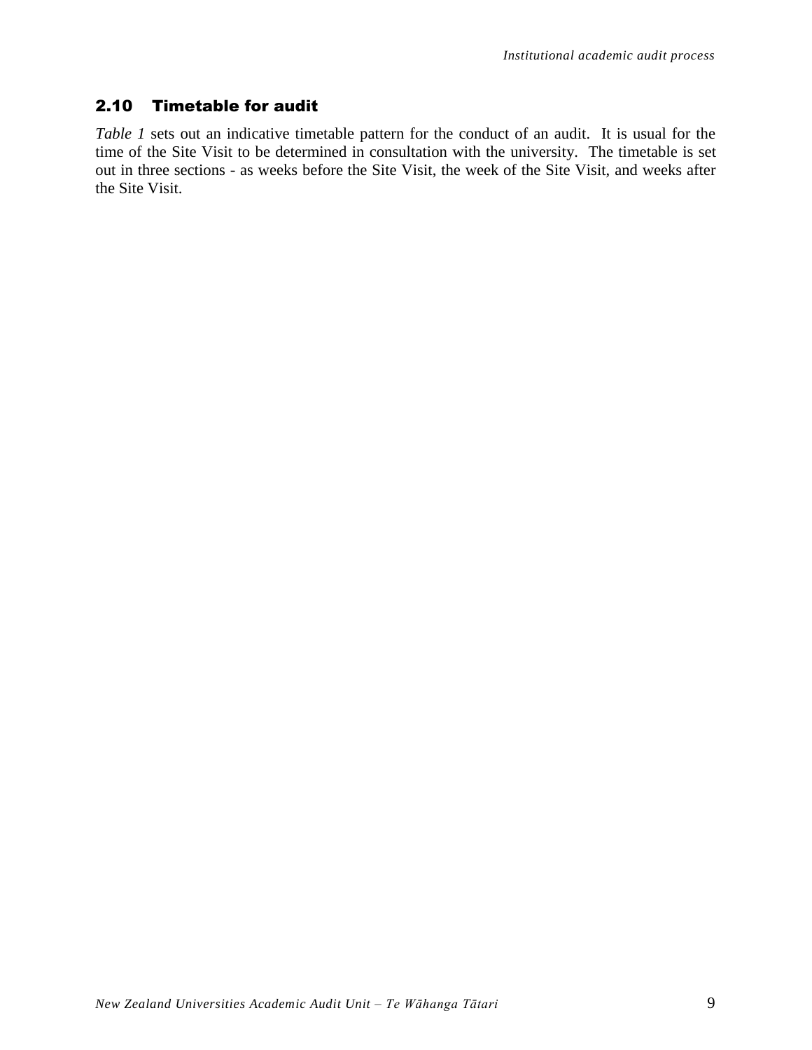## 2.10 Timetable for audit

*Table 1* sets out an indicative timetable pattern for the conduct of an audit. It is usual for the time of the Site Visit to be determined in consultation with the university. The timetable is set out in three sections - as weeks before the Site Visit, the week of the Site Visit, and weeks after the Site Visit.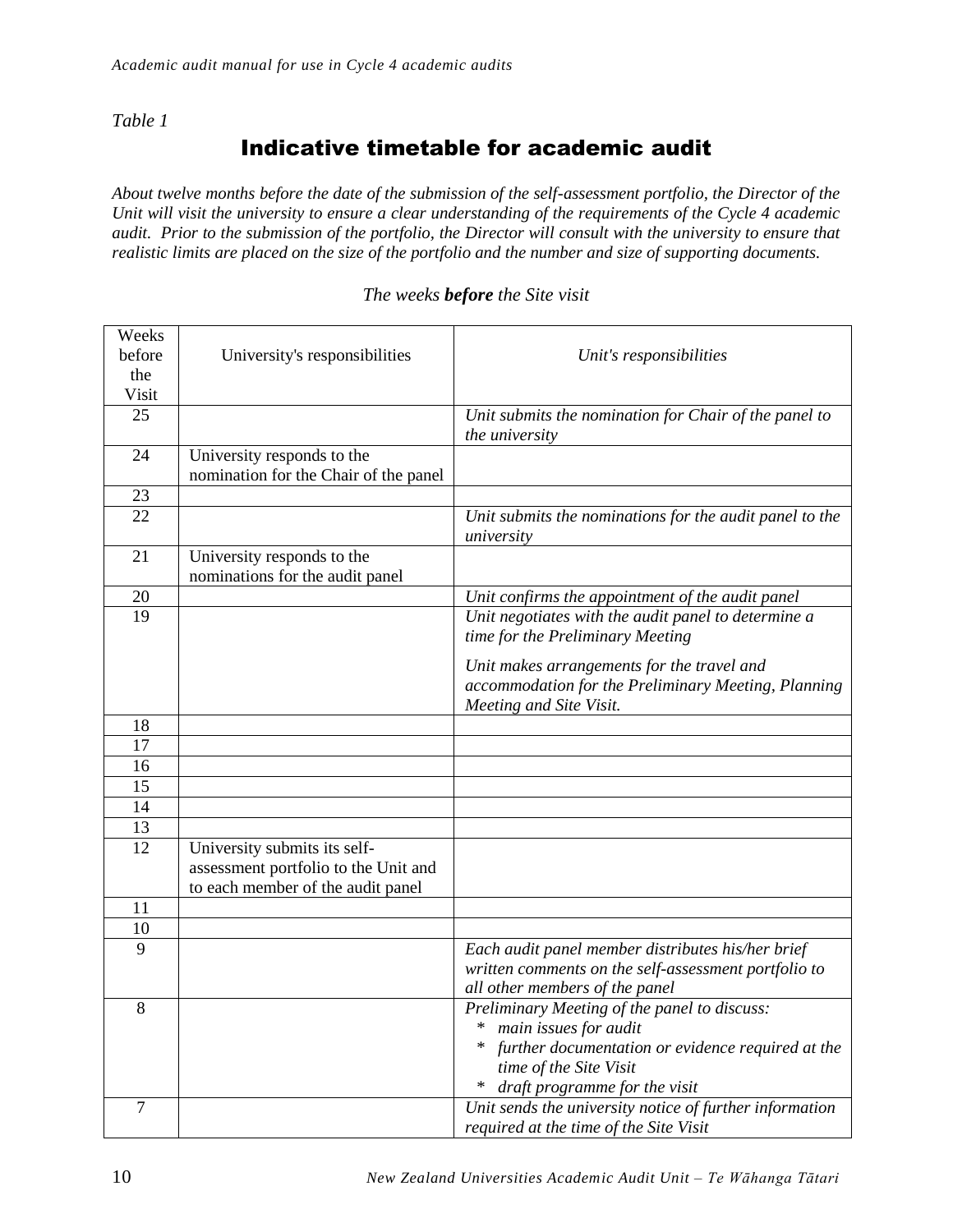*Table 1*

# Indicative timetable for academic audit

*About twelve months before the date of the submission of the self-assessment portfolio, the Director of the Unit will visit the university to ensure a clear understanding of the requirements of the Cycle 4 academic audit. Prior to the submission of the portfolio, the Director will consult with the university to ensure that realistic limits are placed on the size of the portfolio and the number and size of supporting documents.*

*The weeks **before** the Site visit*

| Weeks before the Visit | University's responsibilities | *Unit's responsibilities* |
|---|---|---|
| 25 | | *Unit submits the nomination for Chair of the panel to the university* |
| 24 | University responds to the nomination for the Chair of the panel | |
| 23 | | |
| 22 | | *Unit submits the nominations for the audit panel to the university* |
| 21 | University responds to the nominations for the audit panel | |
| 20 | | *Unit confirms the appointment of the audit panel* |
| 19 | | *Unit negotiates with the audit panel to determine a time for the Preliminary Meeting*<br><br>*Unit makes arrangements for the travel and accommodation for the Preliminary Meeting, Planning Meeting and Site Visit.* |
| 18 | | |
| 17 | | |
| 16 | | |
| 15 | | |
| 14 | | |
| 13 | | |
| 12 | University submits its self-assessment portfolio to the Unit and to each member of the audit panel | |
| 11 | | |
| 10 | | |
| 9 | | *Each audit panel member distributes his/her brief written comments on the self-assessment portfolio to all other members of the panel* |
| 8 | | *Preliminary Meeting of the panel to discuss:*<br>* *main issues for audit*<br>* *further documentation or evidence required at the time of the Site Visit*<br>* *draft programme for the visit* |
| 7 | | *Unit sends the university notice of further information required at the time of the Site Visit* |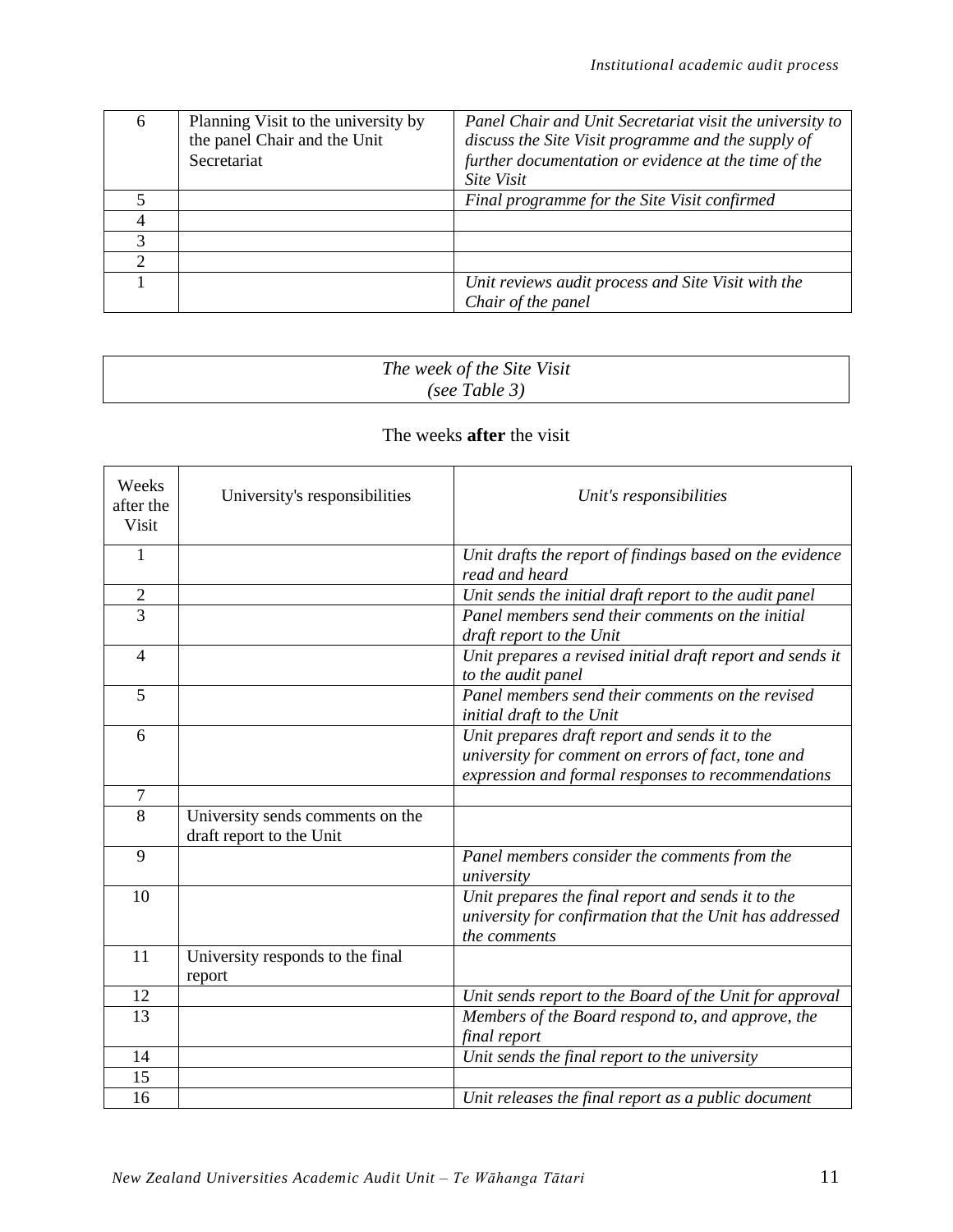| | | |
|---|---|---|
| 6 | Planning Visit to the university by the panel Chair and the Unit Secretariat | *Panel Chair and Unit Secretariat visit the university to discuss the Site Visit programme and the supply of further documentation or evidence at the time of the Site Visit* |
| 5 | | *Final programme for the Site Visit confirmed* |
| 4 | | |
| 3 | | |
| 2 | | |
| 1 | | *Unit reviews audit process and Site Visit with the Chair of the panel* |

| *The week of the Site Visit (see Table 3)* |
|---|

The weeks **after** the visit

| Weeks after the Visit | University's responsibilities | *Unit's responsibilities* |
|---|---|---|
| 1 | | *Unit drafts the report of findings based on the evidence read and heard* |
| 2 | | *Unit sends the initial draft report to the audit panel* |
| 3 | | *Panel members send their comments on the initial draft report to the Unit* |
| 4 | | *Unit prepares a revised initial draft report and sends it to the audit panel* |
| 5 | | *Panel members send their comments on the revised initial draft to the Unit* |
| 6 | | *Unit prepares draft report and sends it to the university for comment on errors of fact, tone and expression and formal responses to recommendations* |
| 7 | | |
| 8 | University sends comments on the draft report to the Unit | |
| 9 | | *Panel members consider the comments from the university* |
| 10 | | *Unit prepares the final report and sends it to the university for confirmation that the Unit has addressed the comments* |
| 11 | University responds to the final report | |
| 12 | | *Unit sends report to the Board of the Unit for approval* |
| 13 | | *Members of the Board respond to, and approve, the final report* |
| 14 | | *Unit sends the final report to the university* |
| 15 | | |
| 16 | | *Unit releases the final report as a public document* |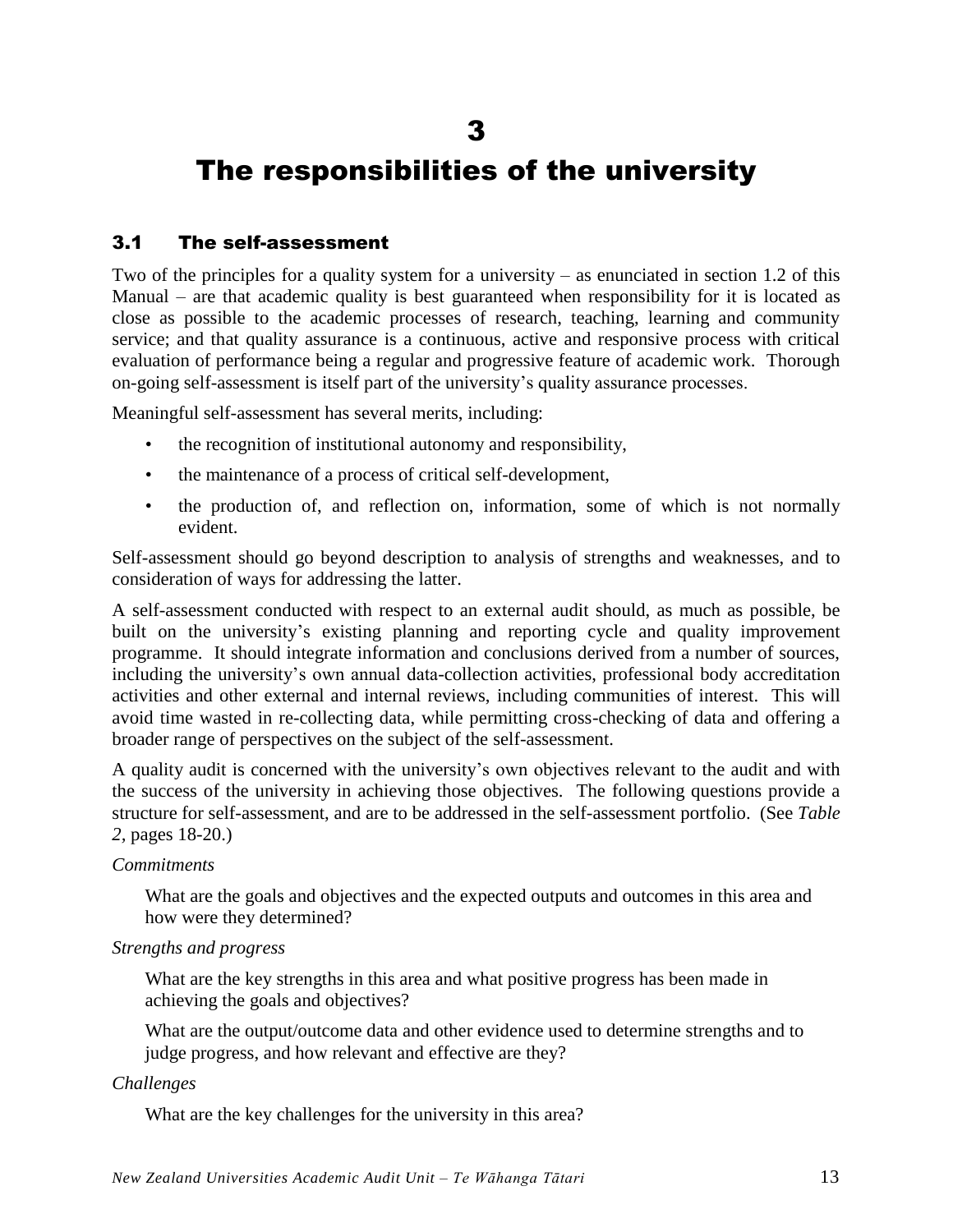# 3

# The responsibilities of the university

## 3.1 The self-assessment

Two of the principles for a quality system for a university – as enunciated in section 1.2 of this Manual – are that academic quality is best guaranteed when responsibility for it is located as close as possible to the academic processes of research, teaching, learning and community service; and that quality assurance is a continuous, active and responsive process with critical evaluation of performance being a regular and progressive feature of academic work. Thorough on-going self-assessment is itself part of the university's quality assurance processes.

Meaningful self-assessment has several merits, including:

- the recognition of institutional autonomy and responsibility,
- the maintenance of a process of critical self-development,
- the production of, and reflection on, information, some of which is not normally evident.

Self-assessment should go beyond description to analysis of strengths and weaknesses, and to consideration of ways for addressing the latter.

A self-assessment conducted with respect to an external audit should, as much as possible, be built on the university's existing planning and reporting cycle and quality improvement programme. It should integrate information and conclusions derived from a number of sources, including the university's own annual data-collection activities, professional body accreditation activities and other external and internal reviews, including communities of interest. This will avoid time wasted in re-collecting data, while permitting cross-checking of data and offering a broader range of perspectives on the subject of the self-assessment.

A quality audit is concerned with the university's own objectives relevant to the audit and with the success of the university in achieving those objectives. The following questions provide a structure for self-assessment, and are to be addressed in the self-assessment portfolio. (See *Table 2*, pages 18-20.)

*Commitments*

What are the goals and objectives and the expected outputs and outcomes in this area and how were they determined?

*Strengths and progress*

What are the key strengths in this area and what positive progress has been made in achieving the goals and objectives?

What are the output/outcome data and other evidence used to determine strengths and to judge progress, and how relevant and effective are they?

*Challenges*

What are the key challenges for the university in this area?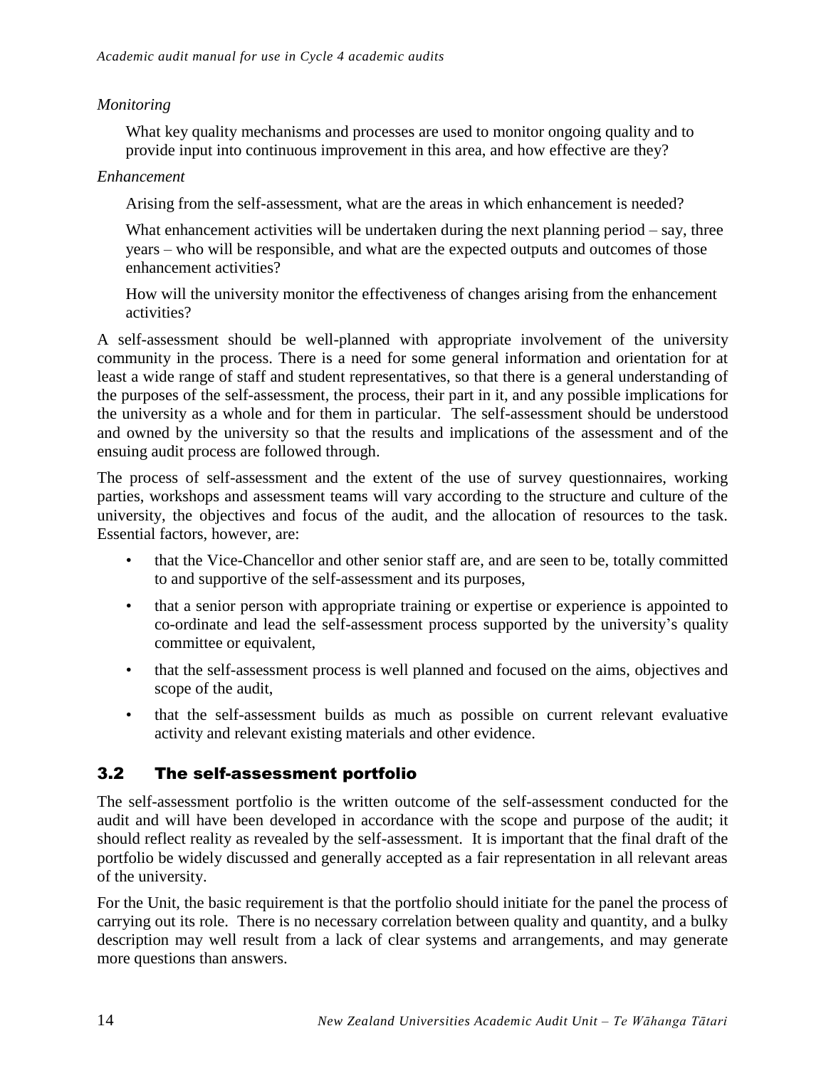*Monitoring*

What key quality mechanisms and processes are used to monitor ongoing quality and to provide input into continuous improvement in this area, and how effective are they?

*Enhancement*

Arising from the self-assessment, what are the areas in which enhancement is needed?

What enhancement activities will be undertaken during the next planning period – say, three years – who will be responsible, and what are the expected outputs and outcomes of those enhancement activities?

How will the university monitor the effectiveness of changes arising from the enhancement activities?

A self-assessment should be well-planned with appropriate involvement of the university community in the process. There is a need for some general information and orientation for at least a wide range of staff and student representatives, so that there is a general understanding of the purposes of the self-assessment, the process, their part in it, and any possible implications for the university as a whole and for them in particular. The self-assessment should be understood and owned by the university so that the results and implications of the assessment and of the ensuing audit process are followed through.

The process of self-assessment and the extent of the use of survey questionnaires, working parties, workshops and assessment teams will vary according to the structure and culture of the university, the objectives and focus of the audit, and the allocation of resources to the task. Essential factors, however, are:

- that the Vice-Chancellor and other senior staff are, and are seen to be, totally committed to and supportive of the self-assessment and its purposes,
- that a senior person with appropriate training or expertise or experience is appointed to co-ordinate and lead the self-assessment process supported by the university's quality committee or equivalent,
- that the self-assessment process is well planned and focused on the aims, objectives and scope of the audit,
- that the self-assessment builds as much as possible on current relevant evaluative activity and relevant existing materials and other evidence.

## 3.2 The self-assessment portfolio

The self-assessment portfolio is the written outcome of the self-assessment conducted for the audit and will have been developed in accordance with the scope and purpose of the audit; it should reflect reality as revealed by the self-assessment. It is important that the final draft of the portfolio be widely discussed and generally accepted as a fair representation in all relevant areas of the university.

For the Unit, the basic requirement is that the portfolio should initiate for the panel the process of carrying out its role. There is no necessary correlation between quality and quantity, and a bulky description may well result from a lack of clear systems and arrangements, and may generate more questions than answers.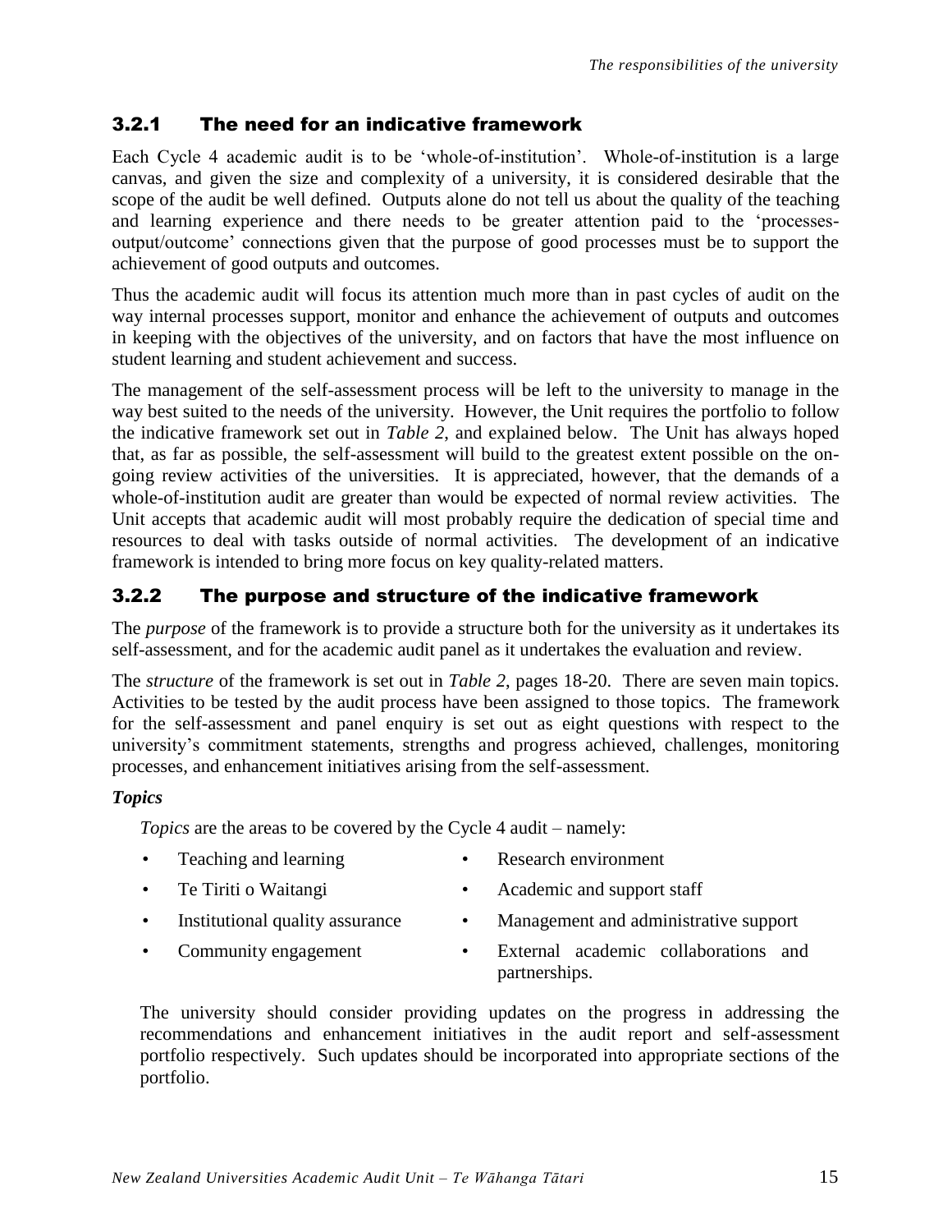### 3.2.1 The need for an indicative framework

Each Cycle 4 academic audit is to be 'whole-of-institution'. Whole-of-institution is a large canvas, and given the size and complexity of a university, it is considered desirable that the scope of the audit be well defined. Outputs alone do not tell us about the quality of the teaching and learning experience and there needs to be greater attention paid to the 'processes-output/outcome' connections given that the purpose of good processes must be to support the achievement of good outputs and outcomes.

Thus the academic audit will focus its attention much more than in past cycles of audit on the way internal processes support, monitor and enhance the achievement of outputs and outcomes in keeping with the objectives of the university, and on factors that have the most influence on student learning and student achievement and success.

The management of the self-assessment process will be left to the university to manage in the way best suited to the needs of the university. However, the Unit requires the portfolio to follow the indicative framework set out in *Table 2*, and explained below. The Unit has always hoped that, as far as possible, the self-assessment will build to the greatest extent possible on the on-going review activities of the universities. It is appreciated, however, that the demands of a whole-of-institution audit are greater than would be expected of normal review activities. The Unit accepts that academic audit will most probably require the dedication of special time and resources to deal with tasks outside of normal activities. The development of an indicative framework is intended to bring more focus on key quality-related matters.

### 3.2.2 The purpose and structure of the indicative framework

The *purpose* of the framework is to provide a structure both for the university as it undertakes its self-assessment, and for the academic audit panel as it undertakes the evaluation and review.

The *structure* of the framework is set out in *Table 2*, pages 18-20. There are seven main topics. Activities to be tested by the audit process have been assigned to those topics. The framework for the self-assessment and panel enquiry is set out as eight questions with respect to the university's commitment statements, strengths and progress achieved, challenges, monitoring processes, and enhancement initiatives arising from the self-assessment.

***Topics***

*Topics* are the areas to be covered by the Cycle 4 audit – namely:

- Teaching and learning
- Te Tiriti o Waitangi
- Institutional quality assurance
- Community engagement
- Research environment
- Academic and support staff
- Management and administrative support
- External academic collaborations and partnerships.

The university should consider providing updates on the progress in addressing the recommendations and enhancement initiatives in the audit report and self-assessment portfolio respectively. Such updates should be incorporated into appropriate sections of the portfolio.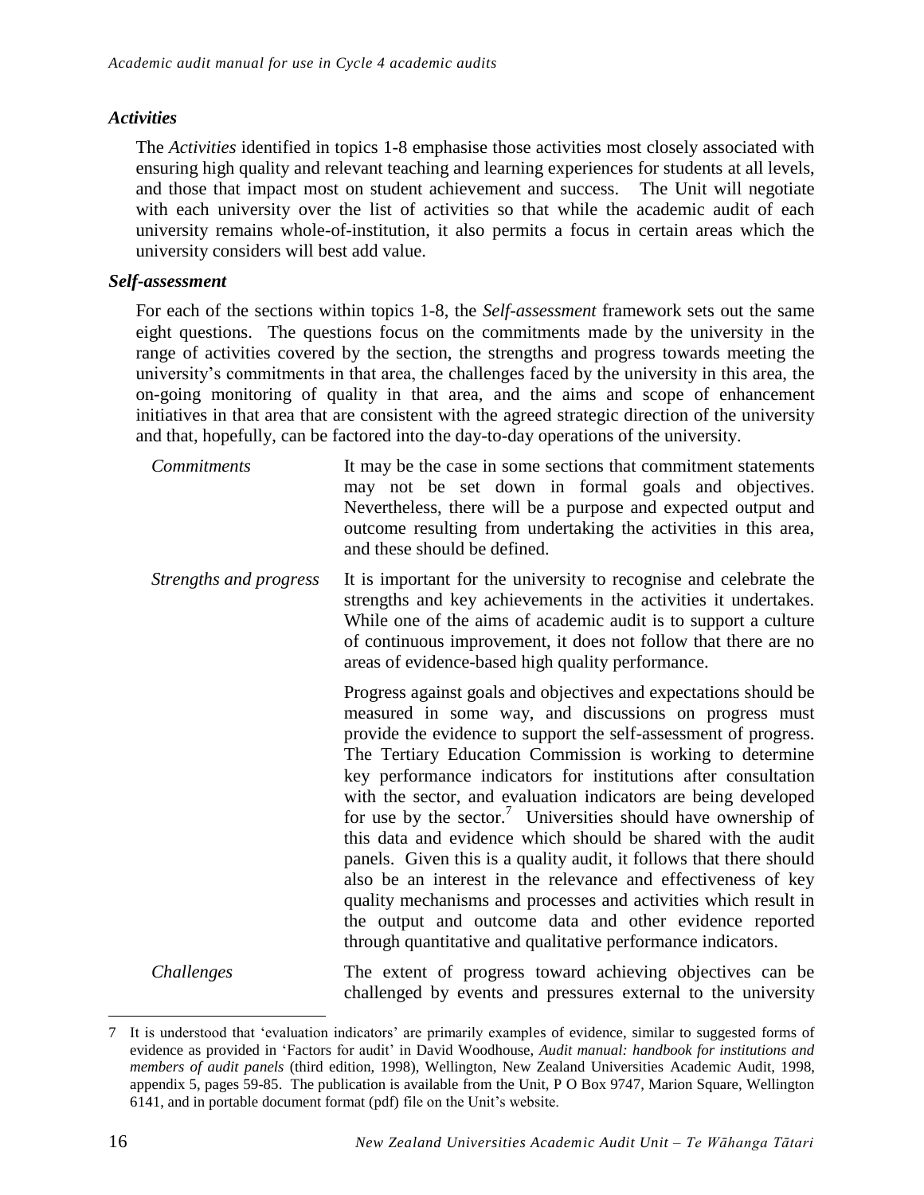### *Activities*

The *Activities* identified in topics 1-8 emphasise those activities most closely associated with ensuring high quality and relevant teaching and learning experiences for students at all levels, and those that impact most on student achievement and success. The Unit will negotiate with each university over the list of activities so that while the academic audit of each university remains whole-of-institution, it also permits a focus in certain areas which the university considers will best add value.

### *Self-assessment*

For each of the sections within topics 1-8, the *Self-assessment* framework sets out the same eight questions. The questions focus on the commitments made by the university in the range of activities covered by the section, the strengths and progress towards meeting the university's commitments in that area, the challenges faced by the university in this area, the on-going monitoring of quality in that area, and the aims and scope of enhancement initiatives in that area that are consistent with the agreed strategic direction of the university and that, hopefully, can be factored into the day-to-day operations of the university.

*Commitments* — It may be the case in some sections that commitment statements may not be set down in formal goals and objectives. Nevertheless, there will be a purpose and expected output and outcome resulting from undertaking the activities in this area, and these should be defined.

*Strengths and progress* — It is important for the university to recognise and celebrate the strengths and key achievements in the activities it undertakes. While one of the aims of academic audit is to support a culture of continuous improvement, it does not follow that there are no areas of evidence-based high quality performance.

Progress against goals and objectives and expectations should be measured in some way, and discussions on progress must provide the evidence to support the self-assessment of progress. The Tertiary Education Commission is working to determine key performance indicators for institutions after consultation with the sector, and evaluation indicators are being developed for use by the sector.[7] Universities should have ownership of this data and evidence which should be shared with the audit panels. Given this is a quality audit, it follows that there should also be an interest in the relevance and effectiveness of key quality mechanisms and processes and activities which result in the output and outcome data and other evidence reported through quantitative and qualitative performance indicators.

*Challenges* — The extent of progress toward achieving objectives can be challenged by events and pressures external to the university

---

7 It is understood that 'evaluation indicators' are primarily examples of evidence, similar to suggested forms of evidence as provided in 'Factors for audit' in David Woodhouse, *Audit manual: handbook for institutions and members of audit panels* (third edition, 1998), Wellington, New Zealand Universities Academic Audit, 1998, appendix 5, pages 59-85. The publication is available from the Unit, P O Box 9747, Marion Square, Wellington 6141, and in portable document format (pdf) file on the Unit's website.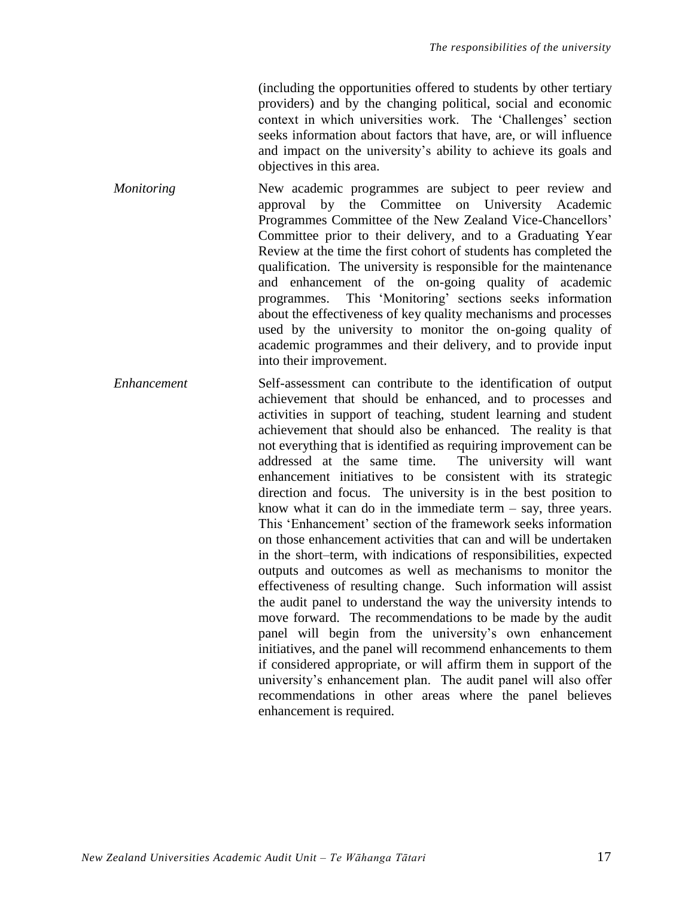(including the opportunities offered to students by other tertiary providers) and by the changing political, social and economic context in which universities work. The 'Challenges' section seeks information about factors that have, are, or will influence and impact on the university's ability to achieve its goals and objectives in this area.

*Monitoring*

New academic programmes are subject to peer review and approval by the Committee on University Academic Programmes Committee of the New Zealand Vice-Chancellors' Committee prior to their delivery, and to a Graduating Year Review at the time the first cohort of students has completed the qualification. The university is responsible for the maintenance and enhancement of the on-going quality of academic programmes. This 'Monitoring' sections seeks information about the effectiveness of key quality mechanisms and processes used by the university to monitor the on-going quality of academic programmes and their delivery, and to provide input into their improvement.

*Enhancement*

Self-assessment can contribute to the identification of output achievement that should be enhanced, and to processes and activities in support of teaching, student learning and student achievement that should also be enhanced. The reality is that not everything that is identified as requiring improvement can be addressed at the same time. The university will want enhancement initiatives to be consistent with its strategic direction and focus. The university is in the best position to know what it can do in the immediate term – say, three years. This 'Enhancement' section of the framework seeks information on those enhancement activities that can and will be undertaken in the short–term, with indications of responsibilities, expected outputs and outcomes as well as mechanisms to monitor the effectiveness of resulting change. Such information will assist the audit panel to understand the way the university intends to move forward. The recommendations to be made by the audit panel will begin from the university's own enhancement initiatives, and the panel will recommend enhancements to them if considered appropriate, or will affirm them in support of the university's enhancement plan. The audit panel will also offer recommendations in other areas where the panel believes enhancement is required.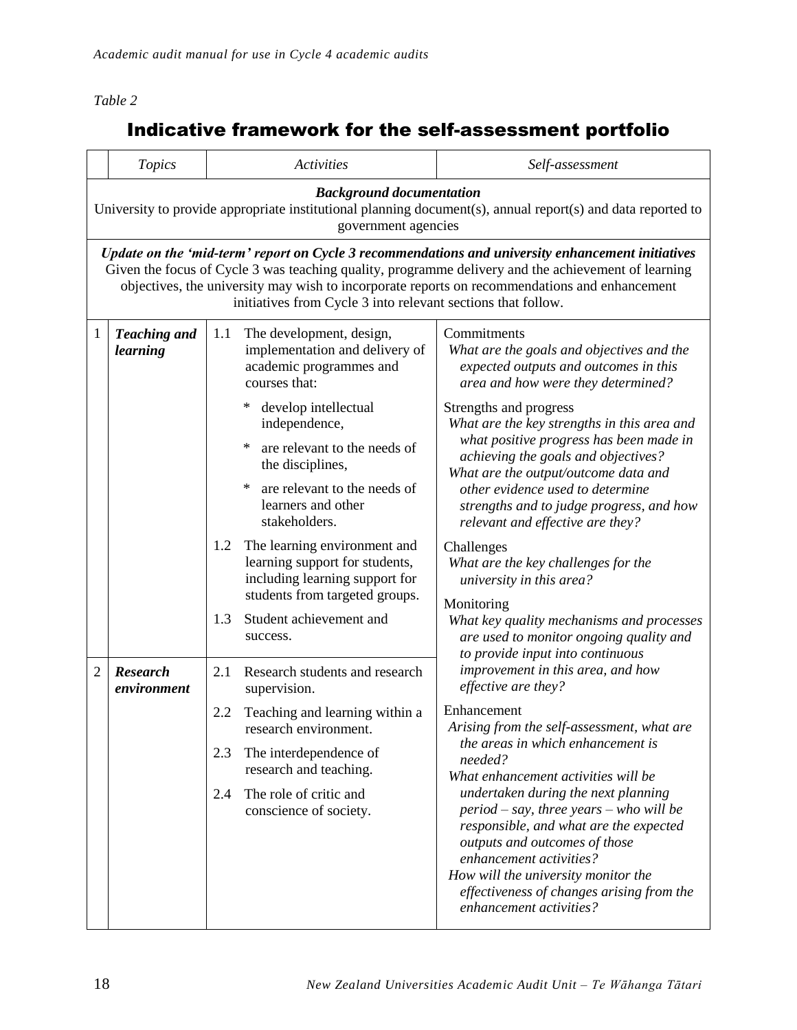*Table 2*

# Indicative framework for the self-assessment portfolio

| | *Topics* | *Activities* | *Self-assessment* |
|---|---|---|---|
| ***Background documentation*** University to provide appropriate institutional planning document(s), annual report(s) and data reported to government agencies | | | |
| ***Update on the 'mid-term' report on Cycle 3 recommendations and university enhancement initiatives*** Given the focus of Cycle 3 was teaching quality, programme delivery and the achievement of learning objectives, the university may wish to incorporate reports on recommendations and enhancement initiatives from Cycle 3 into relevant sections that follow. | | | |
| 1 | ***Teaching and learning*** | 1.1 The development, design, implementation and delivery of academic programmes and courses that: <br> * develop intellectual independence, <br> * are relevant to the needs of the disciplines, <br> * are relevant to the needs of learners and other stakeholders. <br> 1.2 The learning environment and learning support for students, including learning support for students from targeted groups. <br> 1.3 Student achievement and success. | Commitments <br> *What are the goals and objectives and the expected outputs and outcomes in this area and how were they determined?* <br> Strengths and progress <br> *What are the key strengths in this area and what positive progress has been made in achieving the goals and objectives?* <br> *What are the output/outcome data and other evidence used to determine strengths and to judge progress, and how relevant and effective are they?* <br> Challenges <br> *What are the key challenges for the university in this area?* <br> Monitoring <br> *What key quality mechanisms and processes are used to monitor ongoing quality and to provide input into continuous improvement in this area, and how effective are they?* <br> Enhancement <br> *Arising from the self-assessment, what are the areas in which enhancement is needed?* <br> *What enhancement activities will be undertaken during the next planning period – say, three years – who will be responsible, and what are the expected outputs and outcomes of those enhancement activities?* <br> *How will the university monitor the effectiveness of changes arising from the enhancement activities?* |
| 2 | ***Research environment*** | 2.1 Research students and research supervision. <br> 2.2 Teaching and learning within a research environment. <br> 2.3 The interdependence of research and teaching. <br> 2.4 The role of critic and conscience of society. | |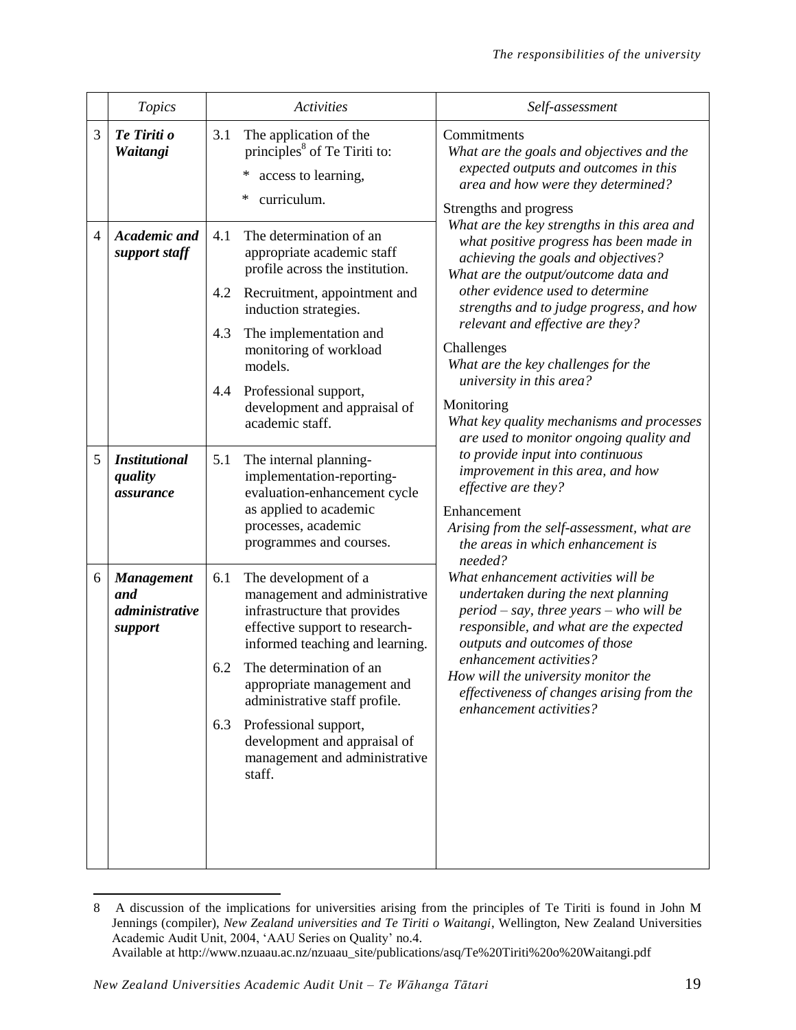|  | *Topics* | *Activities* | *Self-assessment* |
|---|---|---|---|
| 3 | ***Te Tiriti o Waitangi*** | 3.1 The application of the principles[8] of Te Tiriti to:<br>* access to learning,<br>* curriculum. | Commitments<br>*What are the goals and objectives and the expected outputs and outcomes in this area and how were they determined?*<br>Strengths and progress<br>*What are the key strengths in this area and what positive progress has been made in achieving the goals and objectives?*<br>*What are the output/outcome data and other evidence used to determine strengths and to judge progress, and how relevant and effective are they?*<br>Challenges<br>*What are the key challenges for the university in this area?*<br>Monitoring<br>*What key quality mechanisms and processes are used to monitor ongoing quality and to provide input into continuous improvement in this area, and how effective are they?*<br>Enhancement<br>*Arising from the self-assessment, what are the areas in which enhancement is needed?*<br>*What enhancement activities will be undertaken during the next planning period – say, three years – who will be responsible, and what are the expected outputs and outcomes of those enhancement activities?*<br>*How will the university monitor the effectiveness of changes arising from the enhancement activities?* |
| 4 | ***Academic and support staff*** | 4.1 The determination of an appropriate academic staff profile across the institution.<br>4.2 Recruitment, appointment and induction strategies.<br>4.3 The implementation and monitoring of workload models.<br>4.4 Professional support, development and appraisal of academic staff. | |
| 5 | ***Institutional quality assurance*** | 5.1 The internal planning-implementation-reporting-evaluation-enhancement cycle as applied to academic processes, academic programmes and courses. | |
| 6 | ***Management and administrative support*** | 6.1 The development of a management and administrative infrastructure that provides effective support to research-informed teaching and learning.<br>6.2 The determination of an appropriate management and administrative staff profile.<br>6.3 Professional support, development and appraisal of management and administrative staff. | |

8 A discussion of the implications for universities arising from the principles of Te Tiriti is found in John M Jennings (compiler), *New Zealand universities and Te Tiriti o Waitangi*, Wellington, New Zealand Universities Academic Audit Unit, 2004, 'AAU Series on Quality' no.4. Available at http://www.nzuaau.ac.nz/nzuaau_site/publications/asq/Te%20Tiriti%20o%20Waitangi.pdf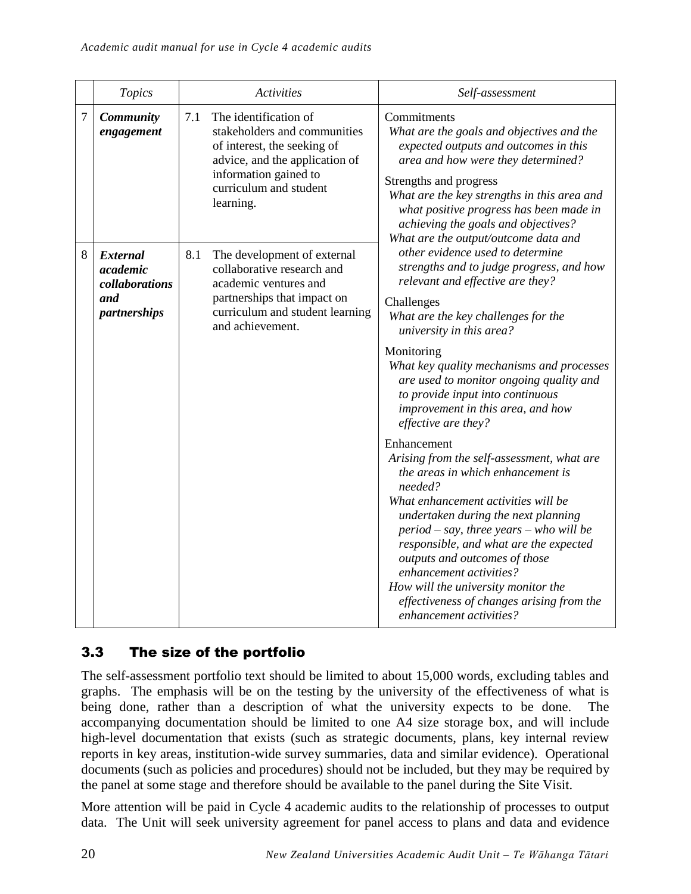| | *Topics* | *Activities* | *Self-assessment* |
|---|---|---|---|
| 7 | ***Community engagement*** | 7.1 The identification of stakeholders and communities of interest, the seeking of advice, and the application of information gained to curriculum and student learning. | Commitments<br>*What are the goals and objectives and the expected outputs and outcomes in this area and how were they determined?*<br>Strengths and progress<br>*What are the key strengths in this area and what positive progress has been made in achieving the goals and objectives?*<br>*What are the output/outcome data and other evidence used to determine strengths and to judge progress, and how relevant and effective are they?*<br>Challenges<br>*What are the key challenges for the university in this area?*<br>Monitoring<br>*What key quality mechanisms and processes are used to monitor ongoing quality and to provide input into continuous improvement in this area, and how effective are they?*<br>Enhancement<br>*Arising from the self-assessment, what are the areas in which enhancement is needed?*<br>*What enhancement activities will be undertaken during the next planning period – say, three years – who will be responsible, and what are the expected outputs and outcomes of those enhancement activities?*<br>*How will the university monitor the effectiveness of changes arising from the enhancement activities?* |
| 8 | ***External academic collaborations and partnerships*** | 8.1 The development of external collaborative research and academic ventures and partnerships that impact on curriculum and student learning and achievement. | |

## 3.3 The size of the portfolio

The self-assessment portfolio text should be limited to about 15,000 words, excluding tables and graphs. The emphasis will be on the testing by the university of the effectiveness of what is being done, rather than a description of what the university expects to be done. The accompanying documentation should be limited to one A4 size storage box, and will include high-level documentation that exists (such as strategic documents, plans, key internal review reports in key areas, institution-wide survey summaries, data and similar evidence). Operational documents (such as policies and procedures) should not be included, but they may be required by the panel at some stage and therefore should be available to the panel during the Site Visit.

More attention will be paid in Cycle 4 academic audits to the relationship of processes to output data. The Unit will seek university agreement for panel access to plans and data and evidence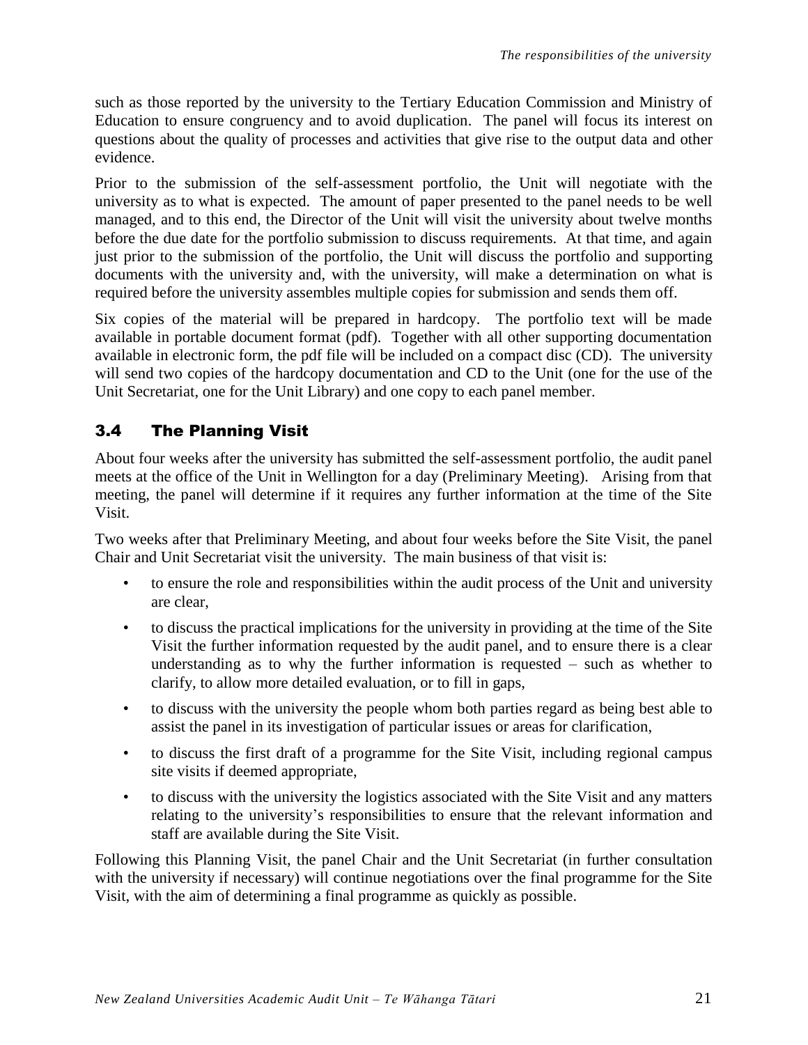such as those reported by the university to the Tertiary Education Commission and Ministry of Education to ensure congruency and to avoid duplication. The panel will focus its interest on questions about the quality of processes and activities that give rise to the output data and other evidence.

Prior to the submission of the self-assessment portfolio, the Unit will negotiate with the university as to what is expected. The amount of paper presented to the panel needs to be well managed, and to this end, the Director of the Unit will visit the university about twelve months before the due date for the portfolio submission to discuss requirements. At that time, and again just prior to the submission of the portfolio, the Unit will discuss the portfolio and supporting documents with the university and, with the university, will make a determination on what is required before the university assembles multiple copies for submission and sends them off.

Six copies of the material will be prepared in hardcopy. The portfolio text will be made available in portable document format (pdf). Together with all other supporting documentation available in electronic form, the pdf file will be included on a compact disc (CD). The university will send two copies of the hardcopy documentation and CD to the Unit (one for the use of the Unit Secretariat, one for the Unit Library) and one copy to each panel member.

## 3.4 The Planning Visit

About four weeks after the university has submitted the self-assessment portfolio, the audit panel meets at the office of the Unit in Wellington for a day (Preliminary Meeting). Arising from that meeting, the panel will determine if it requires any further information at the time of the Site Visit.

Two weeks after that Preliminary Meeting, and about four weeks before the Site Visit, the panel Chair and Unit Secretariat visit the university. The main business of that visit is:

- to ensure the role and responsibilities within the audit process of the Unit and university are clear,
- to discuss the practical implications for the university in providing at the time of the Site Visit the further information requested by the audit panel, and to ensure there is a clear understanding as to why the further information is requested – such as whether to clarify, to allow more detailed evaluation, or to fill in gaps,
- to discuss with the university the people whom both parties regard as being best able to assist the panel in its investigation of particular issues or areas for clarification,
- to discuss the first draft of a programme for the Site Visit, including regional campus site visits if deemed appropriate,
- to discuss with the university the logistics associated with the Site Visit and any matters relating to the university's responsibilities to ensure that the relevant information and staff are available during the Site Visit.

Following this Planning Visit, the panel Chair and the Unit Secretariat (in further consultation with the university if necessary) will continue negotiations over the final programme for the Site Visit, with the aim of determining a final programme as quickly as possible.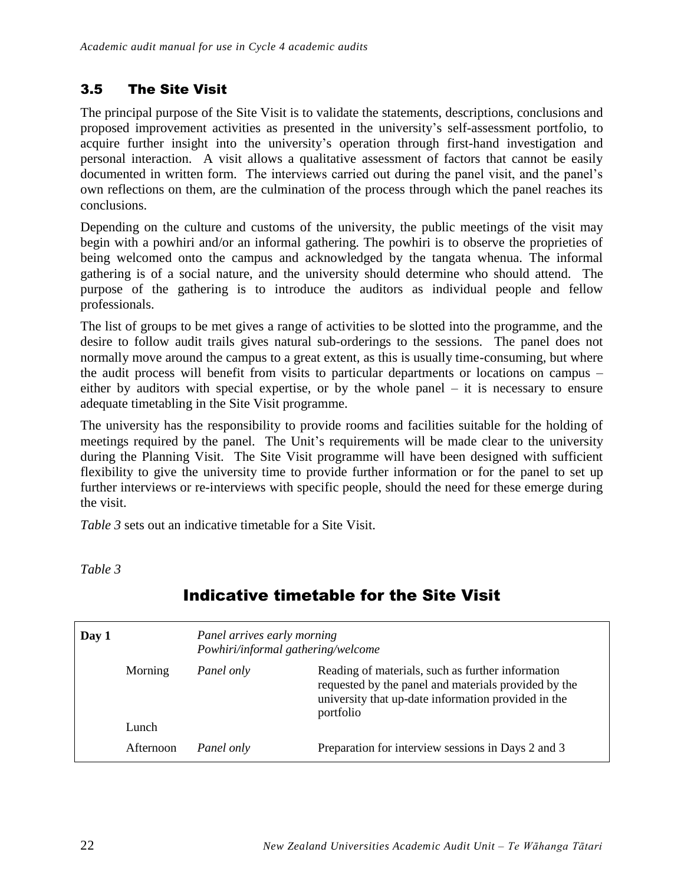### 3.5 The Site Visit

The principal purpose of the Site Visit is to validate the statements, descriptions, conclusions and proposed improvement activities as presented in the university's self-assessment portfolio, to acquire further insight into the university's operation through first-hand investigation and personal interaction. A visit allows a qualitative assessment of factors that cannot be easily documented in written form. The interviews carried out during the panel visit, and the panel's own reflections on them, are the culmination of the process through which the panel reaches its conclusions.

Depending on the culture and customs of the university, the public meetings of the visit may begin with a powhiri and/or an informal gathering. The powhiri is to observe the proprieties of being welcomed onto the campus and acknowledged by the tangata whenua. The informal gathering is of a social nature, and the university should determine who should attend. The purpose of the gathering is to introduce the auditors as individual people and fellow professionals.

The list of groups to be met gives a range of activities to be slotted into the programme, and the desire to follow audit trails gives natural sub-orderings to the sessions. The panel does not normally move around the campus to a great extent, as this is usually time-consuming, but where the audit process will benefit from visits to particular departments or locations on campus – either by auditors with special expertise, or by the whole panel – it is necessary to ensure adequate timetabling in the Site Visit programme.

The university has the responsibility to provide rooms and facilities suitable for the holding of meetings required by the panel. The Unit's requirements will be made clear to the university during the Planning Visit. The Site Visit programme will have been designed with sufficient flexibility to give the university time to provide further information or for the panel to set up further interviews or re-interviews with specific people, should the need for these emerge during the visit.

*Table 3* sets out an indicative timetable for a Site Visit.

*Table 3*

## Indicative timetable for the Site Visit

| | | | |
|---|---|---|---|
| **Day 1** | | *Panel arrives early morning*<br>*Powhiri/informal gathering/welcome* | |
| | Morning | *Panel only* | Reading of materials, such as further information requested by the panel and materials provided by the university that up-date information provided in the portfolio |
| | Lunch | | |
| | Afternoon | *Panel only* | Preparation for interview sessions in Days 2 and 3 |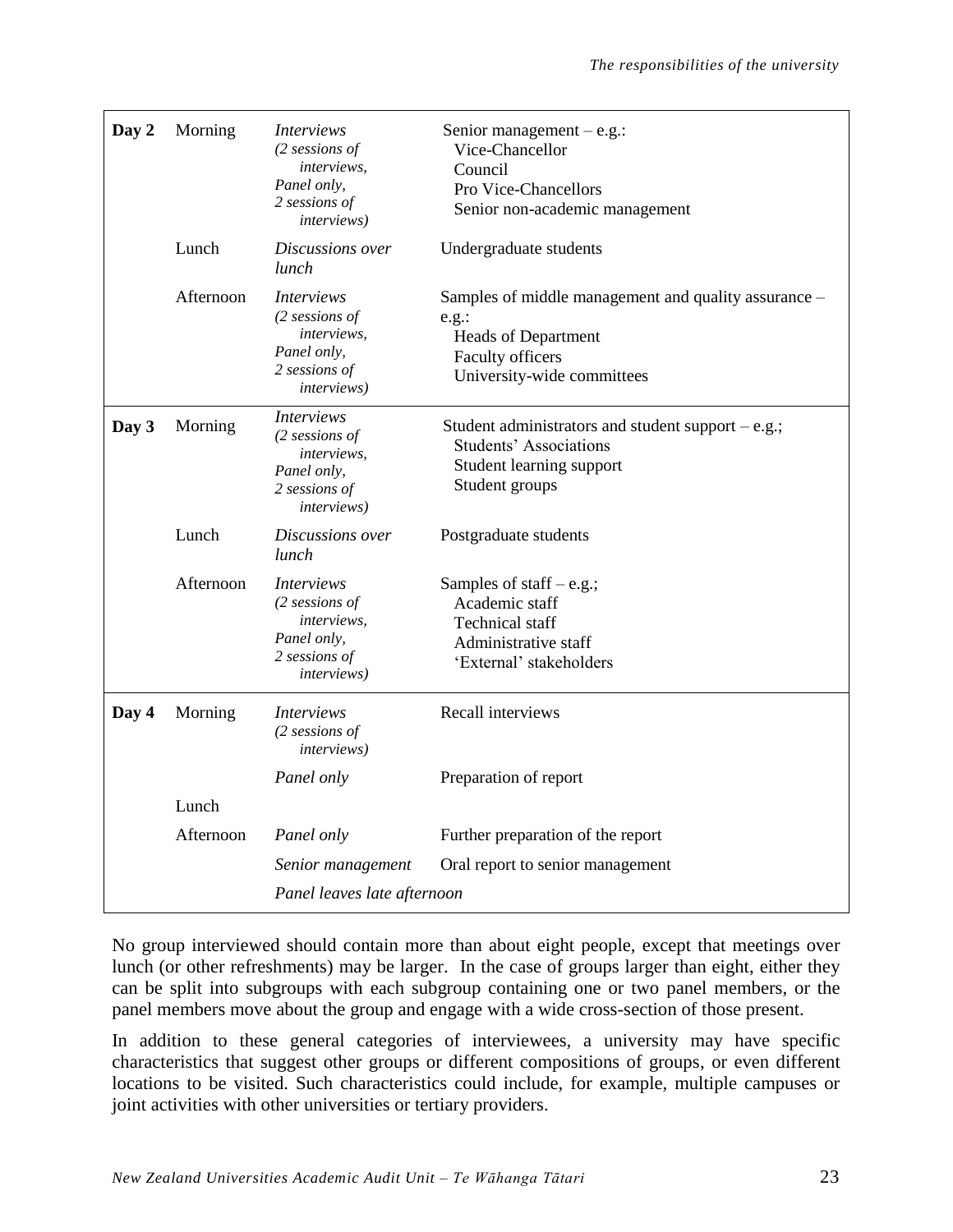| | | | |
|---|---|---|---|
| **Day 2** | Morning | *Interviews (2 sessions of interviews, Panel only, 2 sessions of interviews)* | Senior management – e.g.: Vice-Chancellor, Council, Pro Vice-Chancellors, Senior non-academic management |
| | Lunch | *Discussions over lunch* | Undergraduate students |
| | Afternoon | *Interviews (2 sessions of interviews, Panel only, 2 sessions of interviews)* | Samples of middle management and quality assurance – e.g.: Heads of Department, Faculty officers, University-wide committees |
| **Day 3** | Morning | *Interviews (2 sessions of interviews, Panel only, 2 sessions of interviews)* | Student administrators and student support – e.g.; Students' Associations, Student learning support, Student groups |
| | Lunch | *Discussions over lunch* | Postgraduate students |
| | Afternoon | *Interviews (2 sessions of interviews, Panel only, 2 sessions of interviews)* | Samples of staff – e.g.; Academic staff, Technical staff, Administrative staff, 'External' stakeholders |
| **Day 4** | Morning | *Interviews (2 sessions of interviews)* | Recall interviews |
| | | *Panel only* | Preparation of report |
| | Lunch | | |
| | Afternoon | *Panel only* | Further preparation of the report |
| | | *Senior management* | Oral report to senior management |
| | | *Panel leaves late afternoon* | |

No group interviewed should contain more than about eight people, except that meetings over lunch (or other refreshments) may be larger. In the case of groups larger than eight, either they can be split into subgroups with each subgroup containing one or two panel members, or the panel members move about the group and engage with a wide cross-section of those present.

In addition to these general categories of interviewees, a university may have specific characteristics that suggest other groups or different compositions of groups, or even different locations to be visited. Such characteristics could include, for example, multiple campuses or joint activities with other universities or tertiary providers.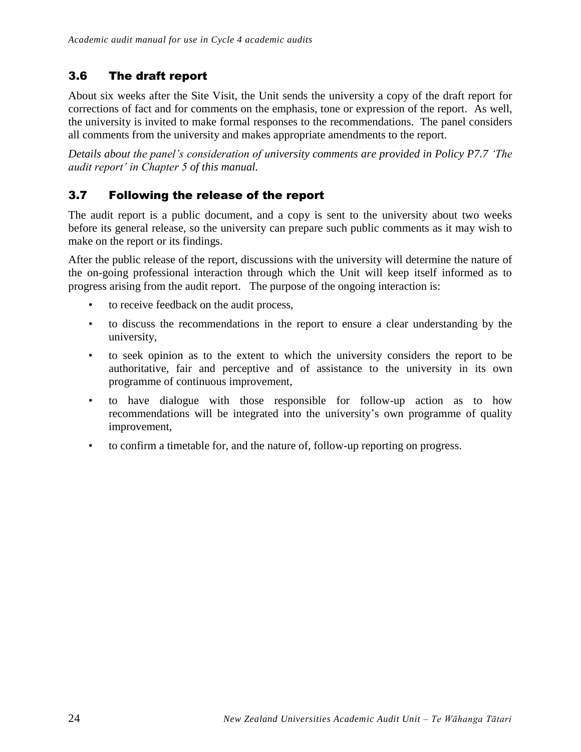## 3.6 The draft report

About six weeks after the Site Visit, the Unit sends the university a copy of the draft report for corrections of fact and for comments on the emphasis, tone or expression of the report. As well, the university is invited to make formal responses to the recommendations. The panel considers all comments from the university and makes appropriate amendments to the report.

*Details about the panel's consideration of university comments are provided in Policy P7.7 'The audit report' in Chapter 5 of this manual.*

## 3.7 Following the release of the report

The audit report is a public document, and a copy is sent to the university about two weeks before its general release, so the university can prepare such public comments as it may wish to make on the report or its findings.

After the public release of the report, discussions with the university will determine the nature of the on-going professional interaction through which the Unit will keep itself informed as to progress arising from the audit report. The purpose of the ongoing interaction is:

- to receive feedback on the audit process,
- to discuss the recommendations in the report to ensure a clear understanding by the university,
- to seek opinion as to the extent to which the university considers the report to be authoritative, fair and perceptive and of assistance to the university in its own programme of continuous improvement,
- to have dialogue with those responsible for follow-up action as to how recommendations will be integrated into the university's own programme of quality improvement,
- to confirm a timetable for, and the nature of, follow-up reporting on progress.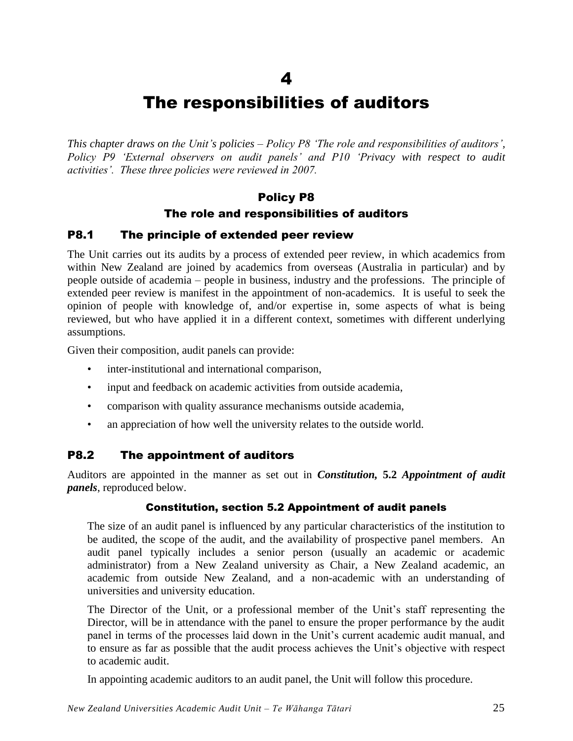# 4

# The responsibilities of auditors

*This chapter draws on the Unit's policies – Policy P8 'The role and responsibilities of auditors', Policy P9 'External observers on audit panels' and P10 'Privacy with respect to audit activities'. These three policies were reviewed in 2007.*

## Policy P8
## The role and responsibilities of auditors

### P8.1 The principle of extended peer review

The Unit carries out its audits by a process of extended peer review, in which academics from within New Zealand are joined by academics from overseas (Australia in particular) and by people outside of academia – people in business, industry and the professions. The principle of extended peer review is manifest in the appointment of non-academics. It is useful to seek the opinion of people with knowledge of, and/or expertise in, some aspects of what is being reviewed, but who have applied it in a different context, sometimes with different underlying assumptions.

Given their composition, audit panels can provide:

- inter-institutional and international comparison,
- input and feedback on academic activities from outside academia,
- comparison with quality assurance mechanisms outside academia,
- an appreciation of how well the university relates to the outside world.

### P8.2 The appointment of auditors

Auditors are appointed in the manner as set out in ***Constitution,*** **5.2** ***Appointment of audit panels***, reproduced below.

#### Constitution, section 5.2 Appointment of audit panels

> The size of an audit panel is influenced by any particular characteristics of the institution to be audited, the scope of the audit, and the availability of prospective panel members. An audit panel typically includes a senior person (usually an academic or academic administrator) from a New Zealand university as Chair, a New Zealand academic, an academic from outside New Zealand, and a non-academic with an understanding of universities and university education.
>
> The Director of the Unit, or a professional member of the Unit's staff representing the Director, will be in attendance with the panel to ensure the proper performance by the audit panel in terms of the processes laid down in the Unit's current academic audit manual, and to ensure as far as possible that the audit process achieves the Unit's objective with respect to academic audit.
>
> In appointing academic auditors to an audit panel, the Unit will follow this procedure.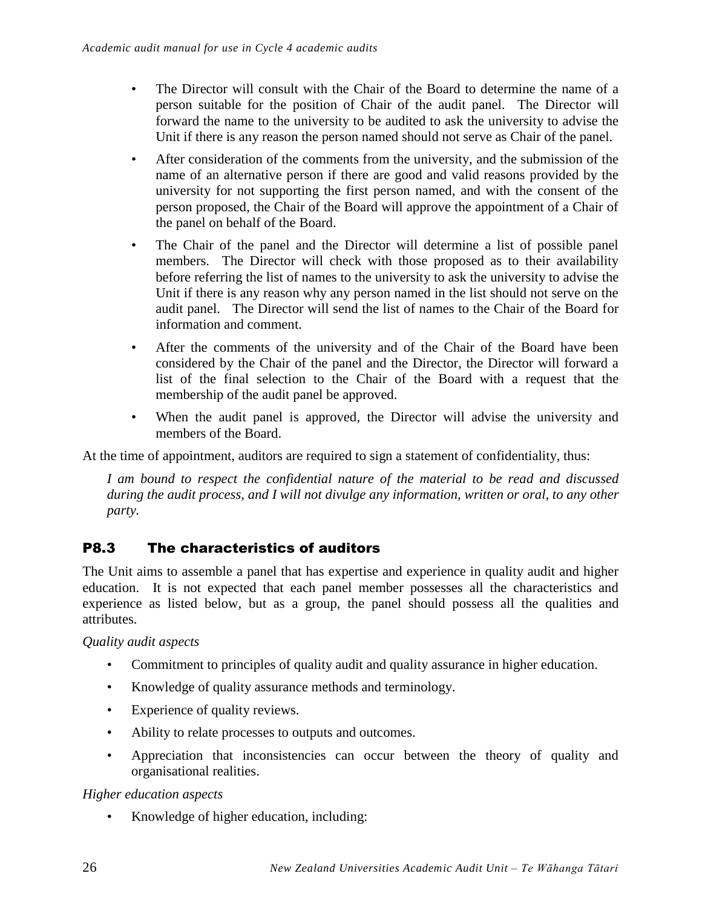- The Director will consult with the Chair of the Board to determine the name of a person suitable for the position of Chair of the audit panel. The Director will forward the name to the university to be audited to ask the university to advise the Unit if there is any reason the person named should not serve as Chair of the panel.
- After consideration of the comments from the university, and the submission of the name of an alternative person if there are good and valid reasons provided by the university for not supporting the first person named, and with the consent of the person proposed, the Chair of the Board will approve the appointment of a Chair of the panel on behalf of the Board.
- The Chair of the panel and the Director will determine a list of possible panel members. The Director will check with those proposed as to their availability before referring the list of names to the university to ask the university to advise the Unit if there is any reason why any person named in the list should not serve on the audit panel. The Director will send the list of names to the Chair of the Board for information and comment.
- After the comments of the university and of the Chair of the Board have been considered by the Chair of the panel and the Director, the Director will forward a list of the final selection to the Chair of the Board with a request that the membership of the audit panel be approved.
- When the audit panel is approved, the Director will advise the university and members of the Board.

At the time of appointment, auditors are required to sign a statement of confidentiality, thus:

*I am bound to respect the confidential nature of the material to be read and discussed during the audit process, and I will not divulge any information, written or oral, to any other party.*

## P8.3 The characteristics of auditors

The Unit aims to assemble a panel that has expertise and experience in quality audit and higher education. It is not expected that each panel member possesses all the characteristics and experience as listed below, but as a group, the panel should possess all the qualities and attributes.

*Quality audit aspects*

- Commitment to principles of quality audit and quality assurance in higher education.
- Knowledge of quality assurance methods and terminology.
- Experience of quality reviews.
- Ability to relate processes to outputs and outcomes.
- Appreciation that inconsistencies can occur between the theory of quality and organisational realities.

*Higher education aspects*

- Knowledge of higher education, including: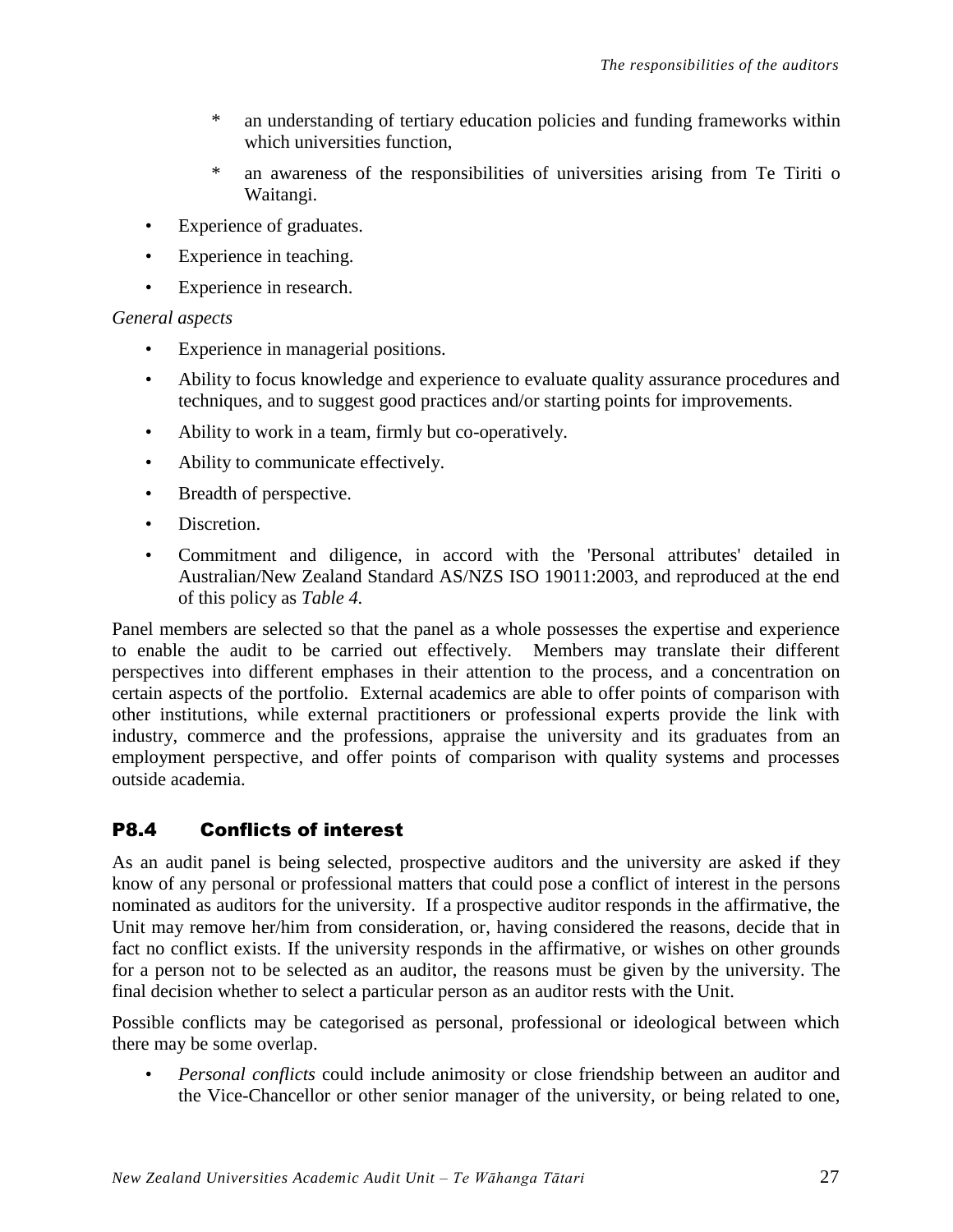* an understanding of tertiary education policies and funding frameworks within which universities function,
    * an awareness of the responsibilities of universities arising from Te Tiriti o Waitangi.

- Experience of graduates.
- Experience in teaching.
- Experience in research.

*General aspects*

- Experience in managerial positions.
- Ability to focus knowledge and experience to evaluate quality assurance procedures and techniques, and to suggest good practices and/or starting points for improvements.
- Ability to work in a team, firmly but co-operatively.
- Ability to communicate effectively.
- Breadth of perspective.
- Discretion.
- Commitment and diligence, in accord with the 'Personal attributes' detailed in Australian/New Zealand Standard AS/NZS ISO 19011:2003, and reproduced at the end of this policy as *Table 4.*

Panel members are selected so that the panel as a whole possesses the expertise and experience to enable the audit to be carried out effectively. Members may translate their different perspectives into different emphases in their attention to the process, and a concentration on certain aspects of the portfolio. External academics are able to offer points of comparison with other institutions, while external practitioners or professional experts provide the link with industry, commerce and the professions, appraise the university and its graduates from an employment perspective, and offer points of comparison with quality systems and processes outside academia.

## P8.4 Conflicts of interest

As an audit panel is being selected, prospective auditors and the university are asked if they know of any personal or professional matters that could pose a conflict of interest in the persons nominated as auditors for the university. If a prospective auditor responds in the affirmative, the Unit may remove her/him from consideration, or, having considered the reasons, decide that in fact no conflict exists. If the university responds in the affirmative, or wishes on other grounds for a person not to be selected as an auditor, the reasons must be given by the university. The final decision whether to select a particular person as an auditor rests with the Unit.

Possible conflicts may be categorised as personal, professional or ideological between which there may be some overlap.

- *Personal conflicts* could include animosity or close friendship between an auditor and the Vice-Chancellor or other senior manager of the university, or being related to one,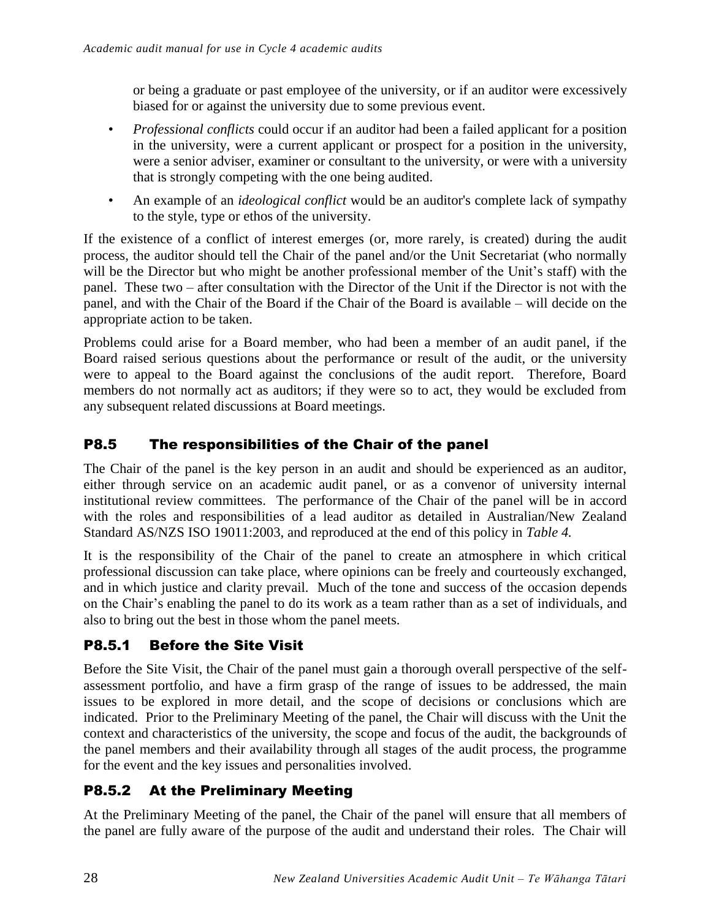or being a graduate or past employee of the university, or if an auditor were excessively biased for or against the university due to some previous event.

- *Professional conflicts* could occur if an auditor had been a failed applicant for a position in the university, were a current applicant or prospect for a position in the university, were a senior adviser, examiner or consultant to the university, or were with a university that is strongly competing with the one being audited.
- An example of an *ideological conflict* would be an auditor's complete lack of sympathy to the style, type or ethos of the university.

If the existence of a conflict of interest emerges (or, more rarely, is created) during the audit process, the auditor should tell the Chair of the panel and/or the Unit Secretariat (who normally will be the Director but who might be another professional member of the Unit's staff) with the panel. These two – after consultation with the Director of the Unit if the Director is not with the panel, and with the Chair of the Board if the Chair of the Board is available – will decide on the appropriate action to be taken.

Problems could arise for a Board member, who had been a member of an audit panel, if the Board raised serious questions about the performance or result of the audit, or the university were to appeal to the Board against the conclusions of the audit report. Therefore, Board members do not normally act as auditors; if they were so to act, they would be excluded from any subsequent related discussions at Board meetings.

## P8.5 The responsibilities of the Chair of the panel

The Chair of the panel is the key person in an audit and should be experienced as an auditor, either through service on an academic audit panel, or as a convenor of university internal institutional review committees. The performance of the Chair of the panel will be in accord with the roles and responsibilities of a lead auditor as detailed in Australian/New Zealand Standard AS/NZS ISO 19011:2003, and reproduced at the end of this policy in *Table 4.*

It is the responsibility of the Chair of the panel to create an atmosphere in which critical professional discussion can take place, where opinions can be freely and courteously exchanged, and in which justice and clarity prevail. Much of the tone and success of the occasion depends on the Chair's enabling the panel to do its work as a team rather than as a set of individuals, and also to bring out the best in those whom the panel meets.

### P8.5.1 Before the Site Visit

Before the Site Visit, the Chair of the panel must gain a thorough overall perspective of the self-assessment portfolio, and have a firm grasp of the range of issues to be addressed, the main issues to be explored in more detail, and the scope of decisions or conclusions which are indicated. Prior to the Preliminary Meeting of the panel, the Chair will discuss with the Unit the context and characteristics of the university, the scope and focus of the audit, the backgrounds of the panel members and their availability through all stages of the audit process, the programme for the event and the key issues and personalities involved.

### P8.5.2 At the Preliminary Meeting

At the Preliminary Meeting of the panel, the Chair of the panel will ensure that all members of the panel are fully aware of the purpose of the audit and understand their roles. The Chair will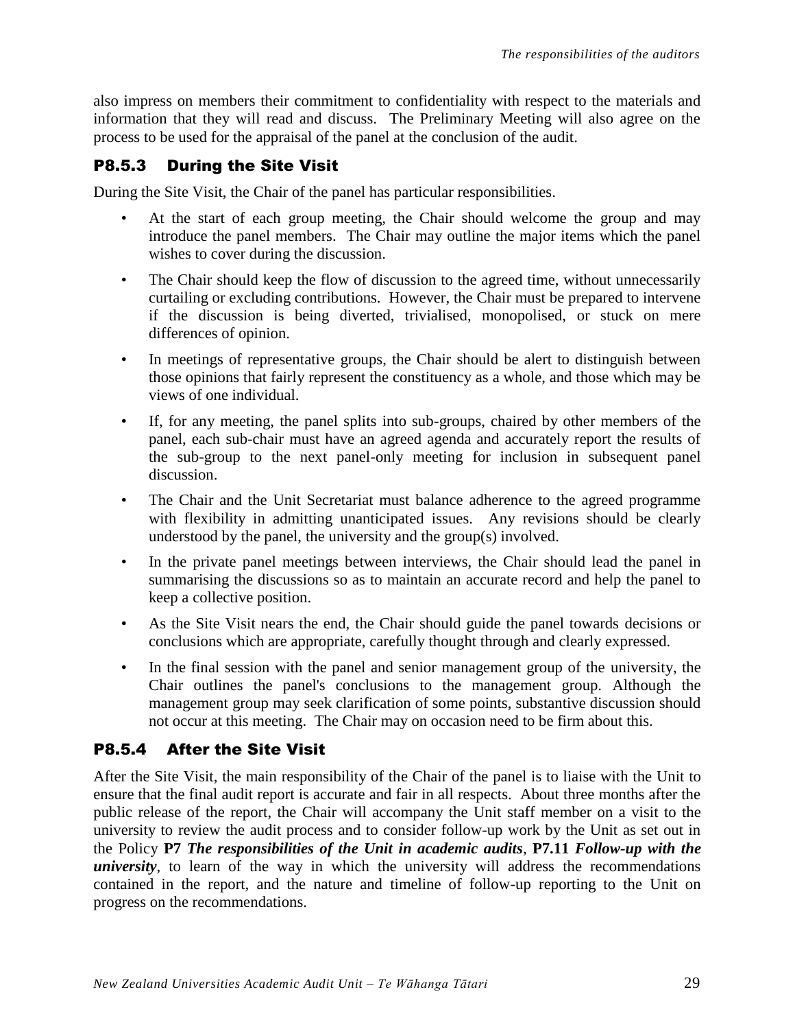also impress on members their commitment to confidentiality with respect to the materials and information that they will read and discuss. The Preliminary Meeting will also agree on the process to be used for the appraisal of the panel at the conclusion of the audit.

### P8.5.3 During the Site Visit

During the Site Visit, the Chair of the panel has particular responsibilities.

- At the start of each group meeting, the Chair should welcome the group and may introduce the panel members. The Chair may outline the major items which the panel wishes to cover during the discussion.
- The Chair should keep the flow of discussion to the agreed time, without unnecessarily curtailing or excluding contributions. However, the Chair must be prepared to intervene if the discussion is being diverted, trivialised, monopolised, or stuck on mere differences of opinion.
- In meetings of representative groups, the Chair should be alert to distinguish between those opinions that fairly represent the constituency as a whole, and those which may be views of one individual.
- If, for any meeting, the panel splits into sub-groups, chaired by other members of the panel, each sub-chair must have an agreed agenda and accurately report the results of the sub-group to the next panel-only meeting for inclusion in subsequent panel discussion.
- The Chair and the Unit Secretariat must balance adherence to the agreed programme with flexibility in admitting unanticipated issues. Any revisions should be clearly understood by the panel, the university and the group(s) involved.
- In the private panel meetings between interviews, the Chair should lead the panel in summarising the discussions so as to maintain an accurate record and help the panel to keep a collective position.
- As the Site Visit nears the end, the Chair should guide the panel towards decisions or conclusions which are appropriate, carefully thought through and clearly expressed.
- In the final session with the panel and senior management group of the university, the Chair outlines the panel's conclusions to the management group. Although the management group may seek clarification of some points, substantive discussion should not occur at this meeting. The Chair may on occasion need to be firm about this.

### P8.5.4 After the Site Visit

After the Site Visit, the main responsibility of the Chair of the panel is to liaise with the Unit to ensure that the final audit report is accurate and fair in all respects. About three months after the public release of the report, the Chair will accompany the Unit staff member on a visit to the university to review the audit process and to consider follow-up work by the Unit as set out in the Policy **P7** ***The responsibilities of the Unit in academic audits***, **P7.11** ***Follow-up with the university***, to learn of the way in which the university will address the recommendations contained in the report, and the nature and timeline of follow-up reporting to the Unit on progress on the recommendations.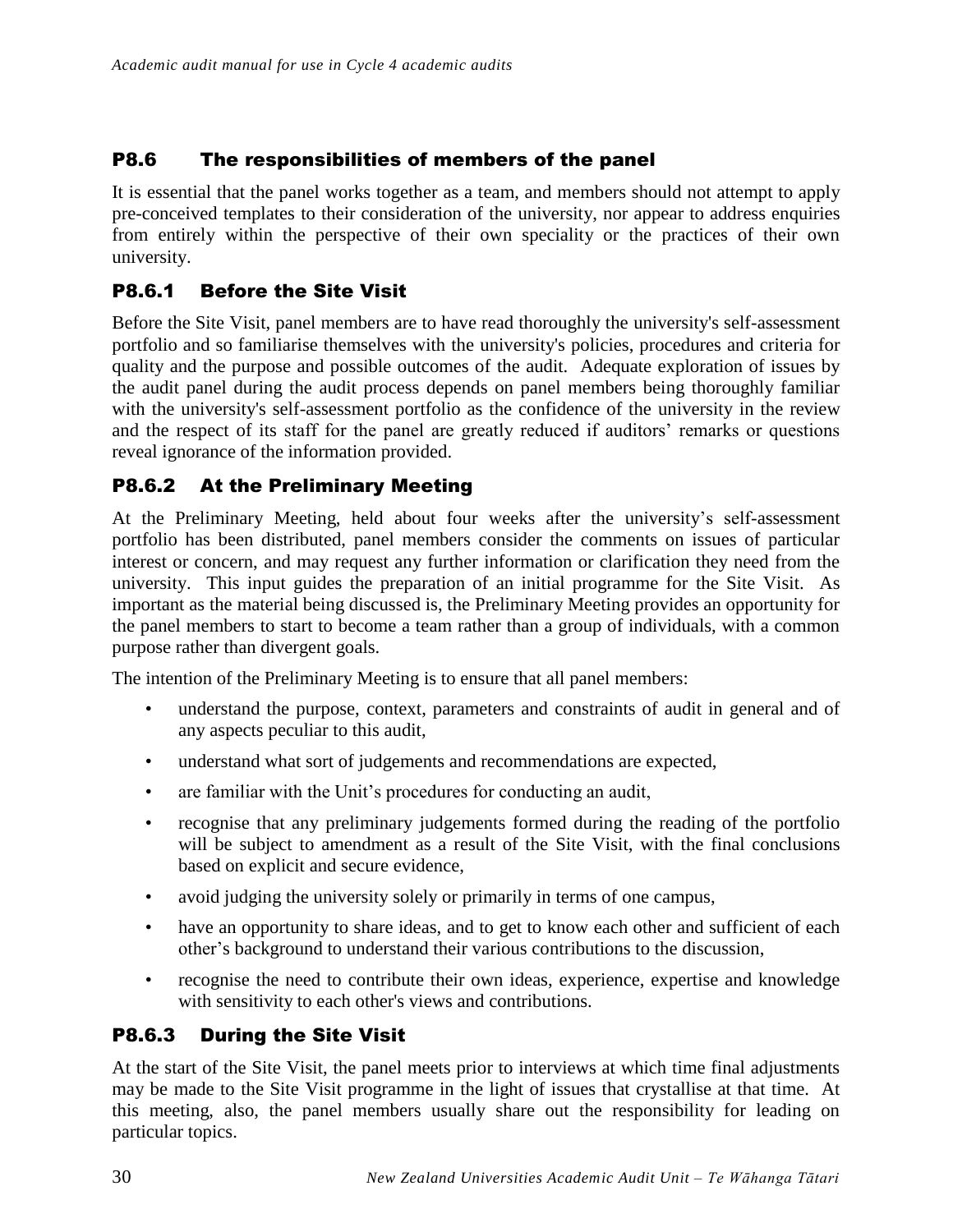## P8.6 The responsibilities of members of the panel

It is essential that the panel works together as a team, and members should not attempt to apply pre-conceived templates to their consideration of the university, nor appear to address enquiries from entirely within the perspective of their own speciality or the practices of their own university.

### P8.6.1 Before the Site Visit

Before the Site Visit, panel members are to have read thoroughly the university's self-assessment portfolio and so familiarise themselves with the university's policies, procedures and criteria for quality and the purpose and possible outcomes of the audit. Adequate exploration of issues by the audit panel during the audit process depends on panel members being thoroughly familiar with the university's self-assessment portfolio as the confidence of the university in the review and the respect of its staff for the panel are greatly reduced if auditors' remarks or questions reveal ignorance of the information provided.

### P8.6.2 At the Preliminary Meeting

At the Preliminary Meeting, held about four weeks after the university's self-assessment portfolio has been distributed, panel members consider the comments on issues of particular interest or concern, and may request any further information or clarification they need from the university. This input guides the preparation of an initial programme for the Site Visit. As important as the material being discussed is, the Preliminary Meeting provides an opportunity for the panel members to start to become a team rather than a group of individuals, with a common purpose rather than divergent goals.

The intention of the Preliminary Meeting is to ensure that all panel members:

- understand the purpose, context, parameters and constraints of audit in general and of any aspects peculiar to this audit,
- understand what sort of judgements and recommendations are expected,
- are familiar with the Unit's procedures for conducting an audit,
- recognise that any preliminary judgements formed during the reading of the portfolio will be subject to amendment as a result of the Site Visit, with the final conclusions based on explicit and secure evidence,
- avoid judging the university solely or primarily in terms of one campus,
- have an opportunity to share ideas, and to get to know each other and sufficient of each other's background to understand their various contributions to the discussion,
- recognise the need to contribute their own ideas, experience, expertise and knowledge with sensitivity to each other's views and contributions.

### P8.6.3 During the Site Visit

At the start of the Site Visit, the panel meets prior to interviews at which time final adjustments may be made to the Site Visit programme in the light of issues that crystallise at that time. At this meeting, also, the panel members usually share out the responsibility for leading on particular topics.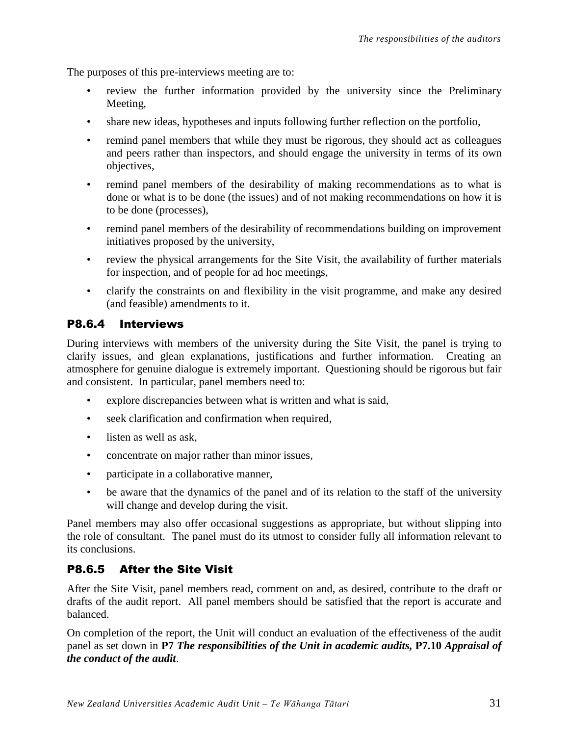The purposes of this pre-interviews meeting are to:

- review the further information provided by the university since the Preliminary Meeting,
- share new ideas, hypotheses and inputs following further reflection on the portfolio,
- remind panel members that while they must be rigorous, they should act as colleagues and peers rather than inspectors, and should engage the university in terms of its own objectives,
- remind panel members of the desirability of making recommendations as to what is done or what is to be done (the issues) and of not making recommendations on how it is to be done (processes),
- remind panel members of the desirability of recommendations building on improvement initiatives proposed by the university,
- review the physical arrangements for the Site Visit, the availability of further materials for inspection, and of people for ad hoc meetings,
- clarify the constraints on and flexibility in the visit programme, and make any desired (and feasible) amendments to it.

### P8.6.4 Interviews

During interviews with members of the university during the Site Visit, the panel is trying to clarify issues, and glean explanations, justifications and further information. Creating an atmosphere for genuine dialogue is extremely important. Questioning should be rigorous but fair and consistent. In particular, panel members need to:

- explore discrepancies between what is written and what is said,
- seek clarification and confirmation when required,
- listen as well as ask,
- concentrate on major rather than minor issues,
- participate in a collaborative manner,
- be aware that the dynamics of the panel and of its relation to the staff of the university will change and develop during the visit.

Panel members may also offer occasional suggestions as appropriate, but without slipping into the role of consultant. The panel must do its utmost to consider fully all information relevant to its conclusions.

### P8.6.5 After the Site Visit

After the Site Visit, panel members read, comment on and, as desired, contribute to the draft or drafts of the audit report. All panel members should be satisfied that the report is accurate and balanced.

On completion of the report, the Unit will conduct an evaluation of the effectiveness of the audit panel as set down in **P7** ***The responsibilities of the Unit in academic audits,*** **P7.10** ***Appraisal of the conduct of the audit***.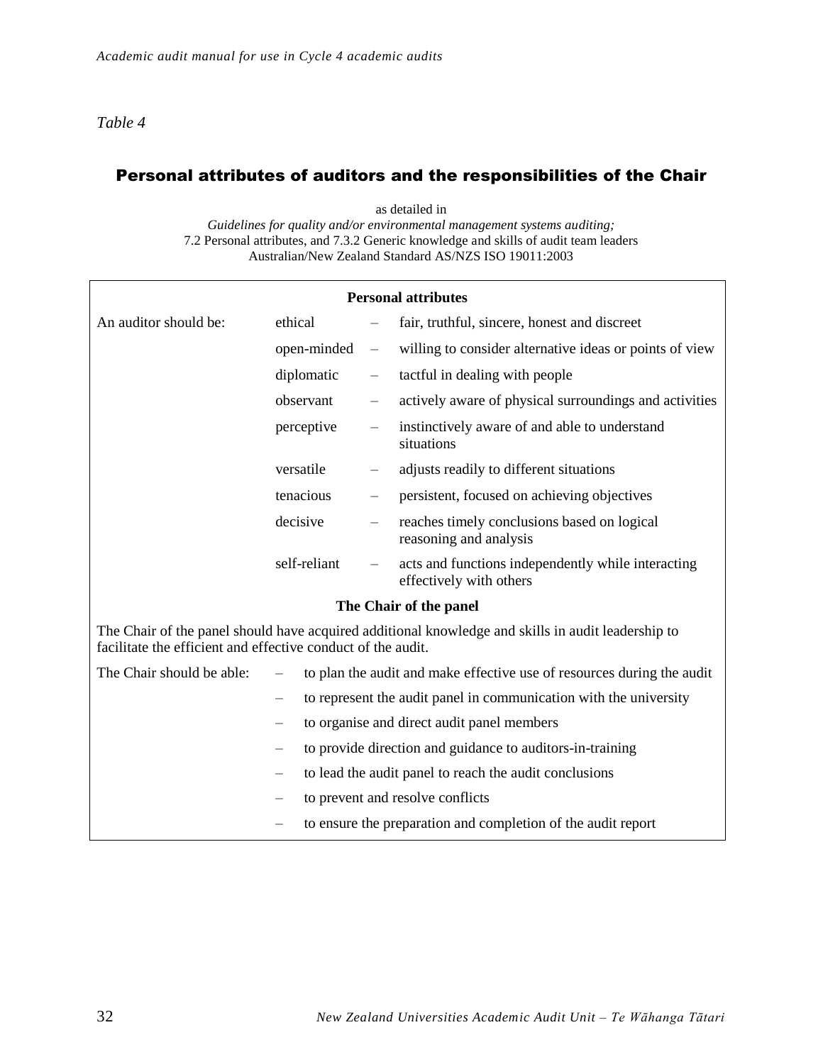*Table 4*

## Personal attributes of auditors and the responsibilities of the Chair

as detailed in
*Guidelines for quality and/or environmental management systems auditing;*
7.2 Personal attributes, and 7.3.2 Generic knowledge and skills of audit team leaders
Australian/New Zealand Standard AS/NZS ISO 19011:2003

| **Personal attributes** | | | |
|---|---|---|---|
| An auditor should be: | ethical | – | fair, truthful, sincere, honest and discreet |
| | open-minded | – | willing to consider alternative ideas or points of view |
| | diplomatic | – | tactful in dealing with people |
| | observant | – | actively aware of physical surroundings and activities |
| | perceptive | – | instinctively aware of and able to understand situations |
| | versatile | – | adjusts readily to different situations |
| | tenacious | – | persistent, focused on achieving objectives |
| | decisive | – | reaches timely conclusions based on logical reasoning and analysis |
| | self-reliant | – | acts and functions independently while interacting effectively with others |

**The Chair of the panel**

The Chair of the panel should have acquired additional knowledge and skills in audit leadership to facilitate the efficient and effective conduct of the audit.

The Chair should be able:

- to plan the audit and make effective use of resources during the audit
- to represent the audit panel in communication with the university
- to organise and direct audit panel members
- to provide direction and guidance to auditors-in-training
- to lead the audit panel to reach the audit conclusions
- to prevent and resolve conflicts
- to ensure the preparation and completion of the audit report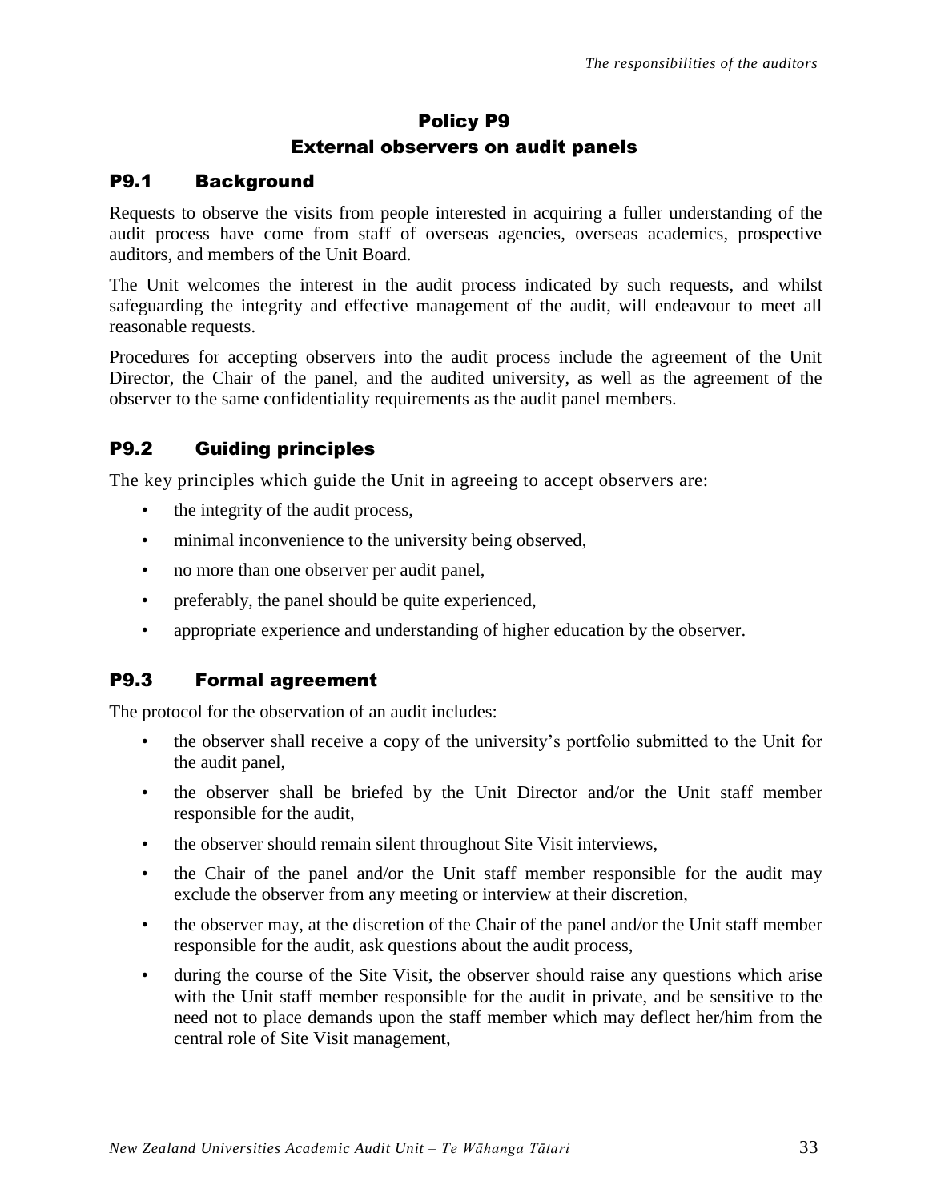# Policy P9
# External observers on audit panels

## P9.1 Background

Requests to observe the visits from people interested in acquiring a fuller understanding of the audit process have come from staff of overseas agencies, overseas academics, prospective auditors, and members of the Unit Board.

The Unit welcomes the interest in the audit process indicated by such requests, and whilst safeguarding the integrity and effective management of the audit, will endeavour to meet all reasonable requests.

Procedures for accepting observers into the audit process include the agreement of the Unit Director, the Chair of the panel, and the audited university, as well as the agreement of the observer to the same confidentiality requirements as the audit panel members.

## P9.2 Guiding principles

The key principles which guide the Unit in agreeing to accept observers are:

- the integrity of the audit process,
- minimal inconvenience to the university being observed,
- no more than one observer per audit panel,
- preferably, the panel should be quite experienced,
- appropriate experience and understanding of higher education by the observer.

## P9.3 Formal agreement

The protocol for the observation of an audit includes:

- the observer shall receive a copy of the university's portfolio submitted to the Unit for the audit panel,
- the observer shall be briefed by the Unit Director and/or the Unit staff member responsible for the audit,
- the observer should remain silent throughout Site Visit interviews,
- the Chair of the panel and/or the Unit staff member responsible for the audit may exclude the observer from any meeting or interview at their discretion,
- the observer may, at the discretion of the Chair of the panel and/or the Unit staff member responsible for the audit, ask questions about the audit process,
- during the course of the Site Visit, the observer should raise any questions which arise with the Unit staff member responsible for the audit in private, and be sensitive to the need not to place demands upon the staff member which may deflect her/him from the central role of Site Visit management,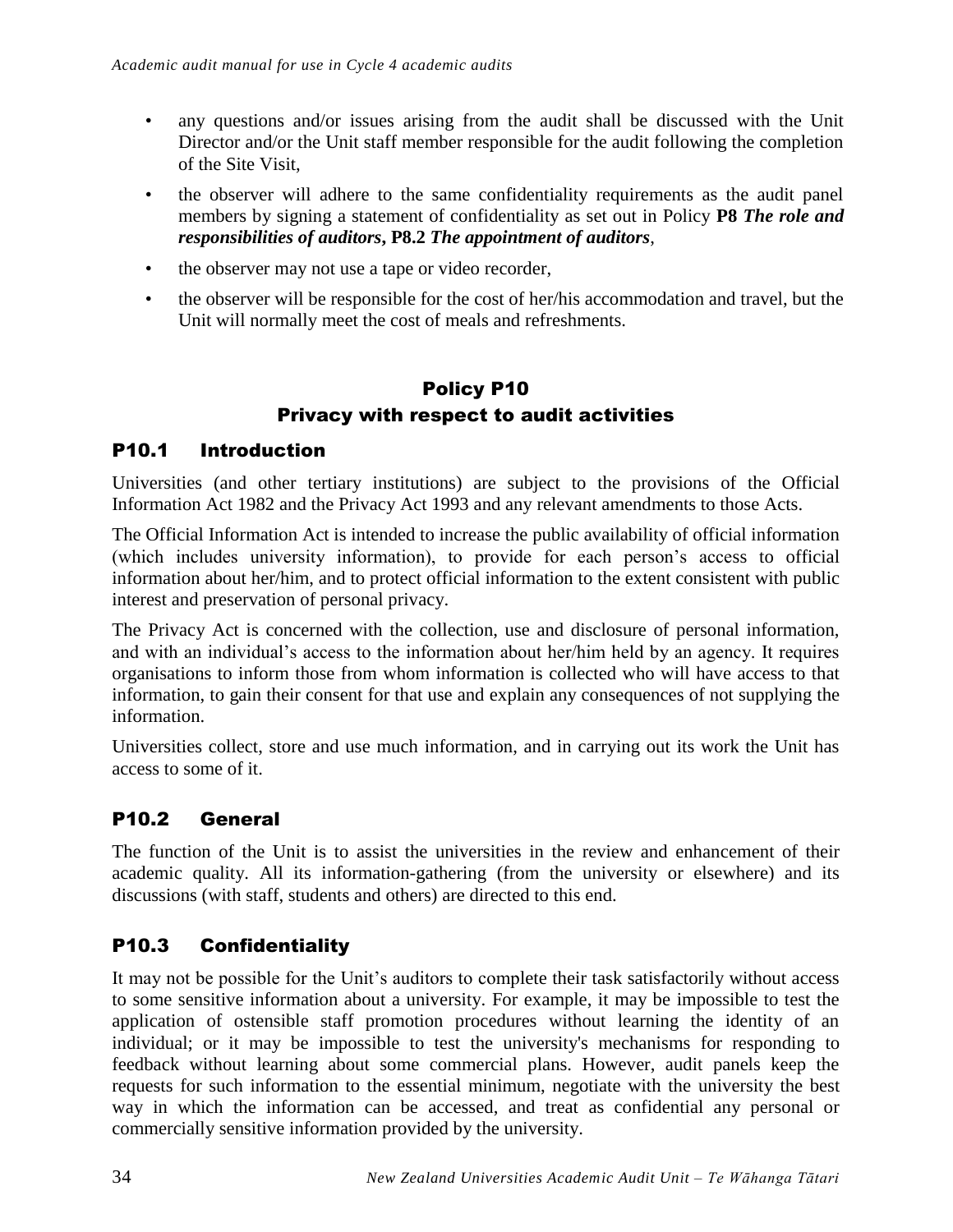- any questions and/or issues arising from the audit shall be discussed with the Unit Director and/or the Unit staff member responsible for the audit following the completion of the Site Visit,
- the observer will adhere to the same confidentiality requirements as the audit panel members by signing a statement of confidentiality as set out in Policy **P8** ***The role and responsibilities of auditors*****, P8.2** ***The appointment of auditors***,
- the observer may not use a tape or video recorder,
- the observer will be responsible for the cost of her/his accommodation and travel, but the Unit will normally meet the cost of meals and refreshments.

# Policy P10
# Privacy with respect to audit activities

## P10.1 Introduction

Universities (and other tertiary institutions) are subject to the provisions of the Official Information Act 1982 and the Privacy Act 1993 and any relevant amendments to those Acts.

The Official Information Act is intended to increase the public availability of official information (which includes university information), to provide for each person's access to official information about her/him, and to protect official information to the extent consistent with public interest and preservation of personal privacy.

The Privacy Act is concerned with the collection, use and disclosure of personal information, and with an individual's access to the information about her/him held by an agency. It requires organisations to inform those from whom information is collected who will have access to that information, to gain their consent for that use and explain any consequences of not supplying the information.

Universities collect, store and use much information, and in carrying out its work the Unit has access to some of it.

## P10.2 General

The function of the Unit is to assist the universities in the review and enhancement of their academic quality. All its information-gathering (from the university or elsewhere) and its discussions (with staff, students and others) are directed to this end.

## P10.3 Confidentiality

It may not be possible for the Unit's auditors to complete their task satisfactorily without access to some sensitive information about a university. For example, it may be impossible to test the application of ostensible staff promotion procedures without learning the identity of an individual; or it may be impossible to test the university's mechanisms for responding to feedback without learning about some commercial plans. However, audit panels keep the requests for such information to the essential minimum, negotiate with the university the best way in which the information can be accessed, and treat as confidential any personal or commercially sensitive information provided by the university.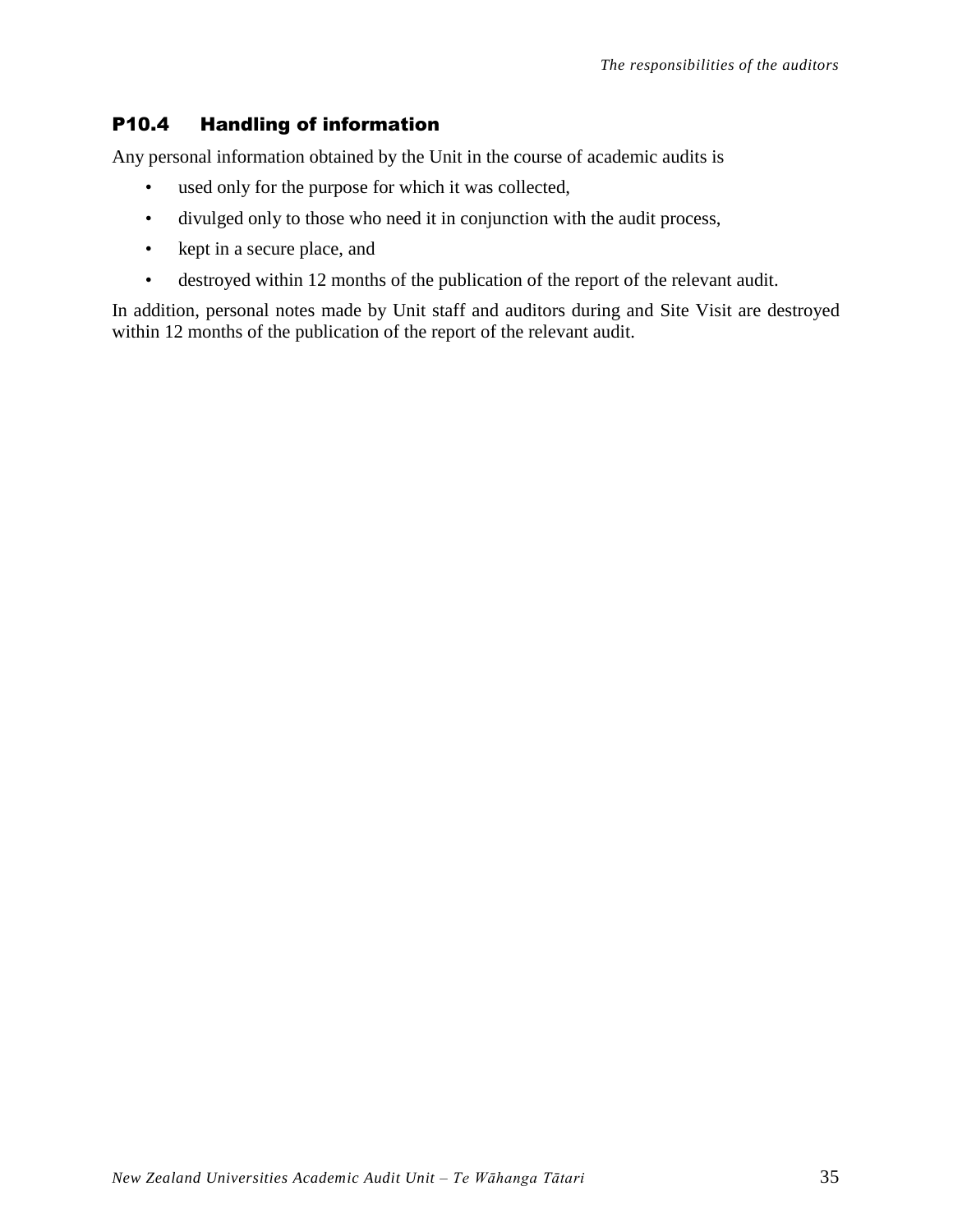## P10.4 Handling of information

Any personal information obtained by the Unit in the course of academic audits is

- used only for the purpose for which it was collected,
- divulged only to those who need it in conjunction with the audit process,
- kept in a secure place, and
- destroyed within 12 months of the publication of the report of the relevant audit.

In addition, personal notes made by Unit staff and auditors during and Site Visit are destroyed within 12 months of the publication of the report of the relevant audit.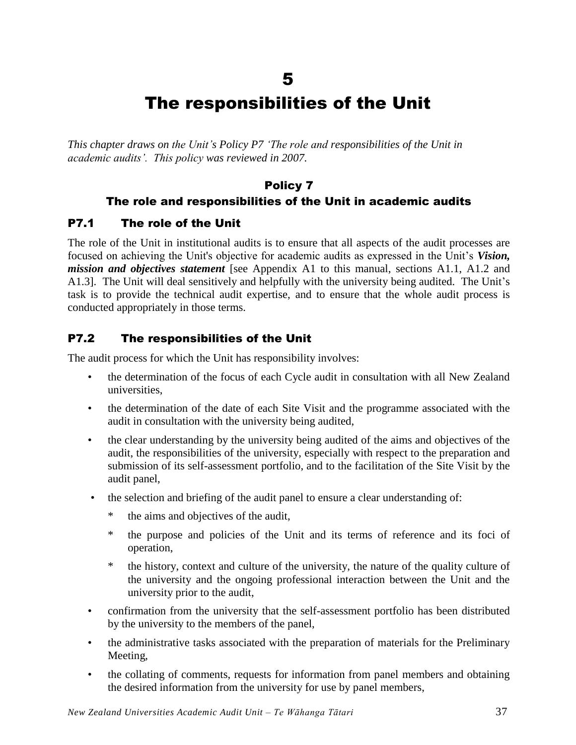# 5

# The responsibilities of the Unit

*This chapter draws on the Unit's Policy P7 'The role and responsibilities of the Unit in academic audits'. This policy was reviewed in 2007.*

## Policy 7
## The role and responsibilities of the Unit in academic audits

### P7.1 The role of the Unit

The role of the Unit in institutional audits is to ensure that all aspects of the audit processes are focused on achieving the Unit's objective for academic audits as expressed in the Unit's ***Vision, mission and objectives statement*** [see Appendix A1 to this manual, sections A1.1, A1.2 and A1.3]. The Unit will deal sensitively and helpfully with the university being audited. The Unit's task is to provide the technical audit expertise, and to ensure that the whole audit process is conducted appropriately in those terms.

### P7.2 The responsibilities of the Unit

The audit process for which the Unit has responsibility involves:

- the determination of the focus of each Cycle audit in consultation with all New Zealand universities,
- the determination of the date of each Site Visit and the programme associated with the audit in consultation with the university being audited,
- the clear understanding by the university being audited of the aims and objectives of the audit, the responsibilities of the university, especially with respect to the preparation and submission of its self-assessment portfolio, and to the facilitation of the Site Visit by the audit panel,
- the selection and briefing of the audit panel to ensure a clear understanding of:
  - the aims and objectives of the audit,
  - the purpose and policies of the Unit and its terms of reference and its foci of operation,
  - the history, context and culture of the university, the nature of the quality culture of the university and the ongoing professional interaction between the Unit and the university prior to the audit,
- confirmation from the university that the self-assessment portfolio has been distributed by the university to the members of the panel,
- the administrative tasks associated with the preparation of materials for the Preliminary Meeting,
- the collating of comments, requests for information from panel members and obtaining the desired information from the university for use by panel members,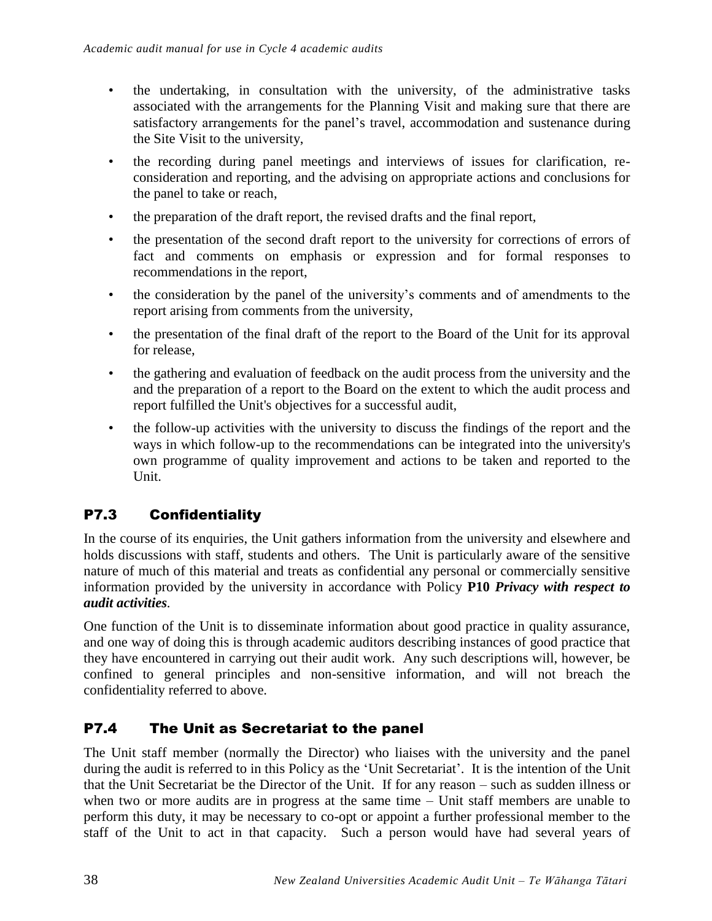- the undertaking, in consultation with the university, of the administrative tasks associated with the arrangements for the Planning Visit and making sure that there are satisfactory arrangements for the panel's travel, accommodation and sustenance during the Site Visit to the university,
- the recording during panel meetings and interviews of issues for clarification, re-consideration and reporting, and the advising on appropriate actions and conclusions for the panel to take or reach,
- the preparation of the draft report, the revised drafts and the final report,
- the presentation of the second draft report to the university for corrections of errors of fact and comments on emphasis or expression and for formal responses to recommendations in the report,
- the consideration by the panel of the university's comments and of amendments to the report arising from comments from the university,
- the presentation of the final draft of the report to the Board of the Unit for its approval for release,
- the gathering and evaluation of feedback on the audit process from the university and the and the preparation of a report to the Board on the extent to which the audit process and report fulfilled the Unit's objectives for a successful audit,
- the follow-up activities with the university to discuss the findings of the report and the ways in which follow-up to the recommendations can be integrated into the university's own programme of quality improvement and actions to be taken and reported to the Unit.

## P7.3 Confidentiality

In the course of its enquiries, the Unit gathers information from the university and elsewhere and holds discussions with staff, students and others. The Unit is particularly aware of the sensitive nature of much of this material and treats as confidential any personal or commercially sensitive information provided by the university in accordance with Policy **P10** ***Privacy with respect to audit activities***.

One function of the Unit is to disseminate information about good practice in quality assurance, and one way of doing this is through academic auditors describing instances of good practice that they have encountered in carrying out their audit work. Any such descriptions will, however, be confined to general principles and non-sensitive information, and will not breach the confidentiality referred to above.

## P7.4 The Unit as Secretariat to the panel

The Unit staff member (normally the Director) who liaises with the university and the panel during the audit is referred to in this Policy as the 'Unit Secretariat'. It is the intention of the Unit that the Unit Secretariat be the Director of the Unit. If for any reason – such as sudden illness or when two or more audits are in progress at the same time – Unit staff members are unable to perform this duty, it may be necessary to co-opt or appoint a further professional member to the staff of the Unit to act in that capacity. Such a person would have had several years of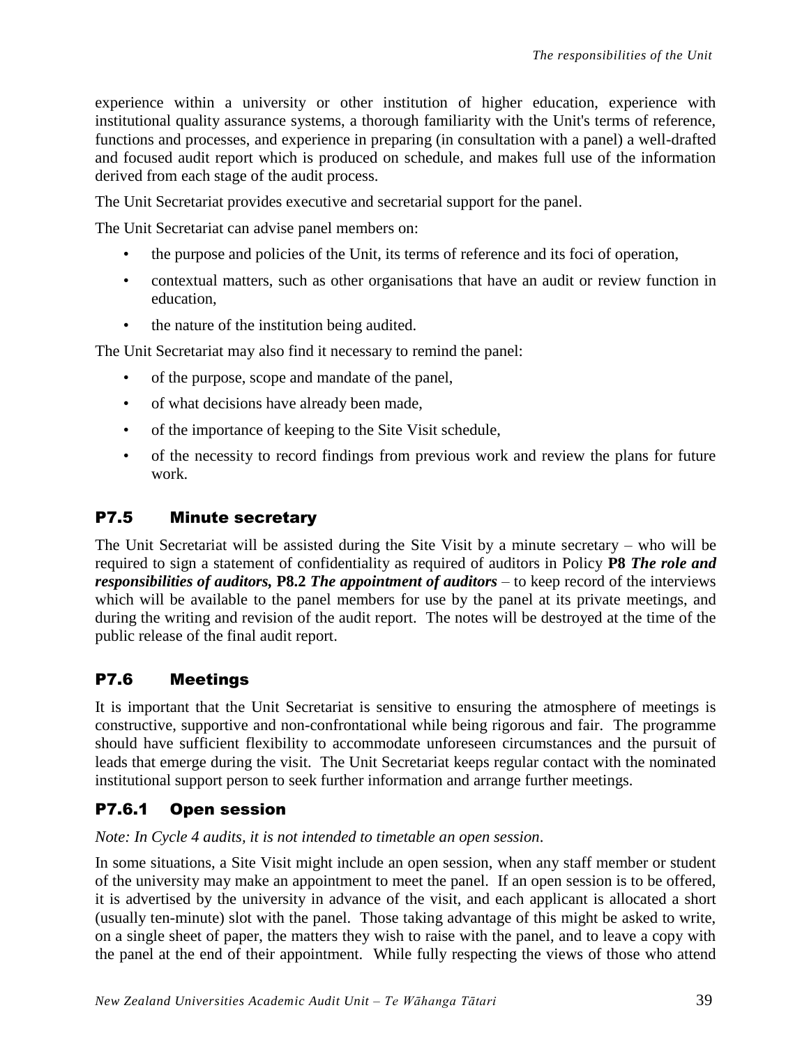experience within a university or other institution of higher education, experience with institutional quality assurance systems, a thorough familiarity with the Unit's terms of reference, functions and processes, and experience in preparing (in consultation with a panel) a well-drafted and focused audit report which is produced on schedule, and makes full use of the information derived from each stage of the audit process.

The Unit Secretariat provides executive and secretarial support for the panel.

The Unit Secretariat can advise panel members on:

- the purpose and policies of the Unit, its terms of reference and its foci of operation,
- contextual matters, such as other organisations that have an audit or review function in education,
- the nature of the institution being audited.

The Unit Secretariat may also find it necessary to remind the panel:

- of the purpose, scope and mandate of the panel,
- of what decisions have already been made,
- of the importance of keeping to the Site Visit schedule,
- of the necessity to record findings from previous work and review the plans for future work.

## P7.5 Minute secretary

The Unit Secretariat will be assisted during the Site Visit by a minute secretary – who will be required to sign a statement of confidentiality as required of auditors in Policy **P8** ***The role and responsibilities of auditors,*** **P8.2** ***The appointment of auditors*** – to keep record of the interviews which will be available to the panel members for use by the panel at its private meetings, and during the writing and revision of the audit report. The notes will be destroyed at the time of the public release of the final audit report.

## P7.6 Meetings

It is important that the Unit Secretariat is sensitive to ensuring the atmosphere of meetings is constructive, supportive and non-confrontational while being rigorous and fair. The programme should have sufficient flexibility to accommodate unforeseen circumstances and the pursuit of leads that emerge during the visit. The Unit Secretariat keeps regular contact with the nominated institutional support person to seek further information and arrange further meetings.

### P7.6.1 Open session

*Note: In Cycle 4 audits, it is not intended to timetable an open session.*

In some situations, a Site Visit might include an open session, when any staff member or student of the university may make an appointment to meet the panel. If an open session is to be offered, it is advertised by the university in advance of the visit, and each applicant is allocated a short (usually ten-minute) slot with the panel. Those taking advantage of this might be asked to write, on a single sheet of paper, the matters they wish to raise with the panel, and to leave a copy with the panel at the end of their appointment. While fully respecting the views of those who attend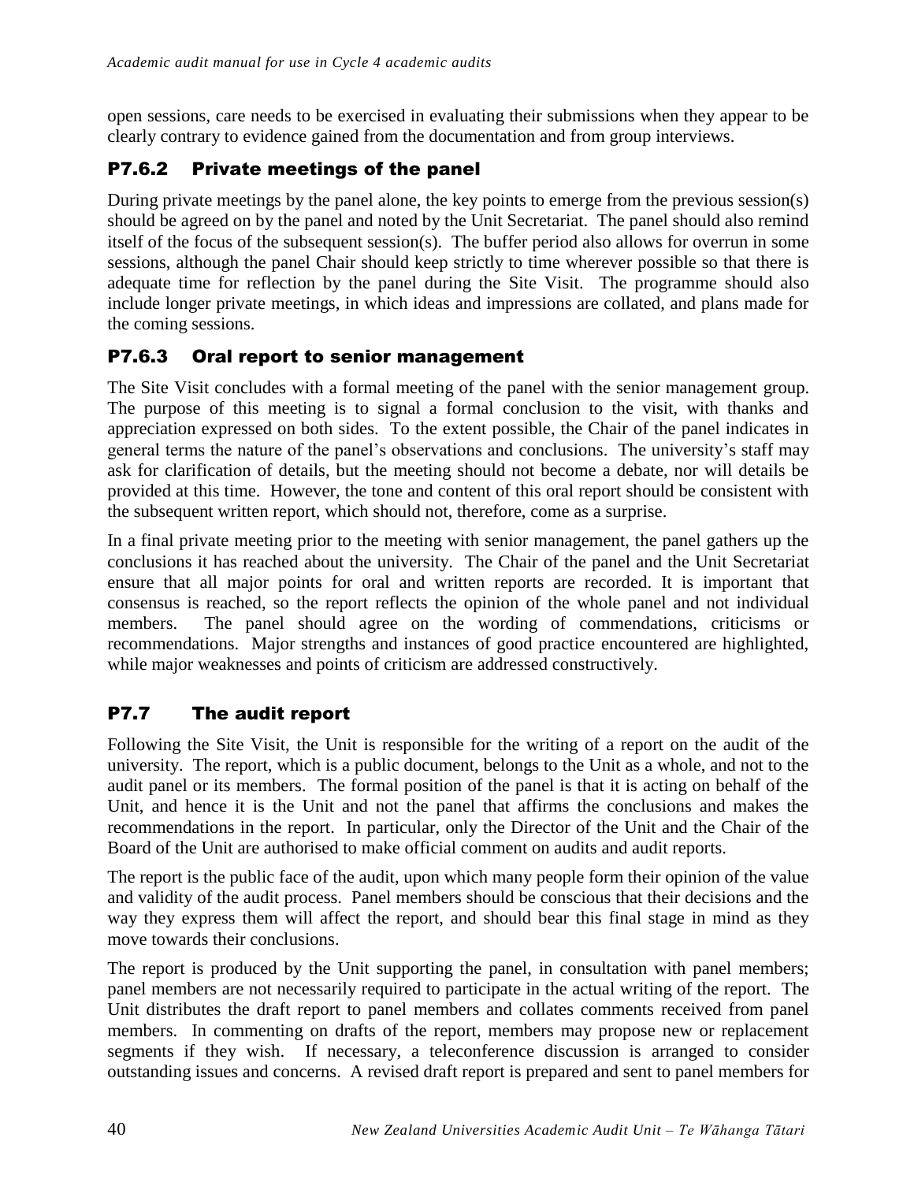open sessions, care needs to be exercised in evaluating their submissions when they appear to be clearly contrary to evidence gained from the documentation and from group interviews.

### P7.6.2 Private meetings of the panel

During private meetings by the panel alone, the key points to emerge from the previous session(s) should be agreed on by the panel and noted by the Unit Secretariat. The panel should also remind itself of the focus of the subsequent session(s). The buffer period also allows for overrun in some sessions, although the panel Chair should keep strictly to time wherever possible so that there is adequate time for reflection by the panel during the Site Visit. The programme should also include longer private meetings, in which ideas and impressions are collated, and plans made for the coming sessions.

### P7.6.3 Oral report to senior management

The Site Visit concludes with a formal meeting of the panel with the senior management group. The purpose of this meeting is to signal a formal conclusion to the visit, with thanks and appreciation expressed on both sides. To the extent possible, the Chair of the panel indicates in general terms the nature of the panel's observations and conclusions. The university's staff may ask for clarification of details, but the meeting should not become a debate, nor will details be provided at this time. However, the tone and content of this oral report should be consistent with the subsequent written report, which should not, therefore, come as a surprise.

In a final private meeting prior to the meeting with senior management, the panel gathers up the conclusions it has reached about the university. The Chair of the panel and the Unit Secretariat ensure that all major points for oral and written reports are recorded. It is important that consensus is reached, so the report reflects the opinion of the whole panel and not individual members. The panel should agree on the wording of commendations, criticisms or recommendations. Major strengths and instances of good practice encountered are highlighted, while major weaknesses and points of criticism are addressed constructively.

## P7.7 The audit report

Following the Site Visit, the Unit is responsible for the writing of a report on the audit of the university. The report, which is a public document, belongs to the Unit as a whole, and not to the audit panel or its members. The formal position of the panel is that it is acting on behalf of the Unit, and hence it is the Unit and not the panel that affirms the conclusions and makes the recommendations in the report. In particular, only the Director of the Unit and the Chair of the Board of the Unit are authorised to make official comment on audits and audit reports.

The report is the public face of the audit, upon which many people form their opinion of the value and validity of the audit process. Panel members should be conscious that their decisions and the way they express them will affect the report, and should bear this final stage in mind as they move towards their conclusions.

The report is produced by the Unit supporting the panel, in consultation with panel members; panel members are not necessarily required to participate in the actual writing of the report. The Unit distributes the draft report to panel members and collates comments received from panel members. In commenting on drafts of the report, members may propose new or replacement segments if they wish. If necessary, a teleconference discussion is arranged to consider outstanding issues and concerns. A revised draft report is prepared and sent to panel members for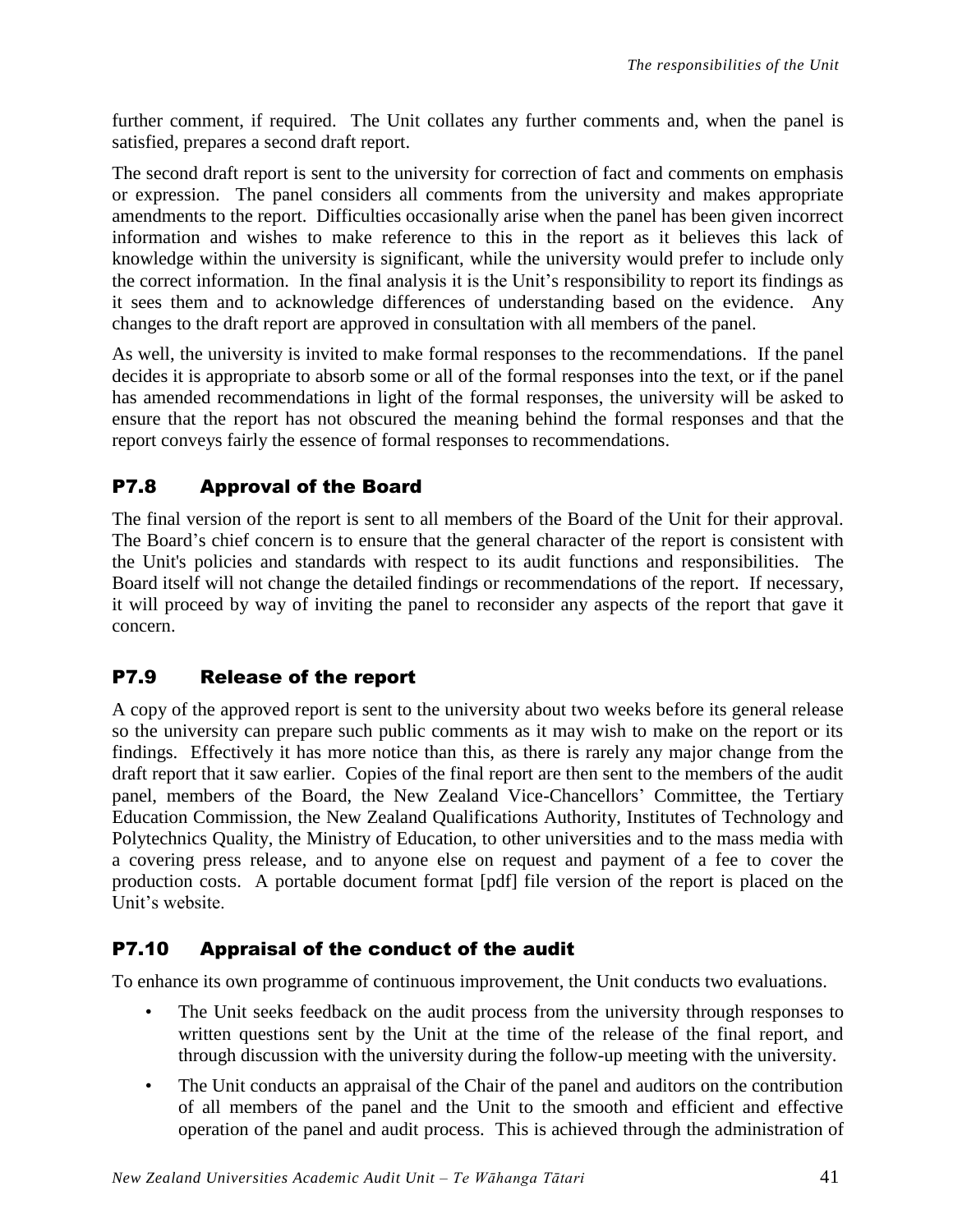further comment, if required. The Unit collates any further comments and, when the panel is satisfied, prepares a second draft report.

The second draft report is sent to the university for correction of fact and comments on emphasis or expression. The panel considers all comments from the university and makes appropriate amendments to the report. Difficulties occasionally arise when the panel has been given incorrect information and wishes to make reference to this in the report as it believes this lack of knowledge within the university is significant, while the university would prefer to include only the correct information. In the final analysis it is the Unit's responsibility to report its findings as it sees them and to acknowledge differences of understanding based on the evidence. Any changes to the draft report are approved in consultation with all members of the panel.

As well, the university is invited to make formal responses to the recommendations. If the panel decides it is appropriate to absorb some or all of the formal responses into the text, or if the panel has amended recommendations in light of the formal responses, the university will be asked to ensure that the report has not obscured the meaning behind the formal responses and that the report conveys fairly the essence of formal responses to recommendations.

## P7.8 Approval of the Board

The final version of the report is sent to all members of the Board of the Unit for their approval. The Board's chief concern is to ensure that the general character of the report is consistent with the Unit's policies and standards with respect to its audit functions and responsibilities. The Board itself will not change the detailed findings or recommendations of the report. If necessary, it will proceed by way of inviting the panel to reconsider any aspects of the report that gave it concern.

## P7.9 Release of the report

A copy of the approved report is sent to the university about two weeks before its general release so the university can prepare such public comments as it may wish to make on the report or its findings. Effectively it has more notice than this, as there is rarely any major change from the draft report that it saw earlier. Copies of the final report are then sent to the members of the audit panel, members of the Board, the New Zealand Vice-Chancellors' Committee, the Tertiary Education Commission, the New Zealand Qualifications Authority, Institutes of Technology and Polytechnics Quality, the Ministry of Education, to other universities and to the mass media with a covering press release, and to anyone else on request and payment of a fee to cover the production costs. A portable document format [pdf] file version of the report is placed on the Unit's website.

## P7.10 Appraisal of the conduct of the audit

To enhance its own programme of continuous improvement, the Unit conducts two evaluations.

- The Unit seeks feedback on the audit process from the university through responses to written questions sent by the Unit at the time of the release of the final report, and through discussion with the university during the follow-up meeting with the university.
- The Unit conducts an appraisal of the Chair of the panel and auditors on the contribution of all members of the panel and the Unit to the smooth and efficient and effective operation of the panel and audit process. This is achieved through the administration of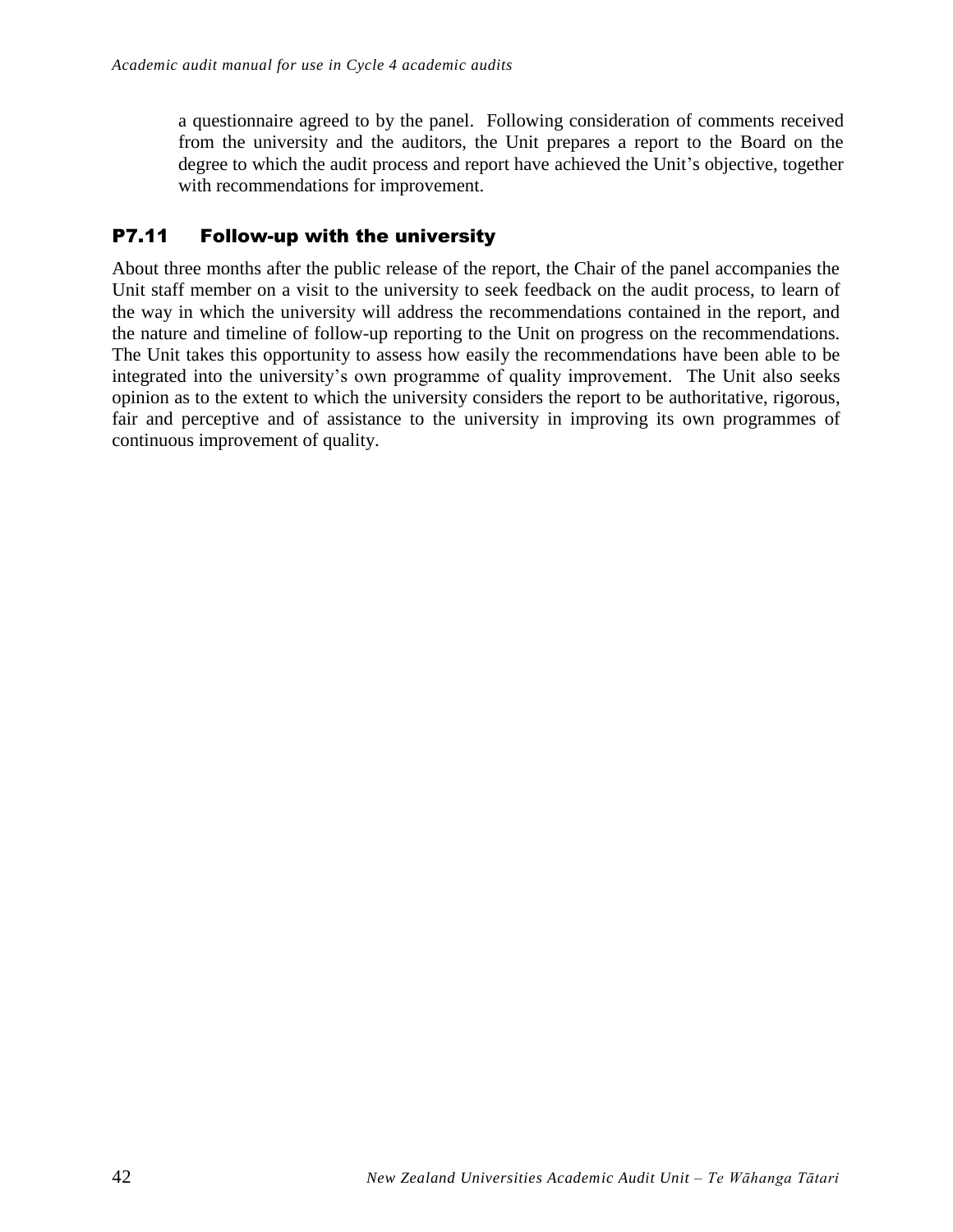a questionnaire agreed to by the panel. Following consideration of comments received from the university and the auditors, the Unit prepares a report to the Board on the degree to which the audit process and report have achieved the Unit's objective, together with recommendations for improvement.

## P7.11 Follow-up with the university

About three months after the public release of the report, the Chair of the panel accompanies the Unit staff member on a visit to the university to seek feedback on the audit process, to learn of the way in which the university will address the recommendations contained in the report, and the nature and timeline of follow-up reporting to the Unit on progress on the recommendations. The Unit takes this opportunity to assess how easily the recommendations have been able to be integrated into the university's own programme of quality improvement. The Unit also seeks opinion as to the extent to which the university considers the report to be authoritative, rigorous, fair and perceptive and of assistance to the university in improving its own programmes of continuous improvement of quality.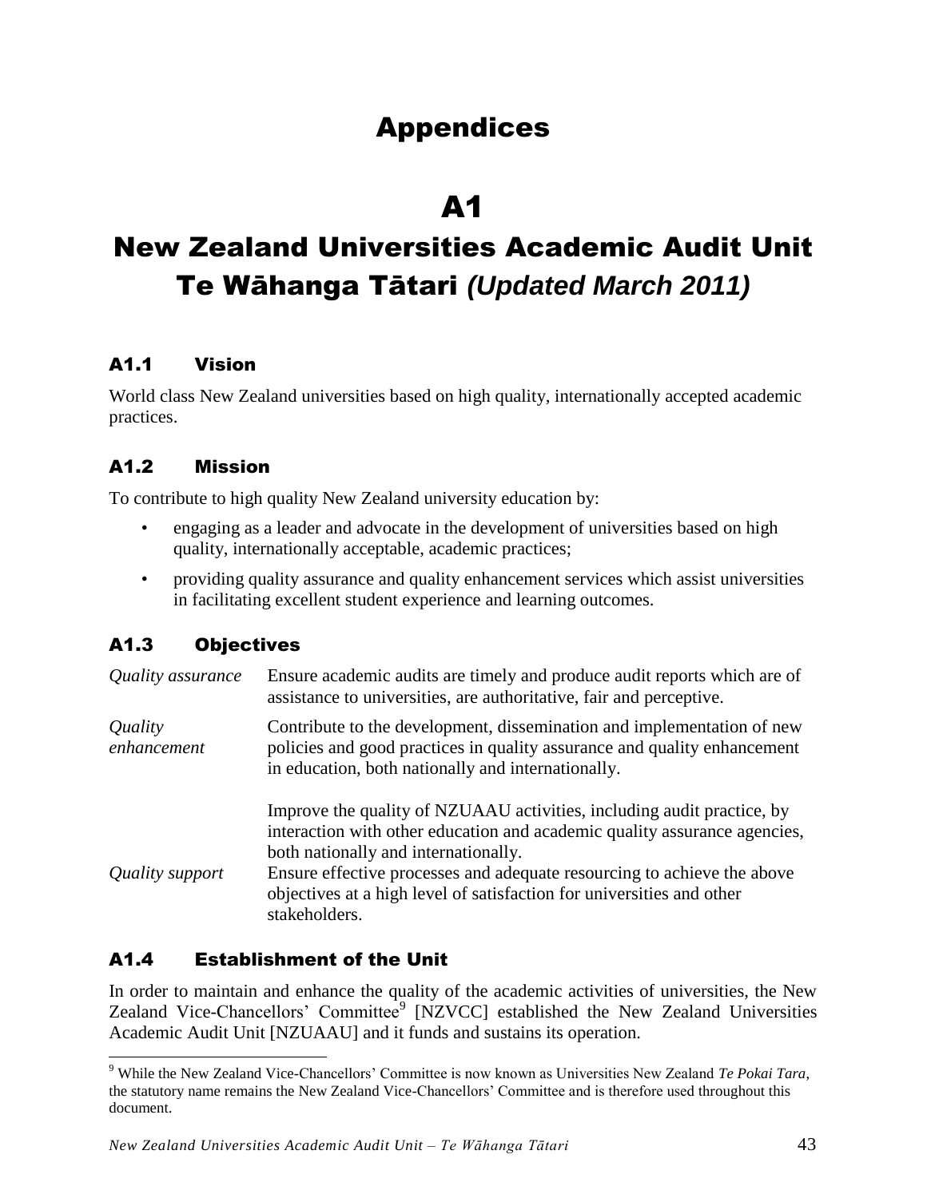# Appendices

# A1

# New Zealand Universities Academic Audit Unit Te Wāhanga Tātari *(Updated March 2011)*

## A1.1 Vision

World class New Zealand universities based on high quality, internationally accepted academic practices.

## A1.2 Mission

To contribute to high quality New Zealand university education by:

- engaging as a leader and advocate in the development of universities based on high quality, internationally acceptable, academic practices;
- providing quality assurance and quality enhancement services which assist universities in facilitating excellent student experience and learning outcomes.

## A1.3 Objectives

| | |
|---|---|
| *Quality assurance* | Ensure academic audits are timely and produce audit reports which are of assistance to universities, are authoritative, fair and perceptive. |
| *Quality enhancement* | Contribute to the development, dissemination and implementation of new policies and good practices in quality assurance and quality enhancement in education, both nationally and internationally. |
| | Improve the quality of NZUAAU activities, including audit practice, by interaction with other education and academic quality assurance agencies, both nationally and internationally. |
| *Quality support* | Ensure effective processes and adequate resourcing to achieve the above objectives at a high level of satisfaction for universities and other stakeholders. |

## A1.4 Establishment of the Unit

In order to maintain and enhance the quality of the academic activities of universities, the New Zealand Vice-Chancellors' Committee[9] [NZVCC] established the New Zealand Universities Academic Audit Unit [NZUAAU] and it funds and sustains its operation.

[9] While the New Zealand Vice-Chancellors' Committee is now known as Universities New Zealand *Te Pokai Tara*, the statutory name remains the New Zealand Vice-Chancellors' Committee and is therefore used throughout this document.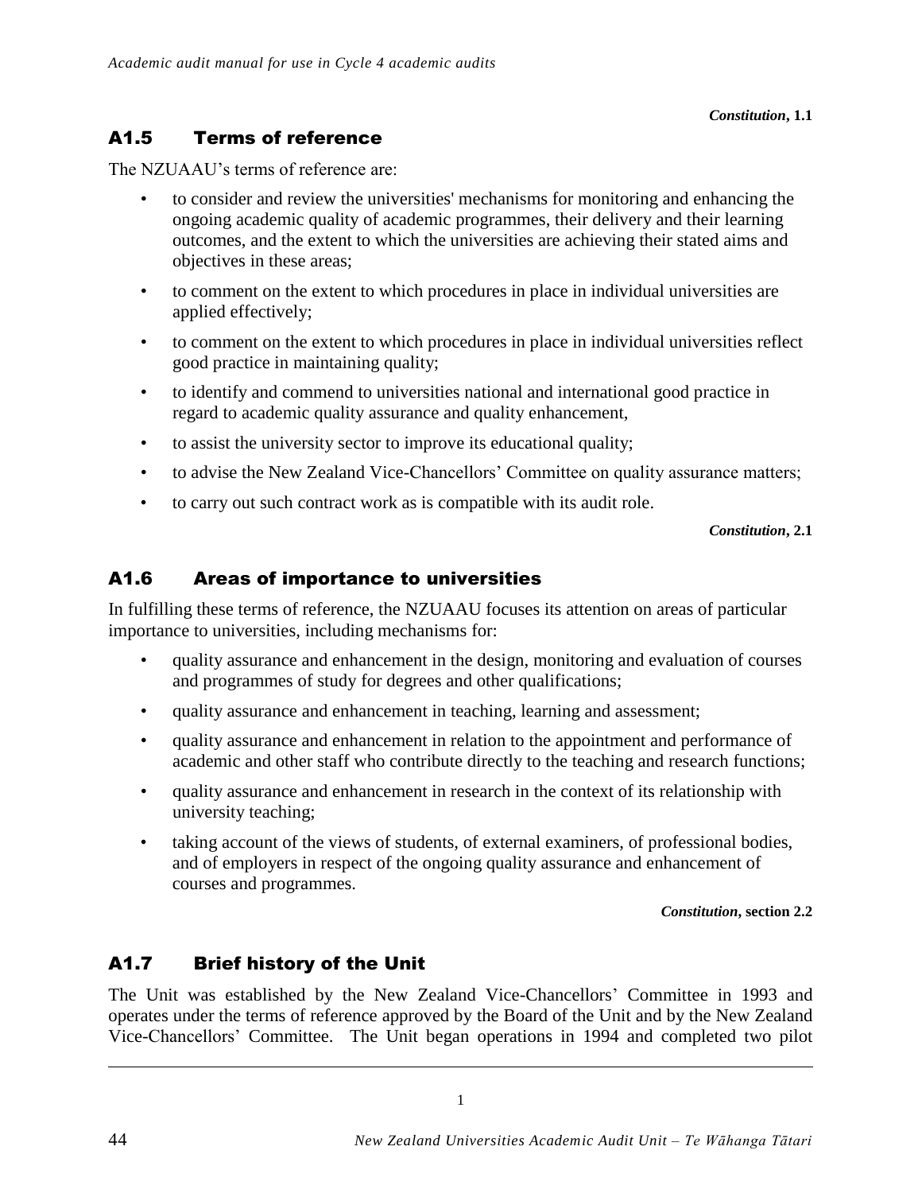*Constitution*, **1.1**

## A1.5 Terms of reference

The NZUAAU's terms of reference are:

- to consider and review the universities' mechanisms for monitoring and enhancing the ongoing academic quality of academic programmes, their delivery and their learning outcomes, and the extent to which the universities are achieving their stated aims and objectives in these areas;
- to comment on the extent to which procedures in place in individual universities are applied effectively;
- to comment on the extent to which procedures in place in individual universities reflect good practice in maintaining quality;
- to identify and commend to universities national and international good practice in regard to academic quality assurance and quality enhancement,
- to assist the university sector to improve its educational quality;
- to advise the New Zealand Vice-Chancellors' Committee on quality assurance matters;
- to carry out such contract work as is compatible with its audit role.

*Constitution*, **2.1**

## A1.6 Areas of importance to universities

In fulfilling these terms of reference, the NZUAAU focuses its attention on areas of particular importance to universities, including mechanisms for:

- quality assurance and enhancement in the design, monitoring and evaluation of courses and programmes of study for degrees and other qualifications;
- quality assurance and enhancement in teaching, learning and assessment;
- quality assurance and enhancement in relation to the appointment and performance of academic and other staff who contribute directly to the teaching and research functions;
- quality assurance and enhancement in research in the context of its relationship with university teaching;
- taking account of the views of students, of external examiners, of professional bodies, and of employers in respect of the ongoing quality assurance and enhancement of courses and programmes.

*Constitution*, **section 2.2**

## A1.7 Brief history of the Unit

The Unit was established by the New Zealand Vice-Chancellors' Committee in 1993 and operates under the terms of reference approved by the Board of the Unit and by the New Zealand Vice-Chancellors' Committee. The Unit began operations in 1994 and completed two pilot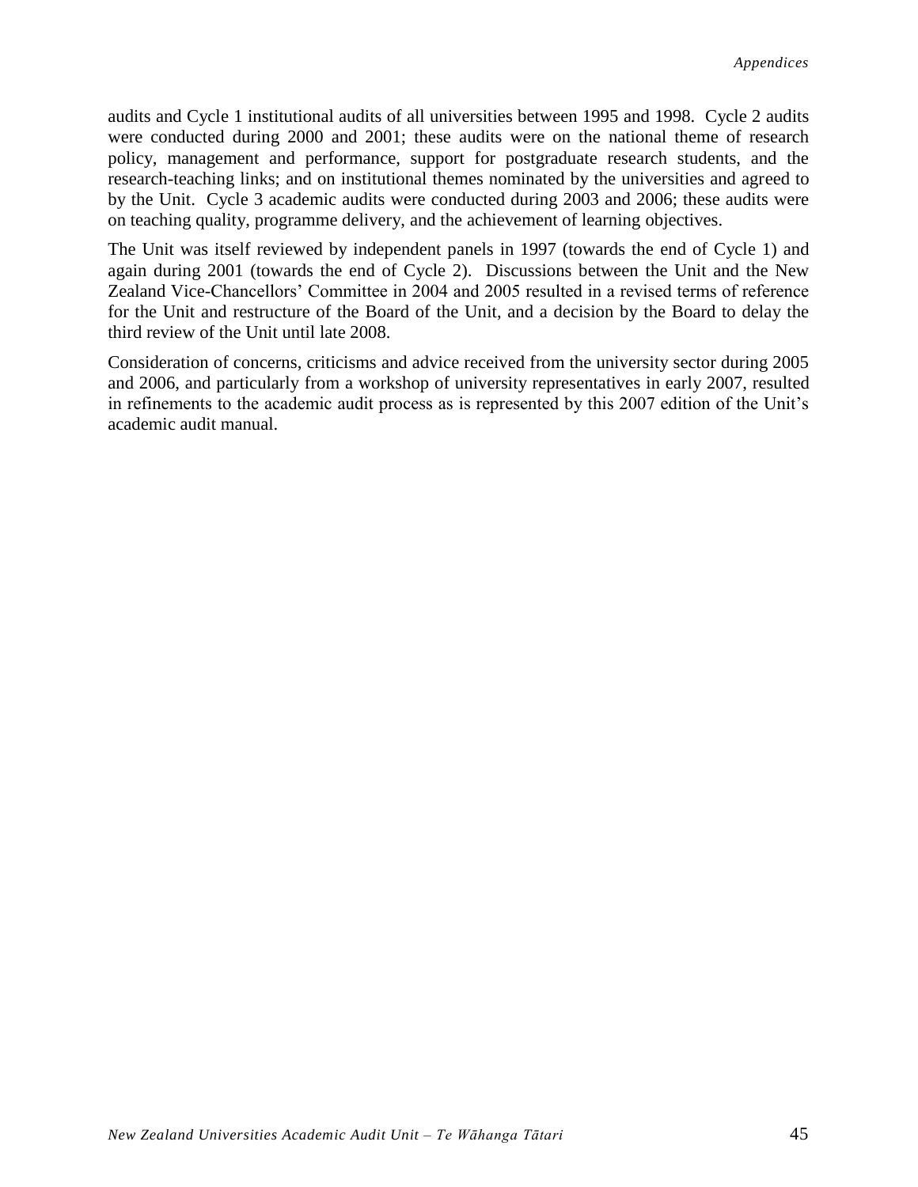audits and Cycle 1 institutional audits of all universities between 1995 and 1998. Cycle 2 audits were conducted during 2000 and 2001; these audits were on the national theme of research policy, management and performance, support for postgraduate research students, and the research-teaching links; and on institutional themes nominated by the universities and agreed to by the Unit. Cycle 3 academic audits were conducted during 2003 and 2006; these audits were on teaching quality, programme delivery, and the achievement of learning objectives.

The Unit was itself reviewed by independent panels in 1997 (towards the end of Cycle 1) and again during 2001 (towards the end of Cycle 2). Discussions between the Unit and the New Zealand Vice-Chancellors' Committee in 2004 and 2005 resulted in a revised terms of reference for the Unit and restructure of the Board of the Unit, and a decision by the Board to delay the third review of the Unit until late 2008.

Consideration of concerns, criticisms and advice received from the university sector during 2005 and 2006, and particularly from a workshop of university representatives in early 2007, resulted in refinements to the academic audit process as is represented by this 2007 edition of the Unit's academic audit manual.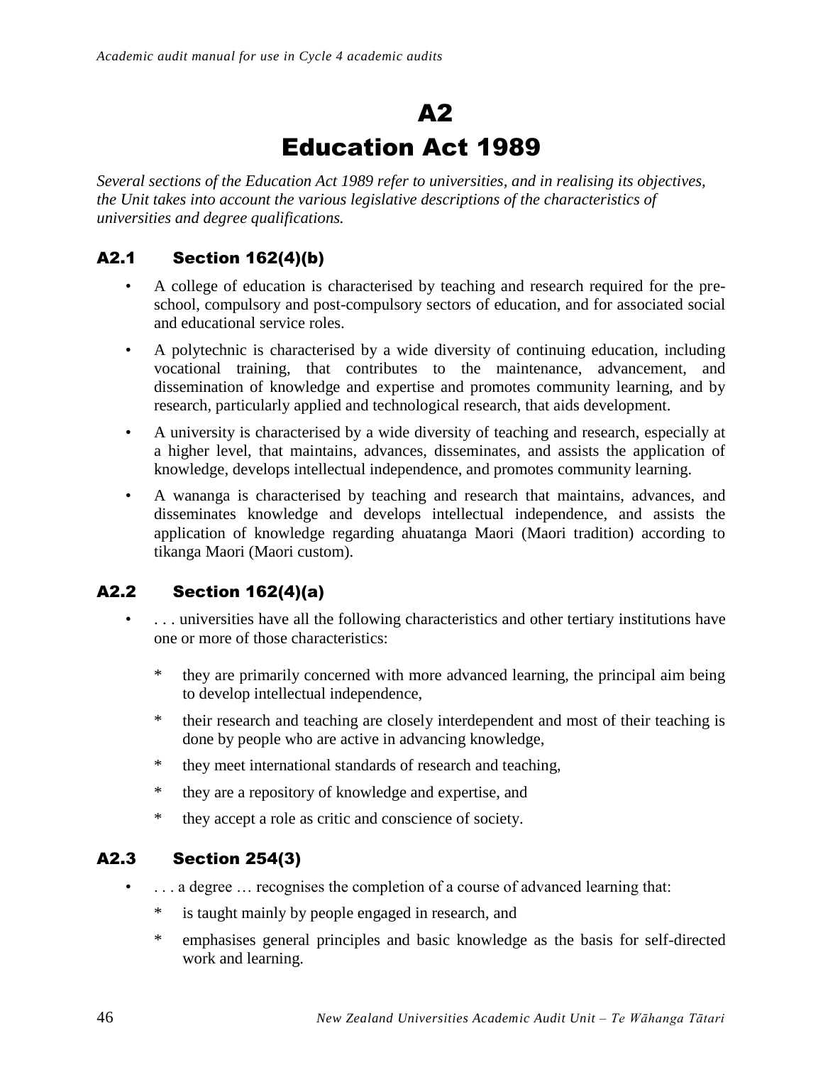# A2
# Education Act 1989

*Several sections of the Education Act 1989 refer to universities, and in realising its objectives, the Unit takes into account the various legislative descriptions of the characteristics of universities and degree qualifications.*

## A2.1 Section 162(4)(b)

- A college of education is characterised by teaching and research required for the pre-school, compulsory and post-compulsory sectors of education, and for associated social and educational service roles.
- A polytechnic is characterised by a wide diversity of continuing education, including vocational training, that contributes to the maintenance, advancement, and dissemination of knowledge and expertise and promotes community learning, and by research, particularly applied and technological research, that aids development.
- A university is characterised by a wide diversity of teaching and research, especially at a higher level, that maintains, advances, disseminates, and assists the application of knowledge, develops intellectual independence, and promotes community learning.
- A wananga is characterised by teaching and research that maintains, advances, and disseminates knowledge and develops intellectual independence, and assists the application of knowledge regarding ahuatanga Maori (Maori tradition) according to tikanga Maori (Maori custom).

## A2.2 Section 162(4)(a)

- . . . universities have all the following characteristics and other tertiary institutions have one or more of those characteristics:
  - they are primarily concerned with more advanced learning, the principal aim being to develop intellectual independence,
  - their research and teaching are closely interdependent and most of their teaching is done by people who are active in advancing knowledge,
  - they meet international standards of research and teaching,
  - they are a repository of knowledge and expertise, and
  - they accept a role as critic and conscience of society.

## A2.3 Section 254(3)

- . . . a degree … recognises the completion of a course of advanced learning that:
  - is taught mainly by people engaged in research, and
  - emphasises general principles and basic knowledge as the basis for self-directed work and learning.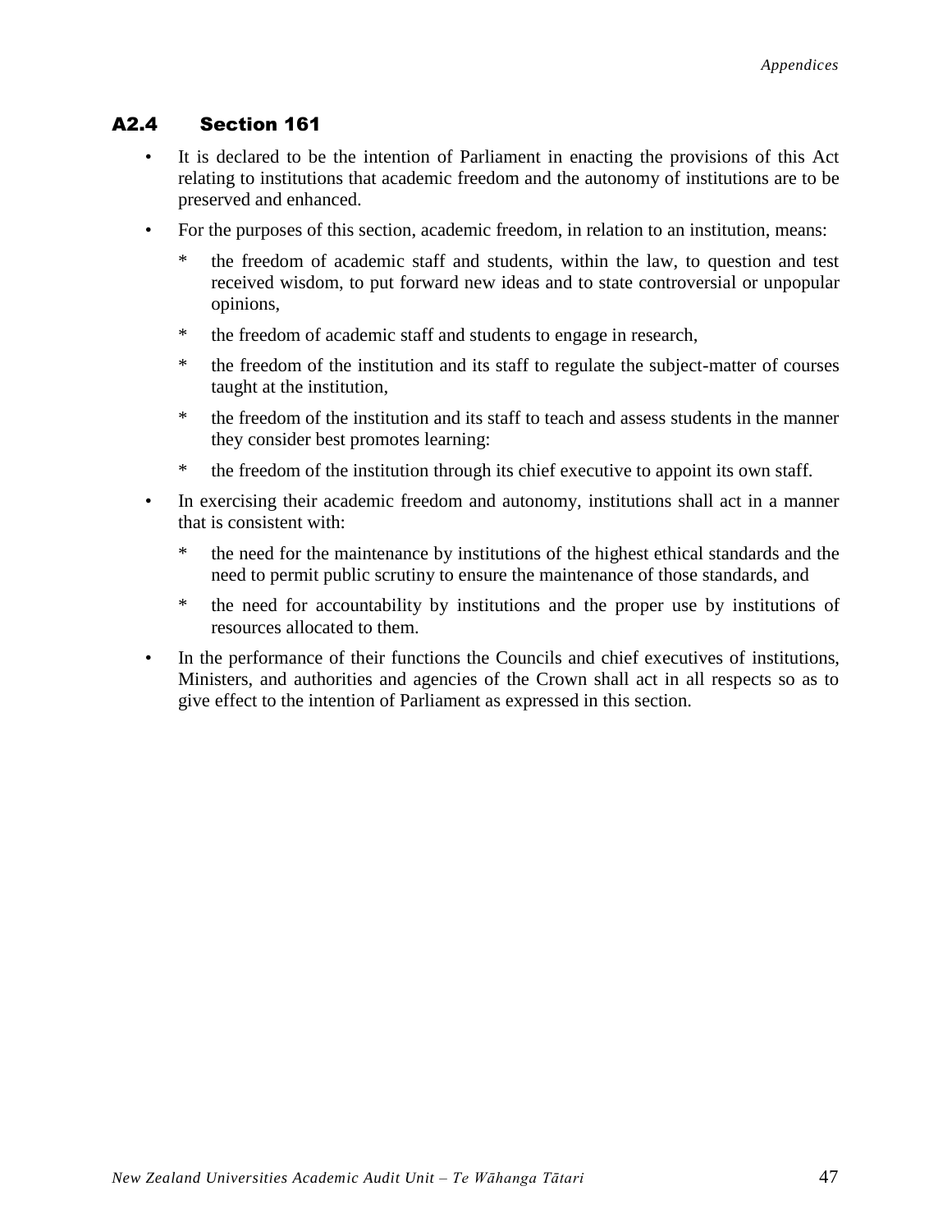### A2.4 Section 161

- It is declared to be the intention of Parliament in enacting the provisions of this Act relating to institutions that academic freedom and the autonomy of institutions are to be preserved and enhanced.
- For the purposes of this section, academic freedom, in relation to an institution, means:
  - the freedom of academic staff and students, within the law, to question and test received wisdom, to put forward new ideas and to state controversial or unpopular opinions,
  - the freedom of academic staff and students to engage in research,
  - the freedom of the institution and its staff to regulate the subject-matter of courses taught at the institution,
  - the freedom of the institution and its staff to teach and assess students in the manner they consider best promotes learning:
  - the freedom of the institution through its chief executive to appoint its own staff.
- In exercising their academic freedom and autonomy, institutions shall act in a manner that is consistent with:
  - the need for the maintenance by institutions of the highest ethical standards and the need to permit public scrutiny to ensure the maintenance of those standards, and
  - the need for accountability by institutions and the proper use by institutions of resources allocated to them.
- In the performance of their functions the Councils and chief executives of institutions, Ministers, and authorities and agencies of the Crown shall act in all respects so as to give effect to the intention of Parliament as expressed in this section.